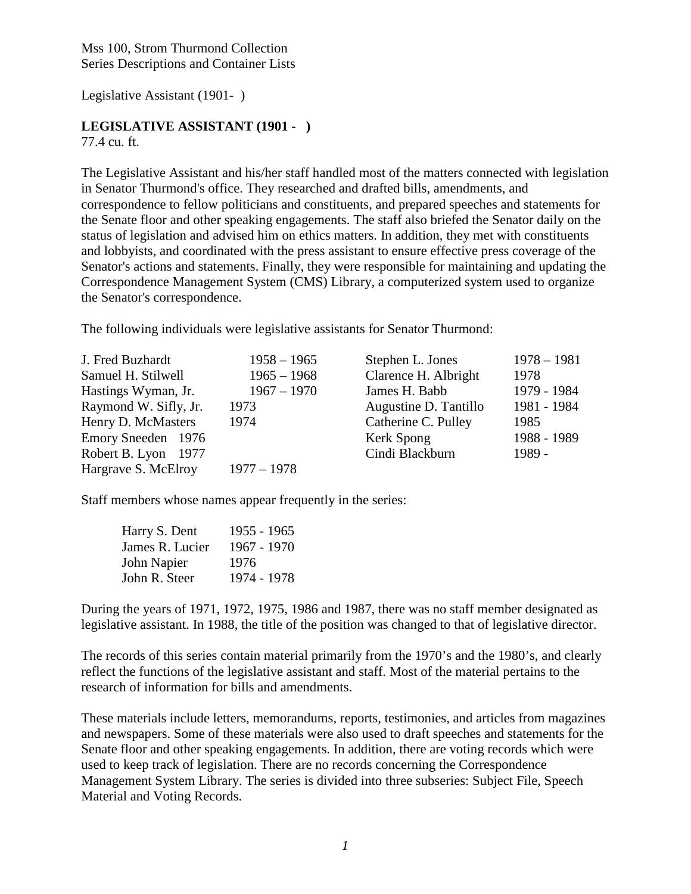Mss 100, Strom Thurmond Collection
Series Descriptions and Container Lists

Legislative Assistant (1901- )

**LEGISLATIVE ASSISTANT (1901 - )**
77.4 cu. ft.

The Legislative Assistant and his/her staff handled most of the matters connected with legislation in Senator Thurmond's office. They researched and drafted bills, amendments, and correspondence to fellow politicians and constituents, and prepared speeches and statements for the Senate floor and other speaking engagements. The staff also briefed the Senator daily on the status of legislation and advised him on ethics matters. In addition, they met with constituents and lobbyists, and coordinated with the press assistant to ensure effective press coverage of the Senator's actions and statements. Finally, they were responsible for maintaining and updating the Correspondence Management System (CMS) Library, a computerized system used to organize the Senator's correspondence.

The following individuals were legislative assistants for Senator Thurmond:

| | | | |
|---|---|---|---|
| J. Fred Buzhardt | 1958 – 1965 | Stephen L. Jones | 1978 – 1981 |
| Samuel H. Stilwell | 1965 – 1968 | Clarence H. Albright | 1978 |
| Hastings Wyman, Jr. | 1967 – 1970 | James H. Babb | 1979 - 1984 |
| Raymond W. Sifly, Jr. | 1973 | Augustine D. Tantillo | 1981 - 1984 |
| Henry D. McMasters | 1974 | Catherine C. Pulley | 1985 |
| Emory Sneeden | 1976 | Kerk Spong | 1988 - 1989 |
| Robert B. Lyon | 1977 | Cindi Blackburn | 1989 - |
| Hargrave S. McElroy | 1977 – 1978 | | |

Staff members whose names appear frequently in the series:

| | |
|---|---|
| Harry S. Dent | 1955 - 1965 |
| James R. Lucier | 1967 - 1970 |
| John Napier | 1976 |
| John R. Steer | 1974 - 1978 |

During the years of 1971, 1972, 1975, 1986 and 1987, there was no staff member designated as legislative assistant. In 1988, the title of the position was changed to that of legislative director.

The records of this series contain material primarily from the 1970's and the 1980's, and clearly reflect the functions of the legislative assistant and staff. Most of the material pertains to the research of information for bills and amendments.

These materials include letters, memorandums, reports, testimonies, and articles from magazines and newspapers. Some of these materials were also used to draft speeches and statements for the Senate floor and other speaking engagements. In addition, there are voting records which were used to keep track of legislation. There are no records concerning the Correspondence Management System Library. The series is divided into three subseries: Subject File, Speech Material and Voting Records.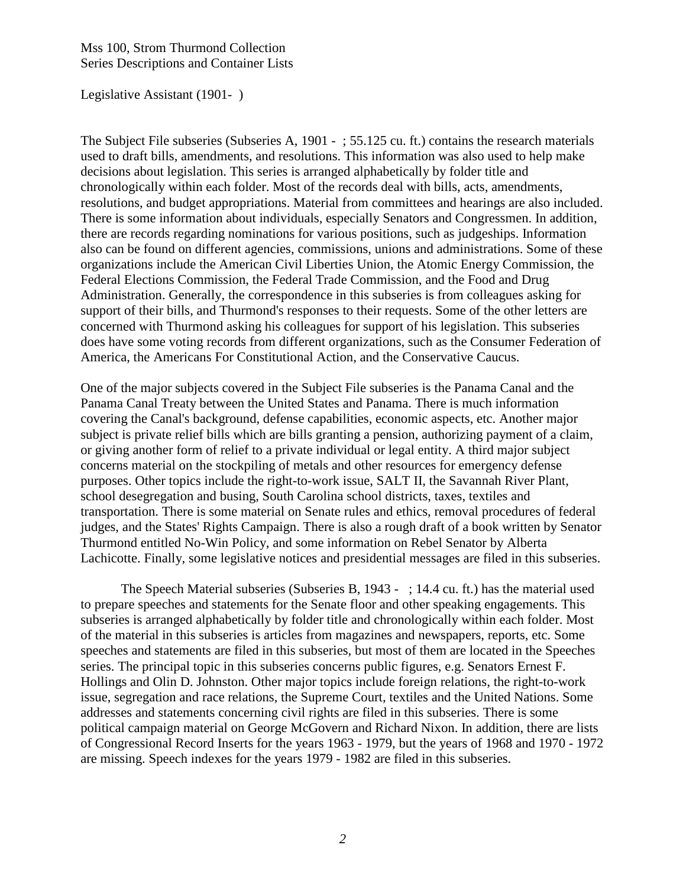Mss 100, Strom Thurmond Collection
Series Descriptions and Container Lists

Legislative Assistant (1901- )

The Subject File subseries (Subseries A, 1901 - ; 55.125 cu. ft.) contains the research materials used to draft bills, amendments, and resolutions. This information was also used to help make decisions about legislation. This series is arranged alphabetically by folder title and chronologically within each folder. Most of the records deal with bills, acts, amendments, resolutions, and budget appropriations. Material from committees and hearings are also included. There is some information about individuals, especially Senators and Congressmen. In addition, there are records regarding nominations for various positions, such as judgeships. Information also can be found on different agencies, commissions, unions and administrations. Some of these organizations include the American Civil Liberties Union, the Atomic Energy Commission, the Federal Elections Commission, the Federal Trade Commission, and the Food and Drug Administration. Generally, the correspondence in this subseries is from colleagues asking for support of their bills, and Thurmond's responses to their requests. Some of the other letters are concerned with Thurmond asking his colleagues for support of his legislation. This subseries does have some voting records from different organizations, such as the Consumer Federation of America, the Americans For Constitutional Action, and the Conservative Caucus.

One of the major subjects covered in the Subject File subseries is the Panama Canal and the Panama Canal Treaty between the United States and Panama. There is much information covering the Canal's background, defense capabilities, economic aspects, etc. Another major subject is private relief bills which are bills granting a pension, authorizing payment of a claim, or giving another form of relief to a private individual or legal entity. A third major subject concerns material on the stockpiling of metals and other resources for emergency defense purposes. Other topics include the right-to-work issue, SALT II, the Savannah River Plant, school desegregation and busing, South Carolina school districts, taxes, textiles and transportation. There is some material on Senate rules and ethics, removal procedures of federal judges, and the States' Rights Campaign. There is also a rough draft of a book written by Senator Thurmond entitled No-Win Policy, and some information on Rebel Senator by Alberta Lachicotte. Finally, some legislative notices and presidential messages are filed in this subseries.

The Speech Material subseries (Subseries B, 1943 - ; 14.4 cu. ft.) has the material used to prepare speeches and statements for the Senate floor and other speaking engagements. This subseries is arranged alphabetically by folder title and chronologically within each folder. Most of the material in this subseries is articles from magazines and newspapers, reports, etc. Some speeches and statements are filed in this subseries, but most of them are located in the Speeches series. The principal topic in this subseries concerns public figures, e.g. Senators Ernest F. Hollings and Olin D. Johnston. Other major topics include foreign relations, the right-to-work issue, segregation and race relations, the Supreme Court, textiles and the United Nations. Some addresses and statements concerning civil rights are filed in this subseries. There is some political campaign material on George McGovern and Richard Nixon. In addition, there are lists of Congressional Record Inserts for the years 1963 - 1979, but the years of 1968 and 1970 - 1972 are missing. Speech indexes for the years 1979 - 1982 are filed in this subseries.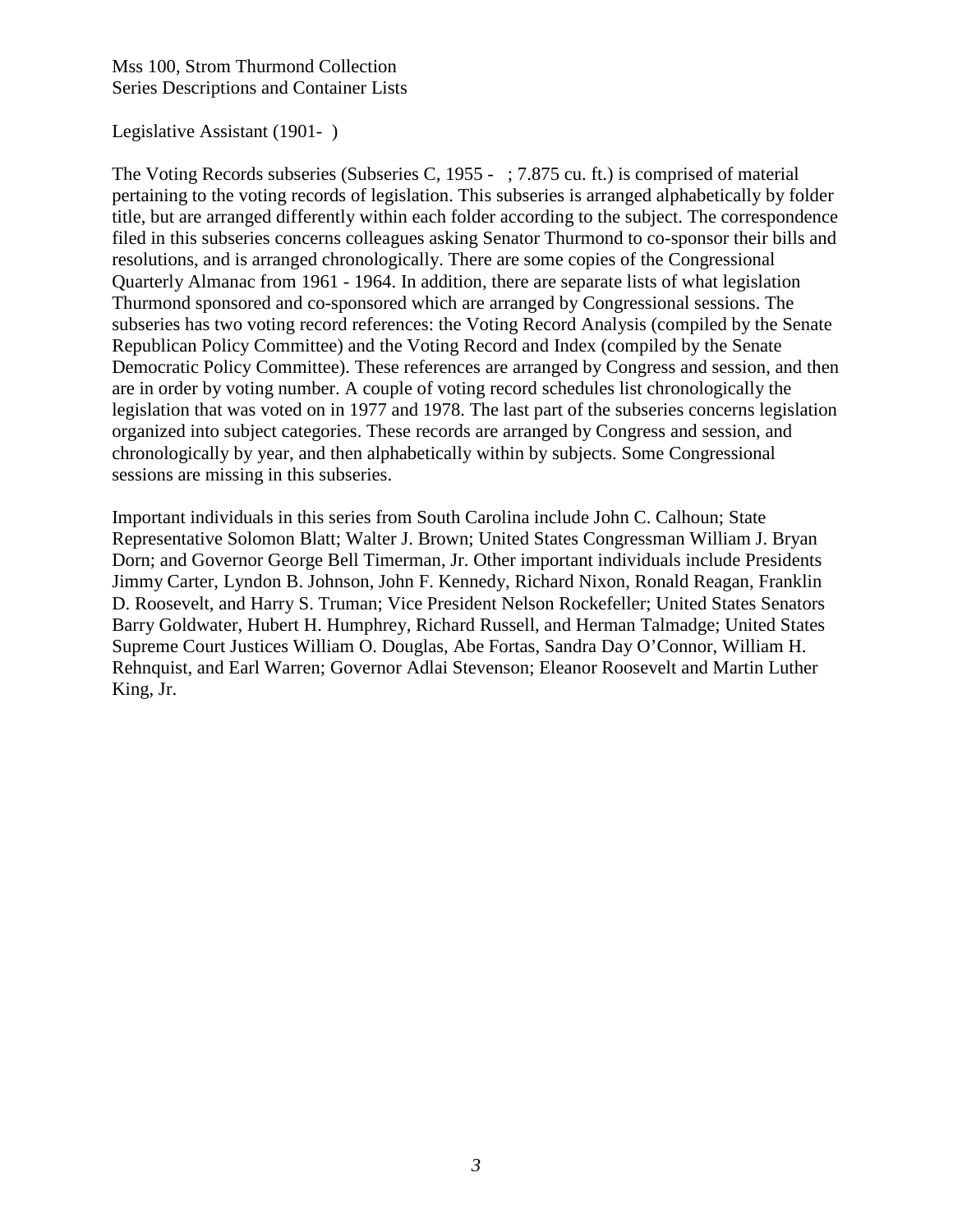Mss 100, Strom Thurmond Collection
Series Descriptions and Container Lists

Legislative Assistant (1901- )

The Voting Records subseries (Subseries C, 1955 - ; 7.875 cu. ft.) is comprised of material pertaining to the voting records of legislation. This subseries is arranged alphabetically by folder title, but are arranged differently within each folder according to the subject. The correspondence filed in this subseries concerns colleagues asking Senator Thurmond to co-sponsor their bills and resolutions, and is arranged chronologically. There are some copies of the Congressional Quarterly Almanac from 1961 - 1964. In addition, there are separate lists of what legislation Thurmond sponsored and co-sponsored which are arranged by Congressional sessions. The subseries has two voting record references: the Voting Record Analysis (compiled by the Senate Republican Policy Committee) and the Voting Record and Index (compiled by the Senate Democratic Policy Committee). These references are arranged by Congress and session, and then are in order by voting number. A couple of voting record schedules list chronologically the legislation that was voted on in 1977 and 1978. The last part of the subseries concerns legislation organized into subject categories. These records are arranged by Congress and session, and chronologically by year, and then alphabetically within by subjects. Some Congressional sessions are missing in this subseries.

Important individuals in this series from South Carolina include John C. Calhoun; State Representative Solomon Blatt; Walter J. Brown; United States Congressman William J. Bryan Dorn; and Governor George Bell Timerman, Jr. Other important individuals include Presidents Jimmy Carter, Lyndon B. Johnson, John F. Kennedy, Richard Nixon, Ronald Reagan, Franklin D. Roosevelt, and Harry S. Truman; Vice President Nelson Rockefeller; United States Senators Barry Goldwater, Hubert H. Humphrey, Richard Russell, and Herman Talmadge; United States Supreme Court Justices William O. Douglas, Abe Fortas, Sandra Day O'Connor, William H. Rehnquist, and Earl Warren; Governor Adlai Stevenson; Eleanor Roosevelt and Martin Luther King, Jr.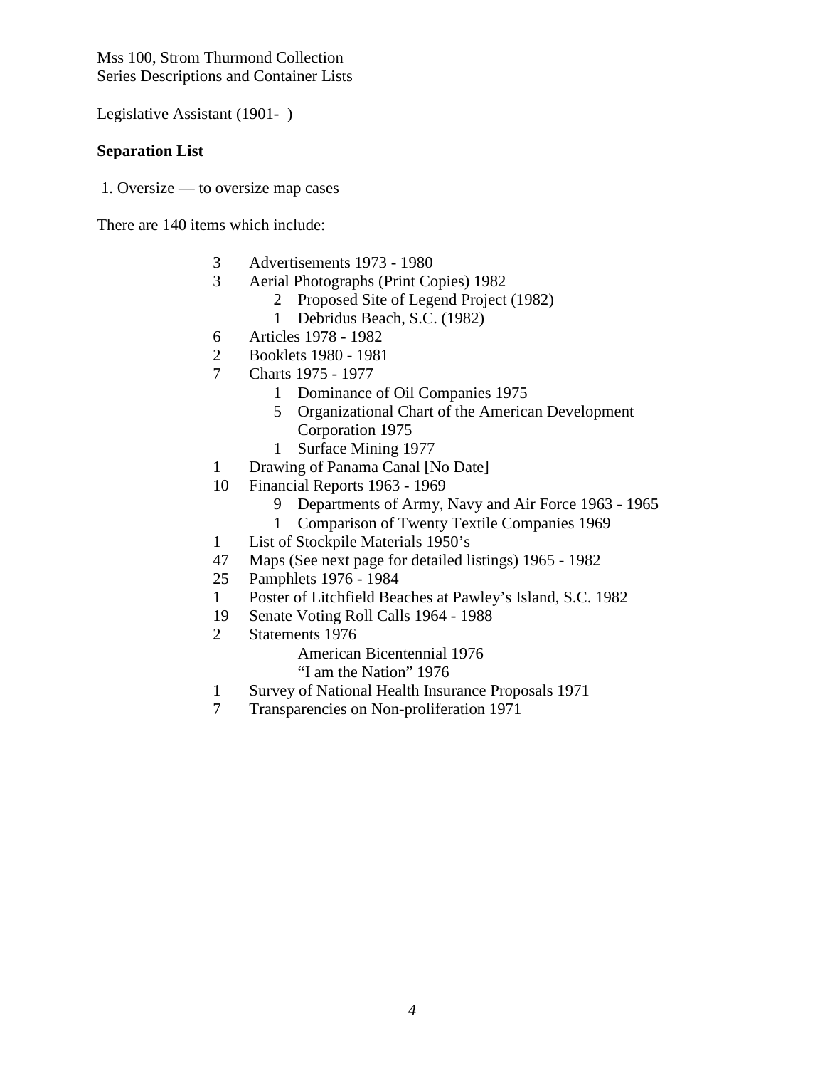Mss 100, Strom Thurmond Collection
Series Descriptions and Container Lists

Legislative Assistant (1901- )

**Separation List**

1. Oversize — to oversize map cases

There are 140 items which include:

- 3 Advertisements 1973 - 1980
- 3 Aerial Photographs (Print Copies) 1982
  - 2 Proposed Site of Legend Project (1982)
  - 1 Debridus Beach, S.C. (1982)
- 6 Articles 1978 - 1982
- 2 Booklets 1980 - 1981
- 7 Charts 1975 - 1977
  - 1 Dominance of Oil Companies 1975
  - 5 Organizational Chart of the American Development Corporation 1975
  - 1 Surface Mining 1977
- 1 Drawing of Panama Canal [No Date]
- 10 Financial Reports 1963 - 1969
  - 9 Departments of Army, Navy and Air Force 1963 - 1965
  - 1 Comparison of Twenty Textile Companies 1969
- 1 List of Stockpile Materials 1950's
- 47 Maps (See next page for detailed listings) 1965 - 1982
- 25 Pamphlets 1976 - 1984
- 1 Poster of Litchfield Beaches at Pawley's Island, S.C. 1982
- 19 Senate Voting Roll Calls 1964 - 1988
- 2 Statements 1976
  - American Bicentennial 1976
  - "I am the Nation" 1976
- 1 Survey of National Health Insurance Proposals 1971
- 7 Transparencies on Non-proliferation 1971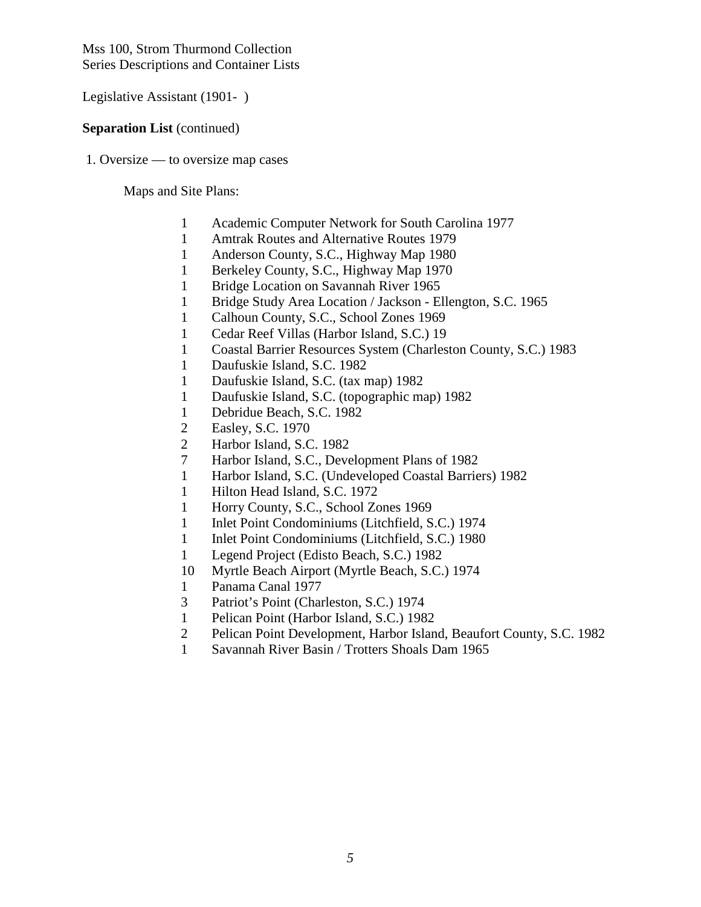Mss 100, Strom Thurmond Collection
Series Descriptions and Container Lists

Legislative Assistant (1901- )

**Separation List** (continued)

1. Oversize — to oversize map cases

Maps and Site Plans:

| | |
|---|---|
| 1 | Academic Computer Network for South Carolina 1977 |
| 1 | Amtrak Routes and Alternative Routes 1979 |
| 1 | Anderson County, S.C., Highway Map 1980 |
| 1 | Berkeley County, S.C., Highway Map 1970 |
| 1 | Bridge Location on Savannah River 1965 |
| 1 | Bridge Study Area Location / Jackson - Ellengton, S.C. 1965 |
| 1 | Calhoun County, S.C., School Zones 1969 |
| 1 | Cedar Reef Villas (Harbor Island, S.C.) 19 |
| 1 | Coastal Barrier Resources System (Charleston County, S.C.) 1983 |
| 1 | Daufuskie Island, S.C. 1982 |
| 1 | Daufuskie Island, S.C. (tax map) 1982 |
| 1 | Daufuskie Island, S.C. (topographic map) 1982 |
| 1 | Debridue Beach, S.C. 1982 |
| 2 | Easley, S.C. 1970 |
| 2 | Harbor Island, S.C. 1982 |
| 7 | Harbor Island, S.C., Development Plans of 1982 |
| 1 | Harbor Island, S.C. (Undeveloped Coastal Barriers) 1982 |
| 1 | Hilton Head Island, S.C. 1972 |
| 1 | Horry County, S.C., School Zones 1969 |
| 1 | Inlet Point Condominiums (Litchfield, S.C.) 1974 |
| 1 | Inlet Point Condominiums (Litchfield, S.C.) 1980 |
| 1 | Legend Project (Edisto Beach, S.C.) 1982 |
| 10 | Myrtle Beach Airport (Myrtle Beach, S.C.) 1974 |
| 1 | Panama Canal 1977 |
| 3 | Patriot's Point (Charleston, S.C.) 1974 |
| 1 | Pelican Point (Harbor Island, S.C.) 1982 |
| 2 | Pelican Point Development, Harbor Island, Beaufort County, S.C. 1982 |
| 1 | Savannah River Basin / Trotters Shoals Dam 1965 |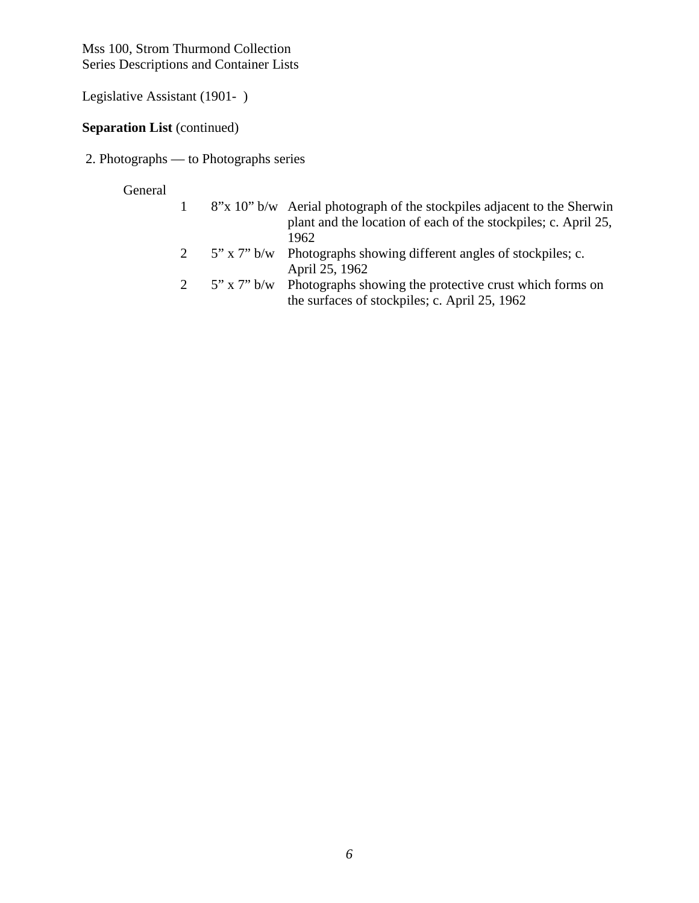Legislative Assistant (1901-  )

**Separation List** (continued)

2. Photographs — to Photographs series

General

| | | |
|---|---|---|
| 1 | 8"x 10" b/w | Aerial photograph of the stockpiles adjacent to the Sherwin plant and the location of each of the stockpiles; c. April 25, 1962 |
| 2 | 5" x 7" b/w | Photographs showing different angles of stockpiles; c. April 25, 1962 |
| 2 | 5" x 7" b/w | Photographs showing the protective crust which forms on the surfaces of stockpiles; c. April 25, 1962 |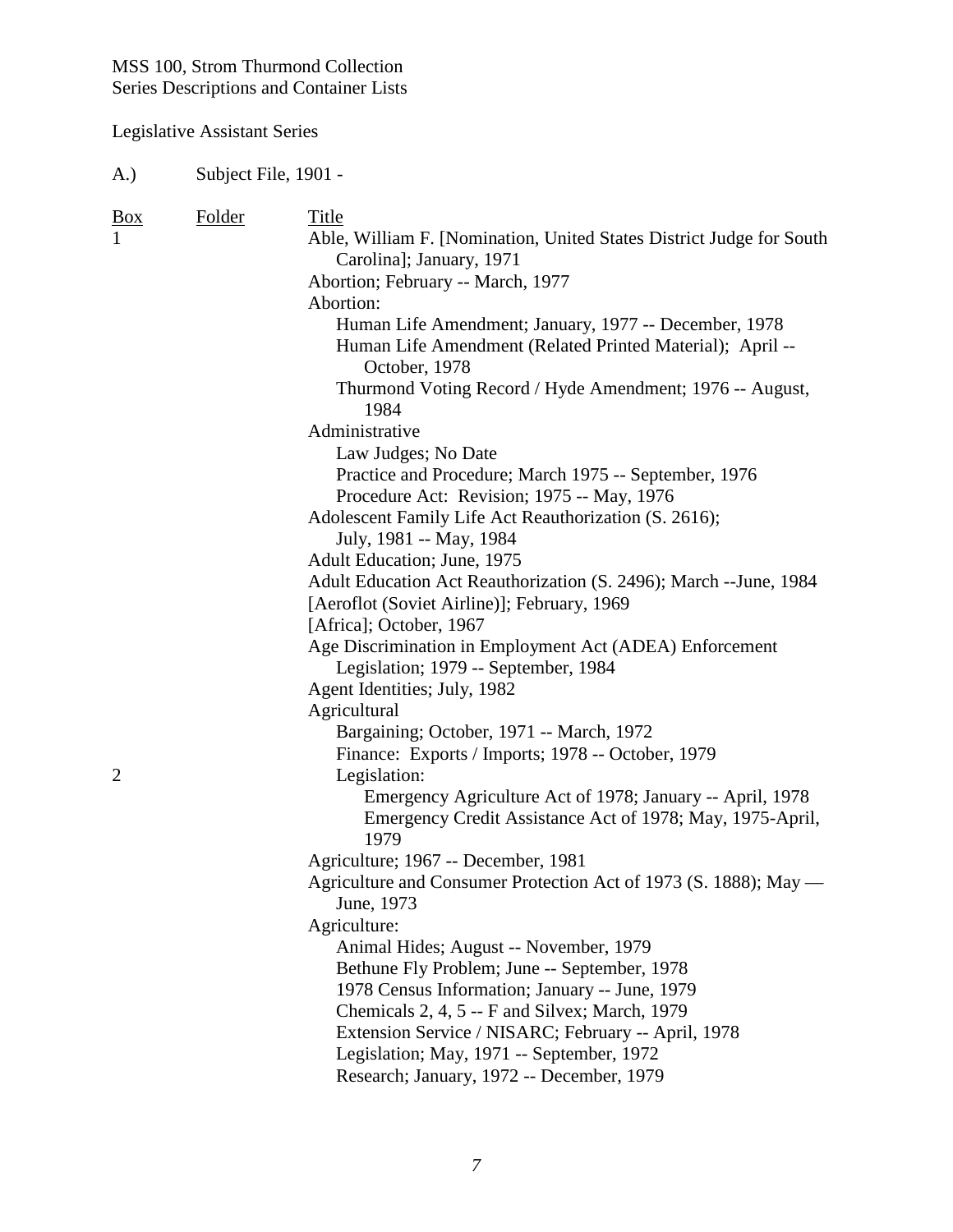MSS 100, Strom Thurmond Collection
Series Descriptions and Container Lists

Legislative Assistant Series

A.) Subject File, 1901 -

| Box | Folder | Title |
|---|---|---|
| 1 | | Able, William F. [Nomination, United States District Judge for South Carolina]; January, 1971 |
| | | Abortion; February -- March, 1977 |
| | | Abortion: |
| | | Human Life Amendment; January, 1977 -- December, 1978 |
| | | Human Life Amendment (Related Printed Material); April -- October, 1978 |
| | | Thurmond Voting Record / Hyde Amendment; 1976 -- August, 1984 |
| | | Administrative |
| | | Law Judges; No Date |
| | | Practice and Procedure; March 1975 -- September, 1976 |
| | | Procedure Act: Revision; 1975 -- May, 1976 |
| | | Adolescent Family Life Act Reauthorization (S. 2616); July, 1981 -- May, 1984 |
| | | Adult Education; June, 1975 |
| | | Adult Education Act Reauthorization (S. 2496); March --June, 1984 |
| | | [Aeroflot (Soviet Airline)]; February, 1969 |
| | | [Africa]; October, 1967 |
| | | Age Discrimination in Employment Act (ADEA) Enforcement Legislation; 1979 -- September, 1984 |
| | | Agent Identities; July, 1982 |
| | | Agricultural |
| | | Bargaining; October, 1971 -- March, 1972 |
| | | Finance: Exports / Imports; 1978 -- October, 1979 |
| 2 | | Legislation: |
| | | Emergency Agriculture Act of 1978; January -- April, 1978 |
| | | Emergency Credit Assistance Act of 1978; May, 1975-April, 1979 |
| | | Agriculture; 1967 -- December, 1981 |
| | | Agriculture and Consumer Protection Act of 1973 (S. 1888); May — June, 1973 |
| | | Agriculture: |
| | | Animal Hides; August -- November, 1979 |
| | | Bethune Fly Problem; June -- September, 1978 |
| | | 1978 Census Information; January -- June, 1979 |
| | | Chemicals 2, 4, 5 -- F and Silvex; March, 1979 |
| | | Extension Service / NISARC; February -- April, 1978 |
| | | Legislation; May, 1971 -- September, 1972 |
| | | Research; January, 1972 -- December, 1979 |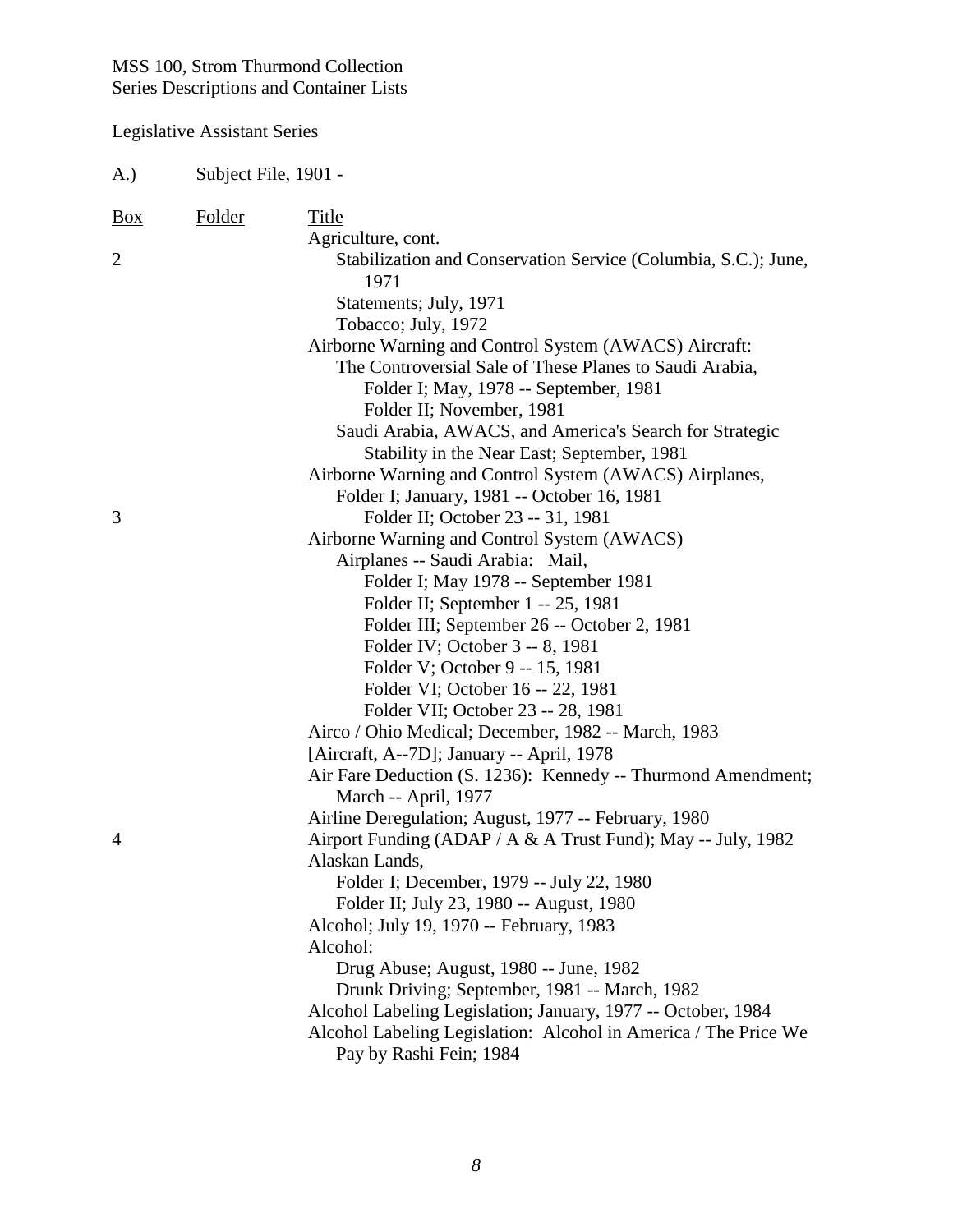MSS 100, Strom Thurmond Collection
Series Descriptions and Container Lists

Legislative Assistant Series

A.) Subject File, 1901 -

| Box | Folder | Title |
|---|---|---|
| | | Agriculture, cont. |
| 2 | | Stabilization and Conservation Service (Columbia, S.C.); June, 1971 |
| | | Statements; July, 1971 |
| | | Tobacco; July, 1972 |
| | | Airborne Warning and Control System (AWACS) Aircraft: |
| | | The Controversial Sale of These Planes to Saudi Arabia, |
| | | Folder I; May, 1978 -- September, 1981 |
| | | Folder II; November, 1981 |
| | | Saudi Arabia, AWACS, and America's Search for Strategic Stability in the Near East; September, 1981 |
| | | Airborne Warning and Control System (AWACS) Airplanes, |
| | | Folder I; January, 1981 -- October 16, 1981 |
| 3 | | Folder II; October 23 -- 31, 1981 |
| | | Airborne Warning and Control System (AWACS) Airplanes -- Saudi Arabia: Mail, |
| | | Folder I; May 1978 -- September 1981 |
| | | Folder II; September 1 -- 25, 1981 |
| | | Folder III; September 26 -- October 2, 1981 |
| | | Folder IV; October 3 -- 8, 1981 |
| | | Folder V; October 9 -- 15, 1981 |
| | | Folder VI; October 16 -- 22, 1981 |
| | | Folder VII; October 23 -- 28, 1981 |
| | | Airco / Ohio Medical; December, 1982 -- March, 1983 |
| | | [Aircraft, A--7D]; January -- April, 1978 |
| | | Air Fare Deduction (S. 1236): Kennedy -- Thurmond Amendment; March -- April, 1977 |
| | | Airline Deregulation; August, 1977 -- February, 1980 |
| 4 | | Airport Funding (ADAP / A & A Trust Fund); May -- July, 1982 |
| | | Alaskan Lands, |
| | | Folder I; December, 1979 -- July 22, 1980 |
| | | Folder II; July 23, 1980 -- August, 1980 |
| | | Alcohol; July 19, 1970 -- February, 1983 |
| | | Alcohol: |
| | | Drug Abuse; August, 1980 -- June, 1982 |
| | | Drunk Driving; September, 1981 -- March, 1982 |
| | | Alcohol Labeling Legislation; January, 1977 -- October, 1984 |
| | | Alcohol Labeling Legislation: Alcohol in America / The Price We Pay by Rashi Fein; 1984 |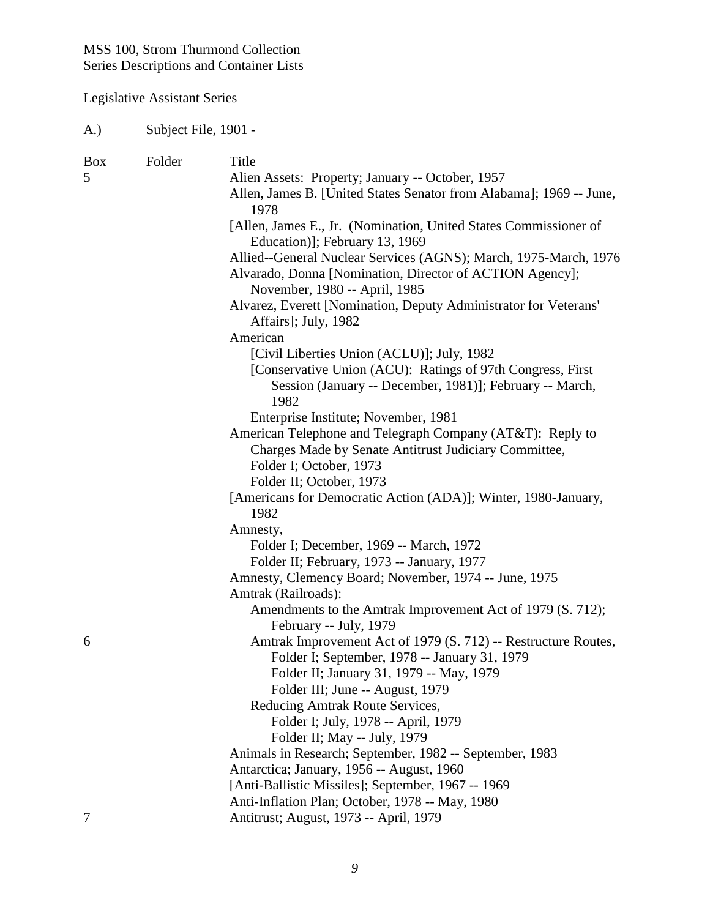MSS 100, Strom Thurmond Collection
Series Descriptions and Container Lists

Legislative Assistant Series

A.) Subject File, 1901 -

| Box | Folder | Title |
|---|---|---|
| 5 | | Alien Assets: Property; January -- October, 1957 |
| | | Allen, James B. [United States Senator from Alabama]; 1969 -- June, 1978 |
| | | [Allen, James E., Jr. (Nomination, United States Commissioner of Education)]; February 13, 1969 |
| | | Allied--General Nuclear Services (AGNS); March, 1975-March, 1976 |
| | | Alvarado, Donna [Nomination, Director of ACTION Agency]; November, 1980 -- April, 1985 |
| | | Alvarez, Everett [Nomination, Deputy Administrator for Veterans' Affairs]; July, 1982 |
| | | American |
| | | [Civil Liberties Union (ACLU)]; July, 1982 |
| | | [Conservative Union (ACU): Ratings of 97th Congress, First Session (January -- December, 1981)]; February -- March, 1982 |
| | | Enterprise Institute; November, 1981 |
| | | American Telephone and Telegraph Company (AT&T): Reply to Charges Made by Senate Antitrust Judiciary Committee, |
| | | Folder I; October, 1973 |
| | | Folder II; October, 1973 |
| | | [Americans for Democratic Action (ADA)]; Winter, 1980-January, 1982 |
| | | Amnesty, |
| | | Folder I; December, 1969 -- March, 1972 |
| | | Folder II; February, 1973 -- January, 1977 |
| | | Amnesty, Clemency Board; November, 1974 -- June, 1975 |
| | | Amtrak (Railroads): |
| | | Amendments to the Amtrak Improvement Act of 1979 (S. 712); February -- July, 1979 |
| 6 | | Amtrak Improvement Act of 1979 (S. 712) -- Restructure Routes, |
| | | Folder I; September, 1978 -- January 31, 1979 |
| | | Folder II; January 31, 1979 -- May, 1979 |
| | | Folder III; June -- August, 1979 |
| | | Reducing Amtrak Route Services, |
| | | Folder I; July, 1978 -- April, 1979 |
| | | Folder II; May -- July, 1979 |
| | | Animals in Research; September, 1982 -- September, 1983 |
| | | Antarctica; January, 1956 -- August, 1960 |
| | | [Anti-Ballistic Missiles]; September, 1967 -- 1969 |
| | | Anti-Inflation Plan; October, 1978 -- May, 1980 |
| 7 | | Antitrust; August, 1973 -- April, 1979 |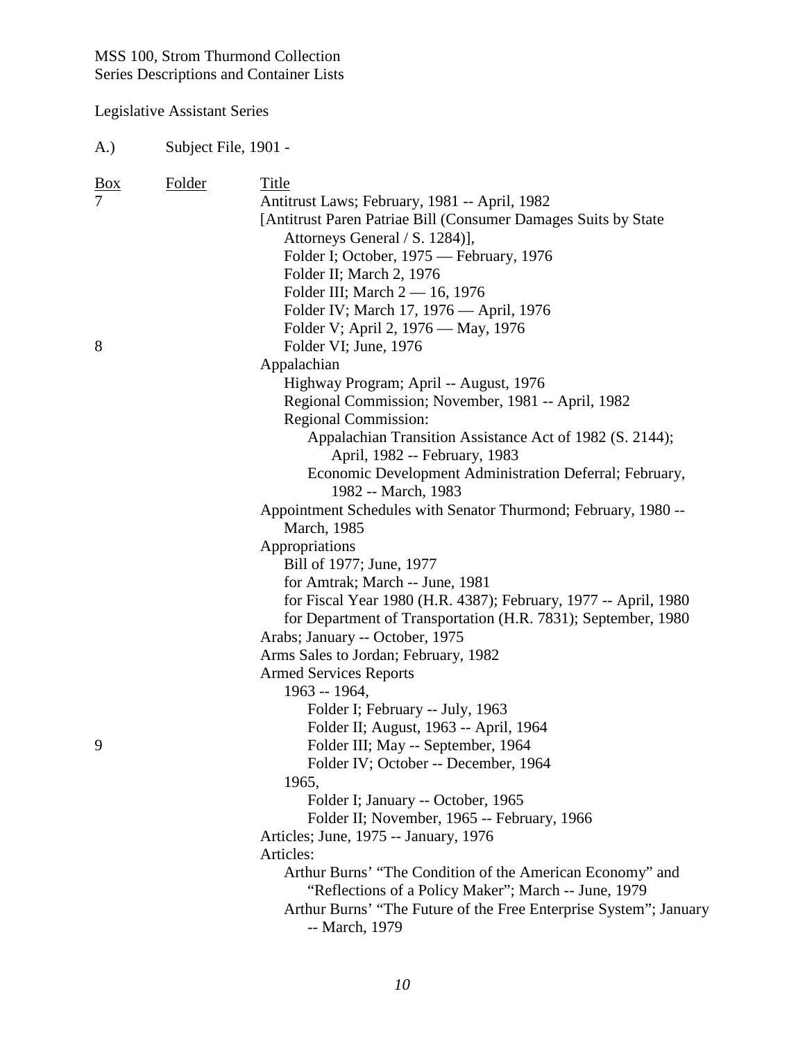MSS 100, Strom Thurmond Collection
Series Descriptions and Container Lists

Legislative Assistant Series

A.) Subject File, 1901 -

| Box | Folder | Title |
|---|---|---|
| 7 | | Antitrust Laws; February, 1981 -- April, 1982 |
| | | [Antitrust Paren Patriae Bill (Consumer Damages Suits by State Attorneys General / S. 1284)], |
| | | Folder I; October, 1975 — February, 1976 |
| | | Folder II; March 2, 1976 |
| | | Folder III; March 2 — 16, 1976 |
| | | Folder IV; March 17, 1976 — April, 1976 |
| | | Folder V; April 2, 1976 — May, 1976 |
| 8 | | Folder VI; June, 1976 |
| | | Appalachian |
| | | Highway Program; April -- August, 1976 |
| | | Regional Commission; November, 1981 -- April, 1982 |
| | | Regional Commission: |
| | | Appalachian Transition Assistance Act of 1982 (S. 2144); April, 1982 -- February, 1983 |
| | | Economic Development Administration Deferral; February, 1982 -- March, 1983 |
| | | Appointment Schedules with Senator Thurmond; February, 1980 -- March, 1985 |
| | | Appropriations |
| | | Bill of 1977; June, 1977 |
| | | for Amtrak; March -- June, 1981 |
| | | for Fiscal Year 1980 (H.R. 4387); February, 1977 -- April, 1980 |
| | | for Department of Transportation (H.R. 7831); September, 1980 |
| | | Arabs; January -- October, 1975 |
| | | Arms Sales to Jordan; February, 1982 |
| | | Armed Services Reports |
| | | 1963 -- 1964, |
| | | Folder I; February -- July, 1963 |
| | | Folder II; August, 1963 -- April, 1964 |
| 9 | | Folder III; May -- September, 1964 |
| | | Folder IV; October -- December, 1964 |
| | | 1965, |
| | | Folder I; January -- October, 1965 |
| | | Folder II; November, 1965 -- February, 1966 |
| | | Articles; June, 1975 -- January, 1976 |
| | | Articles: |
| | | Arthur Burns' "The Condition of the American Economy" and "Reflections of a Policy Maker"; March -- June, 1979 |
| | | Arthur Burns' "The Future of the Free Enterprise System"; January -- March, 1979 |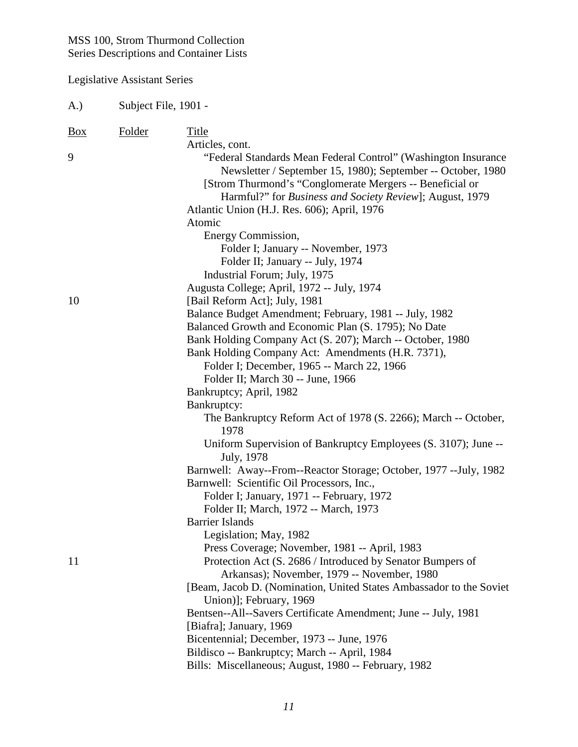MSS 100, Strom Thurmond Collection
Series Descriptions and Container Lists

Legislative Assistant Series

A.) Subject File, 1901 -

| Box | Folder | Title |
|---|---|---|
| | | Articles, cont. |
| 9 | | "Federal Standards Mean Federal Control" (Washington Insurance Newsletter / September 15, 1980); September -- October, 1980 |
| | | [Strom Thurmond's "Conglomerate Mergers -- Beneficial or Harmful?" for *Business and Society Review*]; August, 1979 |
| | | Atlantic Union (H.J. Res. 606); April, 1976 |
| | | Atomic |
| | | Energy Commission, |
| | | Folder I; January -- November, 1973 |
| | | Folder II; January -- July, 1974 |
| | | Industrial Forum; July, 1975 |
| | | Augusta College; April, 1972 -- July, 1974 |
| 10 | | [Bail Reform Act]; July, 1981 |
| | | Balance Budget Amendment; February, 1981 -- July, 1982 |
| | | Balanced Growth and Economic Plan (S. 1795); No Date |
| | | Bank Holding Company Act (S. 207); March -- October, 1980 |
| | | Bank Holding Company Act: Amendments (H.R. 7371), |
| | | Folder I; December, 1965 -- March 22, 1966 |
| | | Folder II; March 30 -- June, 1966 |
| | | Bankruptcy; April, 1982 |
| | | Bankruptcy: |
| | | The Bankruptcy Reform Act of 1978 (S. 2266); March -- October, 1978 |
| | | Uniform Supervision of Bankruptcy Employees (S. 3107); June -- July, 1978 |
| | | Barnwell: Away--From--Reactor Storage; October, 1977 --July, 1982 |
| | | Barnwell: Scientific Oil Processors, Inc., |
| | | Folder I; January, 1971 -- February, 1972 |
| | | Folder II; March, 1972 -- March, 1973 |
| | | Barrier Islands |
| | | Legislation; May, 1982 |
| | | Press Coverage; November, 1981 -- April, 1983 |
| 11 | | Protection Act (S. 2686 / Introduced by Senator Bumpers of Arkansas); November, 1979 -- November, 1980 |
| | | [Beam, Jacob D. (Nomination, United States Ambassador to the Soviet Union)]; February, 1969 |
| | | Bentsen--All--Savers Certificate Amendment; June -- July, 1981 |
| | | [Biafra]; January, 1969 |
| | | Bicentennial; December, 1973 -- June, 1976 |
| | | Bildisco -- Bankruptcy; March -- April, 1984 |
| | | Bills: Miscellaneous; August, 1980 -- February, 1982 |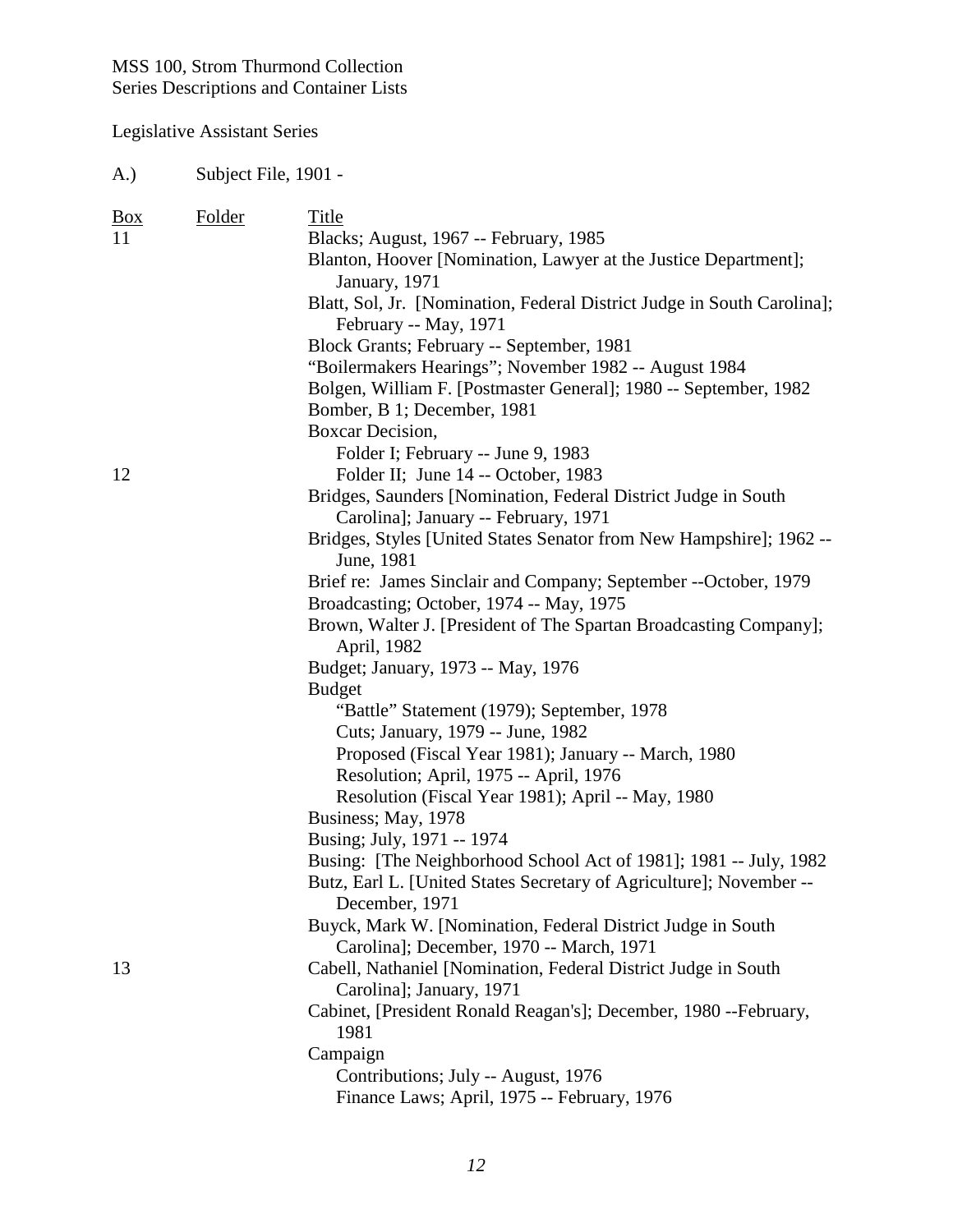MSS 100, Strom Thurmond Collection
Series Descriptions and Container Lists

Legislative Assistant Series

A.) Subject File, 1901 -

| Box | Folder | Title |
|---|---|---|
| 11 | | Blacks; August, 1967 -- February, 1985 |
| | | Blanton, Hoover [Nomination, Lawyer at the Justice Department]; January, 1971 |
| | | Blatt, Sol, Jr. [Nomination, Federal District Judge in South Carolina]; February -- May, 1971 |
| | | Block Grants; February -- September, 1981 |
| | | "Boilermakers Hearings"; November 1982 -- August 1984 |
| | | Bolgen, William F. [Postmaster General]; 1980 -- September, 1982 |
| | | Bomber, B 1; December, 1981 |
| | | Boxcar Decision, |
| | | Folder I; February -- June 9, 1983 |
| 12 | | Folder II; June 14 -- October, 1983 |
| | | Bridges, Saunders [Nomination, Federal District Judge in South Carolina]; January -- February, 1971 |
| | | Bridges, Styles [United States Senator from New Hampshire]; 1962 -- June, 1981 |
| | | Brief re: James Sinclair and Company; September --October, 1979 |
| | | Broadcasting; October, 1974 -- May, 1975 |
| | | Brown, Walter J. [President of The Spartan Broadcasting Company]; April, 1982 |
| | | Budget; January, 1973 -- May, 1976 |
| | | Budget |
| | | "Battle" Statement (1979); September, 1978 |
| | | Cuts; January, 1979 -- June, 1982 |
| | | Proposed (Fiscal Year 1981); January -- March, 1980 |
| | | Resolution; April, 1975 -- April, 1976 |
| | | Resolution (Fiscal Year 1981); April -- May, 1980 |
| | | Business; May, 1978 |
| | | Busing; July, 1971 -- 1974 |
| | | Busing: [The Neighborhood School Act of 1981]; 1981 -- July, 1982 |
| | | Butz, Earl L. [United States Secretary of Agriculture]; November -- December, 1971 |
| | | Buyck, Mark W. [Nomination, Federal District Judge in South Carolina]; December, 1970 -- March, 1971 |
| 13 | | Cabell, Nathaniel [Nomination, Federal District Judge in South Carolina]; January, 1971 |
| | | Cabinet, [President Ronald Reagan's]; December, 1980 --February, 1981 |
| | | Campaign |
| | | Contributions; July -- August, 1976 |
| | | Finance Laws; April, 1975 -- February, 1976 |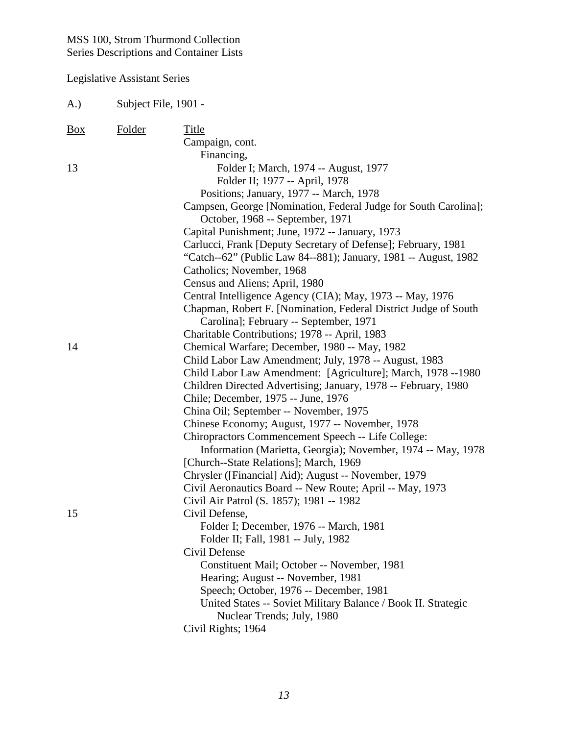MSS 100, Strom Thurmond Collection
Series Descriptions and Container Lists

Legislative Assistant Series

A.) Subject File, 1901 -

| Box | Folder | Title |
|---|---|---|
| | | Campaign, cont. |
| | | Financing, |
| 13 | | Folder I; March, 1974 -- August, 1977 |
| | | Folder II; 1977 -- April, 1978 |
| | | Positions; January, 1977 -- March, 1978 |
| | | Campsen, George [Nomination, Federal Judge for South Carolina]; October, 1968 -- September, 1971 |
| | | Capital Punishment; June, 1972 -- January, 1973 |
| | | Carlucci, Frank [Deputy Secretary of Defense]; February, 1981 |
| | | "Catch--62" (Public Law 84--881); January, 1981 -- August, 1982 |
| | | Catholics; November, 1968 |
| | | Census and Aliens; April, 1980 |
| | | Central Intelligence Agency (CIA); May, 1973 -- May, 1976 |
| | | Chapman, Robert F. [Nomination, Federal District Judge of South Carolina]; February -- September, 1971 |
| | | Charitable Contributions; 1978 -- April, 1983 |
| 14 | | Chemical Warfare; December, 1980 -- May, 1982 |
| | | Child Labor Law Amendment; July, 1978 -- August, 1983 |
| | | Child Labor Law Amendment: [Agriculture]; March, 1978 --1980 |
| | | Children Directed Advertising; January, 1978 -- February, 1980 |
| | | Chile; December, 1975 -- June, 1976 |
| | | China Oil; September -- November, 1975 |
| | | Chinese Economy; August, 1977 -- November, 1978 |
| | | Chiropractors Commencement Speech -- Life College: Information (Marietta, Georgia); November, 1974 -- May, 1978 |
| | | [Church--State Relations]; March, 1969 |
| | | Chrysler ([Financial] Aid); August -- November, 1979 |
| | | Civil Aeronautics Board -- New Route; April -- May, 1973 |
| | | Civil Air Patrol (S. 1857); 1981 -- 1982 |
| 15 | | Civil Defense, |
| | | Folder I; December, 1976 -- March, 1981 |
| | | Folder II; Fall, 1981 -- July, 1982 |
| | | Civil Defense |
| | | Constituent Mail; October -- November, 1981 |
| | | Hearing; August -- November, 1981 |
| | | Speech; October, 1976 -- December, 1981 |
| | | United States -- Soviet Military Balance / Book II. Strategic Nuclear Trends; July, 1980 |
| | | Civil Rights; 1964 |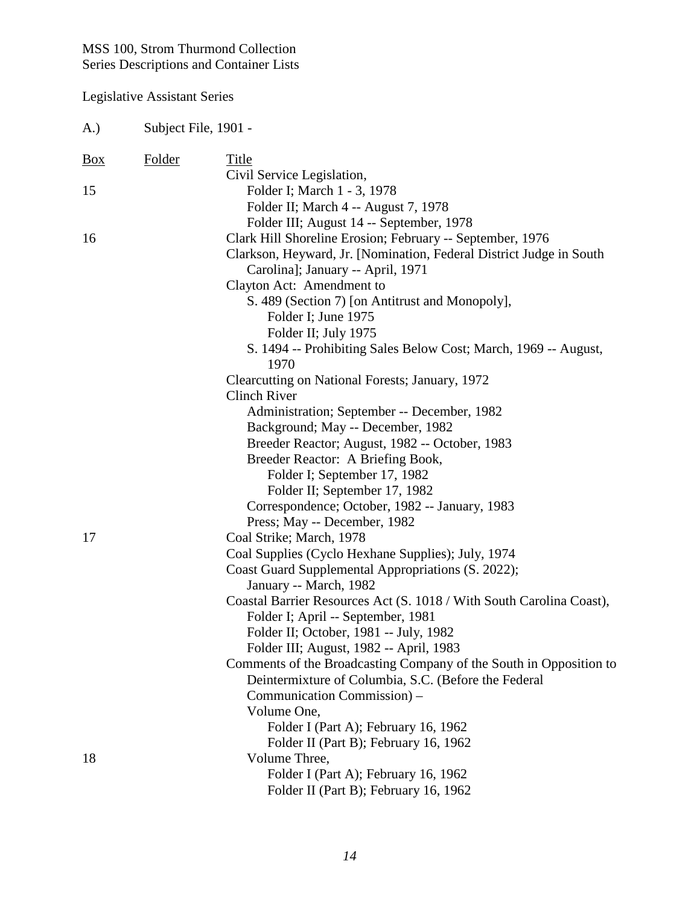MSS 100, Strom Thurmond Collection
Series Descriptions and Container Lists

Legislative Assistant Series

A.) Subject File, 1901 -

| Box | Folder | Title |
|---|---|---|
| | | Civil Service Legislation, |
| 15 | | Folder I; March 1 - 3, 1978 |
| | | Folder II; March 4 -- August 7, 1978 |
| | | Folder III; August 14 -- September, 1978 |
| 16 | | Clark Hill Shoreline Erosion; February -- September, 1976 |
| | | Clarkson, Heyward, Jr. [Nomination, Federal District Judge in South Carolina]; January -- April, 1971 |
| | | Clayton Act: Amendment to |
| | | S. 489 (Section 7) [on Antitrust and Monopoly], |
| | | Folder I; June 1975 |
| | | Folder II; July 1975 |
| | | S. 1494 -- Prohibiting Sales Below Cost; March, 1969 -- August, 1970 |
| | | Clearcutting on National Forests; January, 1972 |
| | | Clinch River |
| | | Administration; September -- December, 1982 |
| | | Background; May -- December, 1982 |
| | | Breeder Reactor; August, 1982 -- October, 1983 |
| | | Breeder Reactor: A Briefing Book, |
| | | Folder I; September 17, 1982 |
| | | Folder II; September 17, 1982 |
| | | Correspondence; October, 1982 -- January, 1983 |
| | | Press; May -- December, 1982 |
| 17 | | Coal Strike; March, 1978 |
| | | Coal Supplies (Cyclo Hexhane Supplies); July, 1974 |
| | | Coast Guard Supplemental Appropriations (S. 2022); January -- March, 1982 |
| | | Coastal Barrier Resources Act (S. 1018 / With South Carolina Coast), |
| | | Folder I; April -- September, 1981 |
| | | Folder II; October, 1981 -- July, 1982 |
| | | Folder III; August, 1982 -- April, 1983 |
| | | Comments of the Broadcasting Company of the South in Opposition to Deintermixture of Columbia, S.C. (Before the Federal Communication Commission) – |
| | | Volume One, |
| | | Folder I (Part A); February 16, 1962 |
| | | Folder II (Part B); February 16, 1962 |
| 18 | | Volume Three, |
| | | Folder I (Part A); February 16, 1962 |
| | | Folder II (Part B); February 16, 1962 |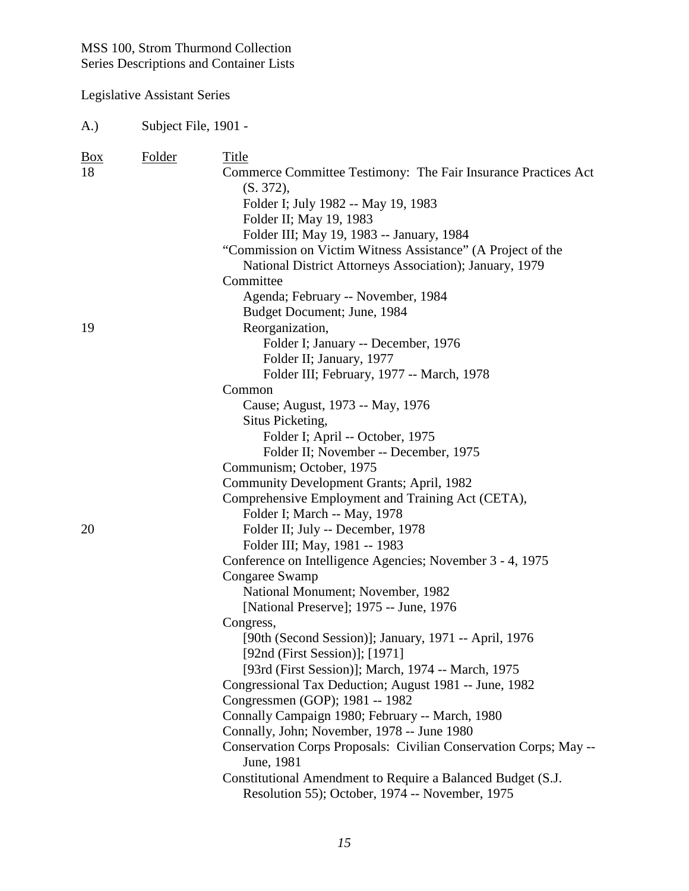MSS 100, Strom Thurmond Collection
Series Descriptions and Container Lists

Legislative Assistant Series

A.) Subject File, 1901 -

| Box | Folder | Title |
|---|---|---|
| 18 | | Commerce Committee Testimony: The Fair Insurance Practices Act (S. 372), |
| | | Folder I; July 1982 -- May 19, 1983 |
| | | Folder II; May 19, 1983 |
| | | Folder III; May 19, 1983 -- January, 1984 |
| | | "Commission on Victim Witness Assistance" (A Project of the National District Attorneys Association); January, 1979 |
| | | Committee |
| | | Agenda; February -- November, 1984 |
| | | Budget Document; June, 1984 |
| 19 | | Reorganization, |
| | | Folder I; January -- December, 1976 |
| | | Folder II; January, 1977 |
| | | Folder III; February, 1977 -- March, 1978 |
| | | Common |
| | | Cause; August, 1973 -- May, 1976 |
| | | Situs Picketing, |
| | | Folder I; April -- October, 1975 |
| | | Folder II; November -- December, 1975 |
| | | Communism; October, 1975 |
| | | Community Development Grants; April, 1982 |
| | | Comprehensive Employment and Training Act (CETA), |
| | | Folder I; March -- May, 1978 |
| 20 | | Folder II; July -- December, 1978 |
| | | Folder III; May, 1981 -- 1983 |
| | | Conference on Intelligence Agencies; November 3 - 4, 1975 |
| | | Congaree Swamp |
| | | National Monument; November, 1982 |
| | | [National Preserve]; 1975 -- June, 1976 |
| | | Congress, |
| | | [90th (Second Session)]; January, 1971 -- April, 1976 |
| | | [92nd (First Session)]; [1971] |
| | | [93rd (First Session)]; March, 1974 -- March, 1975 |
| | | Congressional Tax Deduction; August 1981 -- June, 1982 |
| | | Congressmen (GOP); 1981 -- 1982 |
| | | Connally Campaign 1980; February -- March, 1980 |
| | | Connally, John; November, 1978 -- June 1980 |
| | | Conservation Corps Proposals: Civilian Conservation Corps; May -- June, 1981 |
| | | Constitutional Amendment to Require a Balanced Budget (S.J. Resolution 55); October, 1974 -- November, 1975 |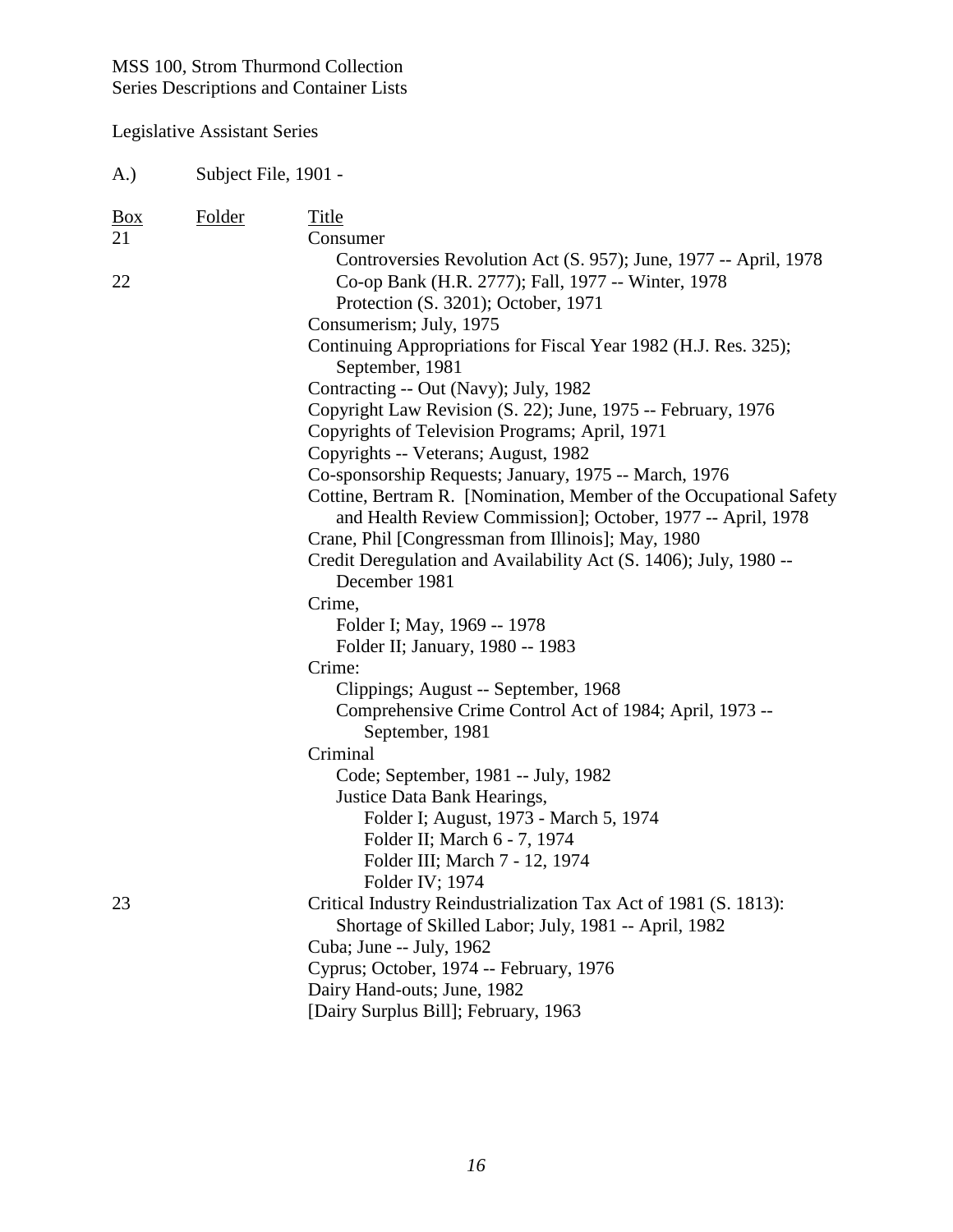MSS 100, Strom Thurmond Collection
Series Descriptions and Container Lists

Legislative Assistant Series

A.) Subject File, 1901 -

| Box | Folder | Title |
|---|---|---|
| 21 | | Consumer |
| | | Controversies Revolution Act (S. 957); June, 1977 -- April, 1978 |
| 22 | | Co-op Bank (H.R. 2777); Fall, 1977 -- Winter, 1978 |
| | | Protection (S. 3201); October, 1971 |
| | | Consumerism; July, 1975 |
| | | Continuing Appropriations for Fiscal Year 1982 (H.J. Res. 325); September, 1981 |
| | | Contracting -- Out (Navy); July, 1982 |
| | | Copyright Law Revision (S. 22); June, 1975 -- February, 1976 |
| | | Copyrights of Television Programs; April, 1971 |
| | | Copyrights -- Veterans; August, 1982 |
| | | Co-sponsorship Requests; January, 1975 -- March, 1976 |
| | | Cottine, Bertram R. [Nomination, Member of the Occupational Safety and Health Review Commission]; October, 1977 -- April, 1978 |
| | | Crane, Phil [Congressman from Illinois]; May, 1980 |
| | | Credit Deregulation and Availability Act (S. 1406); July, 1980 -- December 1981 |
| | | Crime, |
| | | Folder I; May, 1969 -- 1978 |
| | | Folder II; January, 1980 -- 1983 |
| | | Crime: |
| | | Clippings; August -- September, 1968 |
| | | Comprehensive Crime Control Act of 1984; April, 1973 -- September, 1981 |
| | | Criminal |
| | | Code; September, 1981 -- July, 1982 |
| | | Justice Data Bank Hearings, |
| | | Folder I; August, 1973 - March 5, 1974 |
| | | Folder II; March 6 - 7, 1974 |
| | | Folder III; March 7 - 12, 1974 |
| | | Folder IV; 1974 |
| 23 | | Critical Industry Reindustrialization Tax Act of 1981 (S. 1813): Shortage of Skilled Labor; July, 1981 -- April, 1982 |
| | | Cuba; June -- July, 1962 |
| | | Cyprus; October, 1974 -- February, 1976 |
| | | Dairy Hand-outs; June, 1982 |
| | | [Dairy Surplus Bill]; February, 1963 |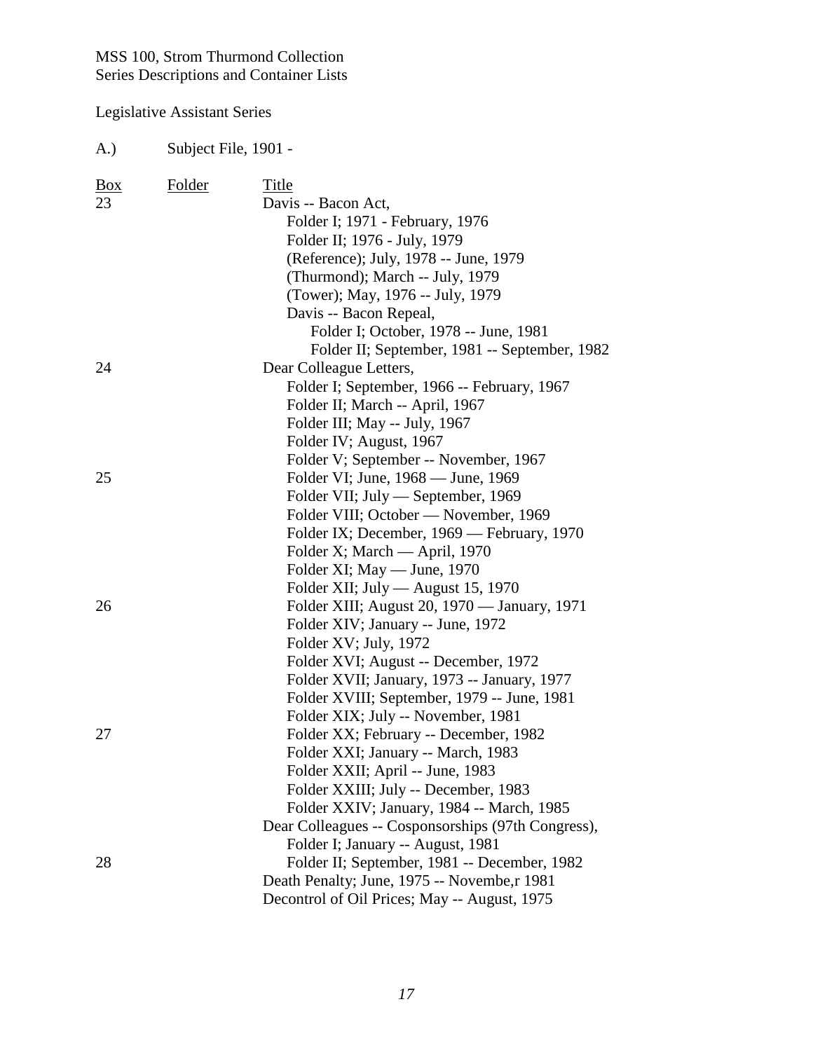MSS 100, Strom Thurmond Collection
Series Descriptions and Container Lists

Legislative Assistant Series

A.) Subject File, 1901 -

| Box | Folder | Title |
|---|---|---|
| 23 | | Davis -- Bacon Act, |
| | | Folder I; 1971 - February, 1976 |
| | | Folder II; 1976 - July, 1979 |
| | | (Reference); July, 1978 -- June, 1979 |
| | | (Thurmond); March -- July, 1979 |
| | | (Tower); May, 1976 -- July, 1979 |
| | | Davis -- Bacon Repeal, |
| | | Folder I; October, 1978 -- June, 1981 |
| | | Folder II; September, 1981 -- September, 1982 |
| 24 | | Dear Colleague Letters, |
| | | Folder I; September, 1966 -- February, 1967 |
| | | Folder II; March -- April, 1967 |
| | | Folder III; May -- July, 1967 |
| | | Folder IV; August, 1967 |
| | | Folder V; September -- November, 1967 |
| 25 | | Folder VI; June, 1968 — June, 1969 |
| | | Folder VII; July — September, 1969 |
| | | Folder VIII; October — November, 1969 |
| | | Folder IX; December, 1969 — February, 1970 |
| | | Folder X; March — April, 1970 |
| | | Folder XI; May — June, 1970 |
| | | Folder XII; July — August 15, 1970 |
| 26 | | Folder XIII; August 20, 1970 — January, 1971 |
| | | Folder XIV; January -- June, 1972 |
| | | Folder XV; July, 1972 |
| | | Folder XVI; August -- December, 1972 |
| | | Folder XVII; January, 1973 -- January, 1977 |
| | | Folder XVIII; September, 1979 -- June, 1981 |
| | | Folder XIX; July -- November, 1981 |
| 27 | | Folder XX; February -- December, 1982 |
| | | Folder XXI; January -- March, 1983 |
| | | Folder XXII; April -- June, 1983 |
| | | Folder XXIII; July -- December, 1983 |
| | | Folder XXIV; January, 1984 -- March, 1985 |
| | | Dear Colleagues -- Cosponsorships (97th Congress), |
| | | Folder I; January -- August, 1981 |
| 28 | | Folder II; September, 1981 -- December, 1982 |
| | | Death Penalty; June, 1975 -- Novembe,r 1981 |
| | | Decontrol of Oil Prices; May -- August, 1975 |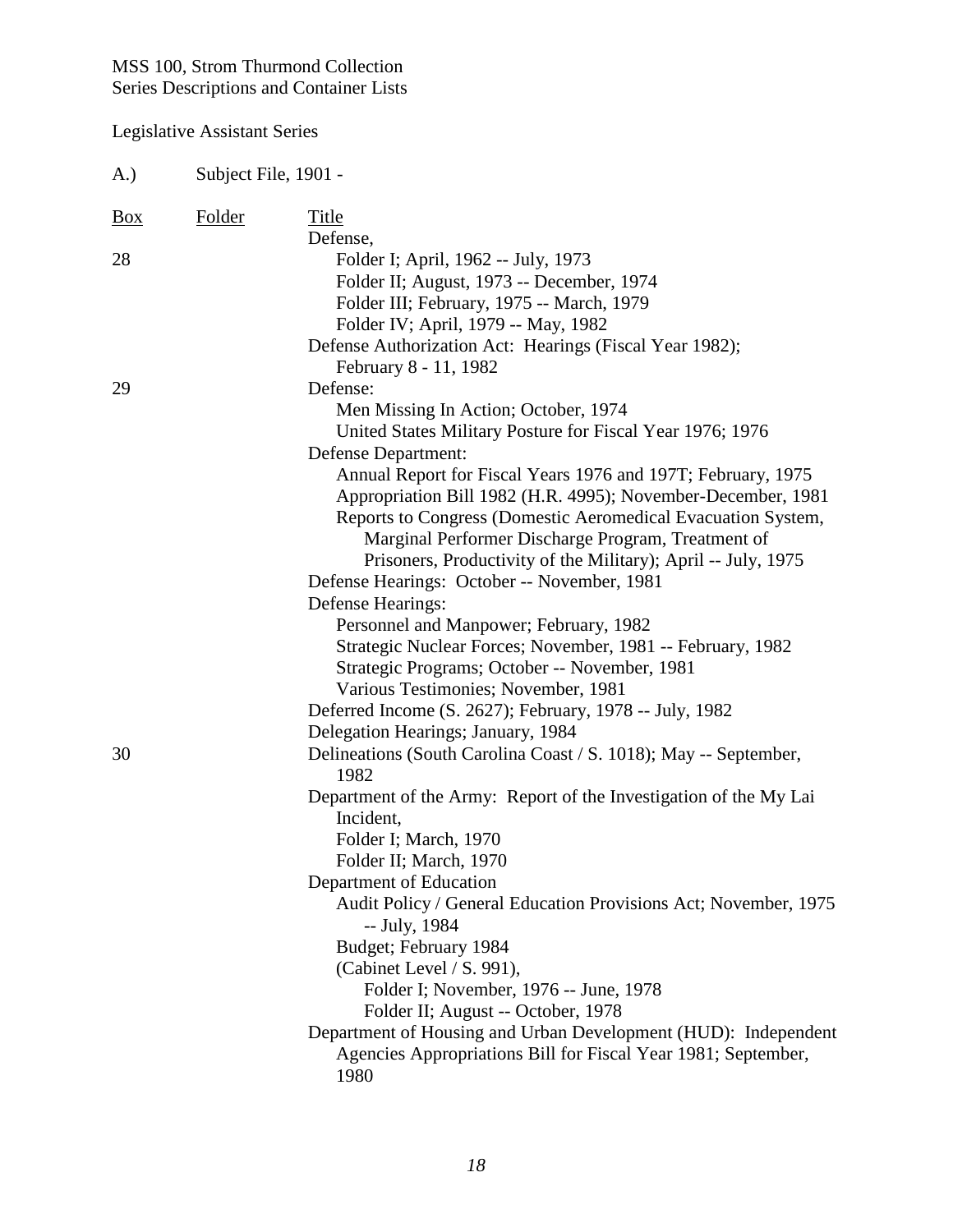MSS 100, Strom Thurmond Collection
Series Descriptions and Container Lists

Legislative Assistant Series

A.) Subject File, 1901 -

| Box | Folder | Title |
|---|---|---|
| | | Defense, |
| 28 | | Folder I; April, 1962 -- July, 1973 |
| | | Folder II; August, 1973 -- December, 1974 |
| | | Folder III; February, 1975 -- March, 1979 |
| | | Folder IV; April, 1979 -- May, 1982 |
| | | Defense Authorization Act: Hearings (Fiscal Year 1982); February 8 - 11, 1982 |
| 29 | | Defense: |
| | | Men Missing In Action; October, 1974 |
| | | United States Military Posture for Fiscal Year 1976; 1976 |
| | | Defense Department: |
| | | Annual Report for Fiscal Years 1976 and 197T; February, 1975 |
| | | Appropriation Bill 1982 (H.R. 4995); November-December, 1981 |
| | | Reports to Congress (Domestic Aeromedical Evacuation System, Marginal Performer Discharge Program, Treatment of Prisoners, Productivity of the Military); April -- July, 1975 |
| | | Defense Hearings: October -- November, 1981 |
| | | Defense Hearings: |
| | | Personnel and Manpower; February, 1982 |
| | | Strategic Nuclear Forces; November, 1981 -- February, 1982 |
| | | Strategic Programs; October -- November, 1981 |
| | | Various Testimonies; November, 1981 |
| | | Deferred Income (S. 2627); February, 1978 -- July, 1982 |
| | | Delegation Hearings; January, 1984 |
| 30 | | Delineations (South Carolina Coast / S. 1018); May -- September, 1982 |
| | | Department of the Army: Report of the Investigation of the My Lai Incident, |
| | | Folder I; March, 1970 |
| | | Folder II; March, 1970 |
| | | Department of Education |
| | | Audit Policy / General Education Provisions Act; November, 1975 -- July, 1984 |
| | | Budget; February 1984 |
| | | (Cabinet Level / S. 991), |
| | | Folder I; November, 1976 -- June, 1978 |
| | | Folder II; August -- October, 1978 |
| | | Department of Housing and Urban Development (HUD): Independent Agencies Appropriations Bill for Fiscal Year 1981; September, 1980 |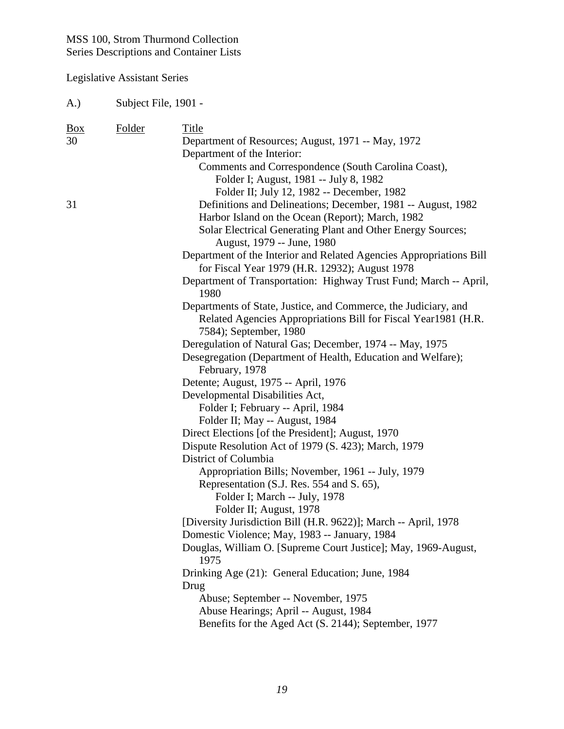MSS 100, Strom Thurmond Collection
Series Descriptions and Container Lists

Legislative Assistant Series

A.) Subject File, 1901 -

| Box | Folder | Title |
|---|---|---|
| 30 | | Department of Resources; August, 1971 -- May, 1972 |
| | | Department of the Interior: |
| | | Comments and Correspondence (South Carolina Coast), |
| | | Folder I; August, 1981 -- July 8, 1982 |
| | | Folder II; July 12, 1982 -- December, 1982 |
| 31 | | Definitions and Delineations; December, 1981 -- August, 1982 |
| | | Harbor Island on the Ocean (Report); March, 1982 |
| | | Solar Electrical Generating Plant and Other Energy Sources; August, 1979 -- June, 1980 |
| | | Department of the Interior and Related Agencies Appropriations Bill for Fiscal Year 1979 (H.R. 12932); August 1978 |
| | | Department of Transportation: Highway Trust Fund; March -- April, 1980 |
| | | Departments of State, Justice, and Commerce, the Judiciary, and Related Agencies Appropriations Bill for Fiscal Year1981 (H.R. 7584); September, 1980 |
| | | Deregulation of Natural Gas; December, 1974 -- May, 1975 |
| | | Desegregation (Department of Health, Education and Welfare); February, 1978 |
| | | Detente; August, 1975 -- April, 1976 |
| | | Developmental Disabilities Act, |
| | | Folder I; February -- April, 1984 |
| | | Folder II; May -- August, 1984 |
| | | Direct Elections [of the President]; August, 1970 |
| | | Dispute Resolution Act of 1979 (S. 423); March, 1979 |
| | | District of Columbia |
| | | Appropriation Bills; November, 1961 -- July, 1979 |
| | | Representation (S.J. Res. 554 and S. 65), |
| | | Folder I; March -- July, 1978 |
| | | Folder II; August, 1978 |
| | | [Diversity Jurisdiction Bill (H.R. 9622)]; March -- April, 1978 |
| | | Domestic Violence; May, 1983 -- January, 1984 |
| | | Douglas, William O. [Supreme Court Justice]; May, 1969-August, 1975 |
| | | Drinking Age (21): General Education; June, 1984 |
| | | Drug |
| | | Abuse; September -- November, 1975 |
| | | Abuse Hearings; April -- August, 1984 |
| | | Benefits for the Aged Act (S. 2144); September, 1977 |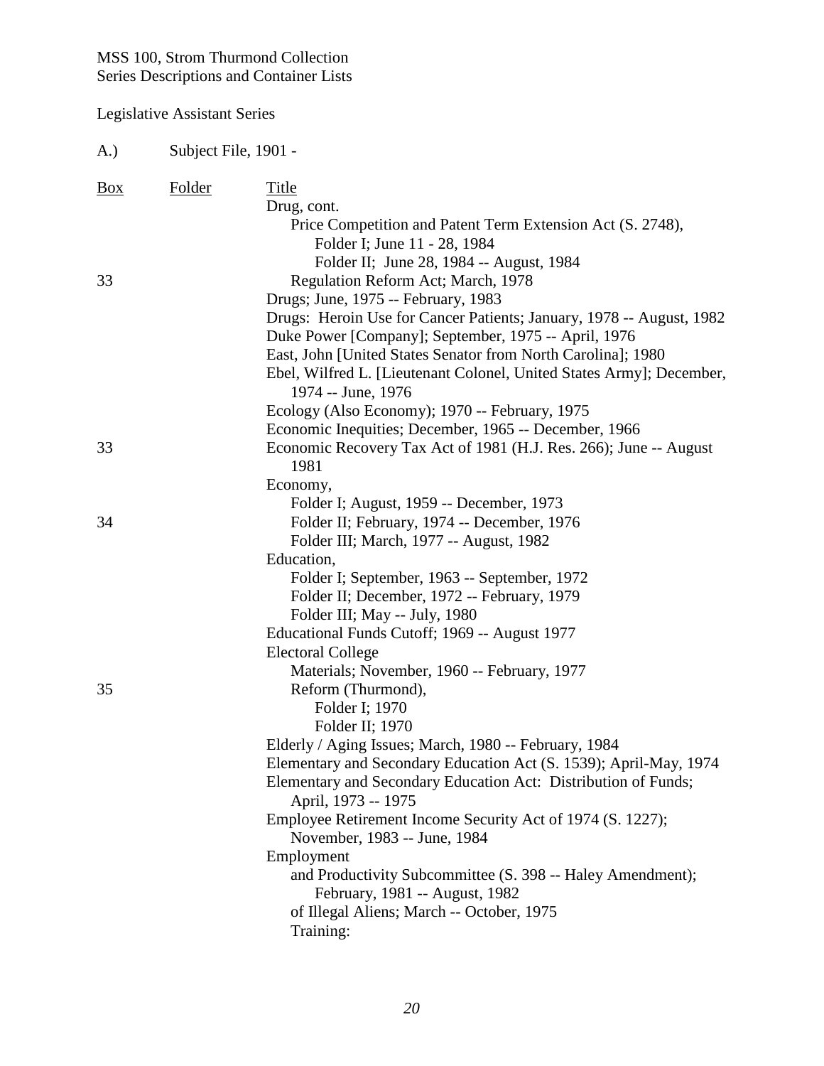MSS 100, Strom Thurmond Collection
Series Descriptions and Container Lists

Legislative Assistant Series

A.) Subject File, 1901 -

| Box | Folder | Title |
|---|---|---|
| | | Drug, cont. |
| | | Price Competition and Patent Term Extension Act (S. 2748), |
| | | Folder I; June 11 - 28, 1984 |
| | | Folder II; June 28, 1984 -- August, 1984 |
| 33 | | Regulation Reform Act; March, 1978 |
| | | Drugs; June, 1975 -- February, 1983 |
| | | Drugs: Heroin Use for Cancer Patients; January, 1978 -- August, 1982 |
| | | Duke Power [Company]; September, 1975 -- April, 1976 |
| | | East, John [United States Senator from North Carolina]; 1980 |
| | | Ebel, Wilfred L. [Lieutenant Colonel, United States Army]; December, 1974 -- June, 1976 |
| | | Ecology (Also Economy); 1970 -- February, 1975 |
| | | Economic Inequities; December, 1965 -- December, 1966 |
| 33 | | Economic Recovery Tax Act of 1981 (H.J. Res. 266); June -- August 1981 |
| | | Economy, |
| | | Folder I; August, 1959 -- December, 1973 |
| 34 | | Folder II; February, 1974 -- December, 1976 |
| | | Folder III; March, 1977 -- August, 1982 |
| | | Education, |
| | | Folder I; September, 1963 -- September, 1972 |
| | | Folder II; December, 1972 -- February, 1979 |
| | | Folder III; May -- July, 1980 |
| | | Educational Funds Cutoff; 1969 -- August 1977 |
| | | Electoral College |
| | | Materials; November, 1960 -- February, 1977 |
| 35 | | Reform (Thurmond), |
| | | Folder I; 1970 |
| | | Folder II; 1970 |
| | | Elderly / Aging Issues; March, 1980 -- February, 1984 |
| | | Elementary and Secondary Education Act (S. 1539); April-May, 1974 |
| | | Elementary and Secondary Education Act: Distribution of Funds; April, 1973 -- 1975 |
| | | Employee Retirement Income Security Act of 1974 (S. 1227); November, 1983 -- June, 1984 |
| | | Employment |
| | | and Productivity Subcommittee (S. 398 -- Haley Amendment); February, 1981 -- August, 1982 |
| | | of Illegal Aliens; March -- October, 1975 |
| | | Training: |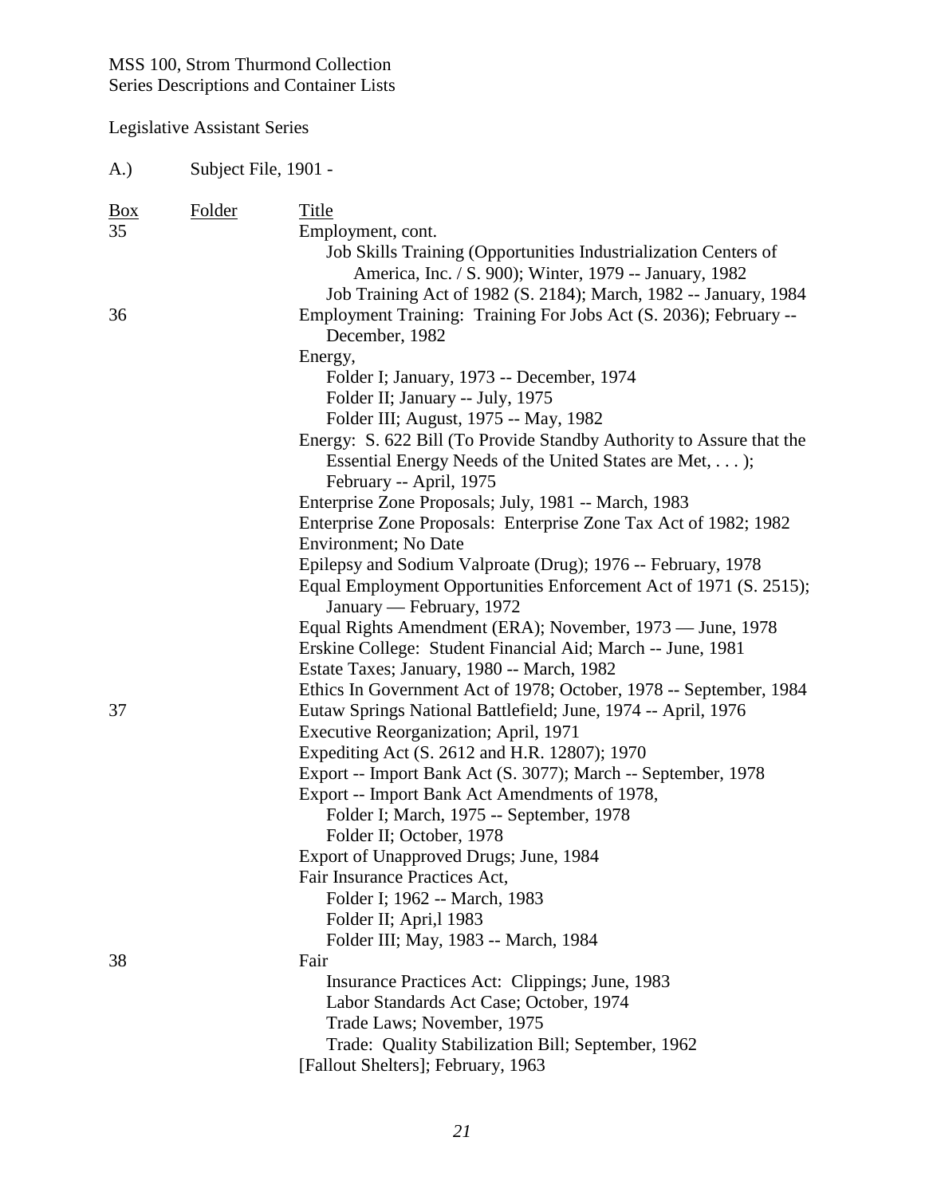MSS 100, Strom Thurmond Collection
Series Descriptions and Container Lists

Legislative Assistant Series

A.) Subject File, 1901 -

| Box | Folder | Title |
|---|---|---|
| 35 | | Employment, cont. |
| | | Job Skills Training (Opportunities Industrialization Centers of America, Inc. / S. 900); Winter, 1979 -- January, 1982 |
| | | Job Training Act of 1982 (S. 2184); March, 1982 -- January, 1984 |
| 36 | | Employment Training: Training For Jobs Act (S. 2036); February -- December, 1982 |
| | | Energy, |
| | | Folder I; January, 1973 -- December, 1974 |
| | | Folder II; January -- July, 1975 |
| | | Folder III; August, 1975 -- May, 1982 |
| | | Energy: S. 622 Bill (To Provide Standby Authority to Assure that the Essential Energy Needs of the United States are Met, . . . ); February -- April, 1975 |
| | | Enterprise Zone Proposals; July, 1981 -- March, 1983 |
| | | Enterprise Zone Proposals: Enterprise Zone Tax Act of 1982; 1982 |
| | | Environment; No Date |
| | | Epilepsy and Sodium Valproate (Drug); 1976 -- February, 1978 |
| | | Equal Employment Opportunities Enforcement Act of 1971 (S. 2515); January — February, 1972 |
| | | Equal Rights Amendment (ERA); November, 1973 — June, 1978 |
| | | Erskine College: Student Financial Aid; March -- June, 1981 |
| | | Estate Taxes; January, 1980 -- March, 1982 |
| | | Ethics In Government Act of 1978; October, 1978 -- September, 1984 |
| 37 | | Eutaw Springs National Battlefield; June, 1974 -- April, 1976 |
| | | Executive Reorganization; April, 1971 |
| | | Expediting Act (S. 2612 and H.R. 12807); 1970 |
| | | Export -- Import Bank Act (S. 3077); March -- September, 1978 |
| | | Export -- Import Bank Act Amendments of 1978, |
| | | Folder I; March, 1975 -- September, 1978 |
| | | Folder II; October, 1978 |
| | | Export of Unapproved Drugs; June, 1984 |
| | | Fair Insurance Practices Act, |
| | | Folder I; 1962 -- March, 1983 |
| | | Folder II; Apri,l 1983 |
| | | Folder III; May, 1983 -- March, 1984 |
| 38 | | Fair |
| | | Insurance Practices Act: Clippings; June, 1983 |
| | | Labor Standards Act Case; October, 1974 |
| | | Trade Laws; November, 1975 |
| | | Trade: Quality Stabilization Bill; September, 1962 |
| | | [Fallout Shelters]; February, 1963 |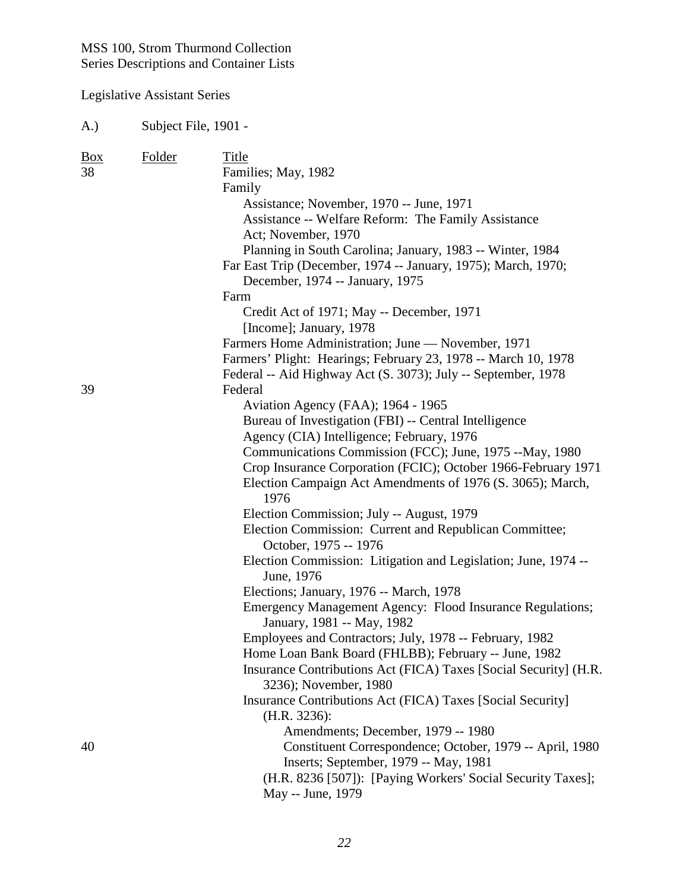MSS 100, Strom Thurmond Collection
Series Descriptions and Container Lists

Legislative Assistant Series

A.) Subject File, 1901 -

| Box | Folder | Title |
|---|---|---|
| 38 | | Families; May, 1982 |
| | | Family |
| | | Assistance; November, 1970 -- June, 1971 |
| | | Assistance -- Welfare Reform: The Family Assistance Act; November, 1970 |
| | | Planning in South Carolina; January, 1983 -- Winter, 1984 |
| | | Far East Trip (December, 1974 -- January, 1975); March, 1970; December, 1974 -- January, 1975 |
| | | Farm |
| | | Credit Act of 1971; May -- December, 1971 |
| | | [Income]; January, 1978 |
| | | Farmers Home Administration; June — November, 1971 |
| | | Farmers' Plight: Hearings; February 23, 1978 -- March 10, 1978 |
| | | Federal -- Aid Highway Act (S. 3073); July -- September, 1978 |
| 39 | | Federal |
| | | Aviation Agency (FAA); 1964 - 1965 |
| | | Bureau of Investigation (FBI) -- Central Intelligence Agency (CIA) Intelligence; February, 1976 |
| | | Communications Commission (FCC); June, 1975 --May, 1980 |
| | | Crop Insurance Corporation (FCIC); October 1966-February 1971 |
| | | Election Campaign Act Amendments of 1976 (S. 3065); March, 1976 |
| | | Election Commission; July -- August, 1979 |
| | | Election Commission: Current and Republican Committee; October, 1975 -- 1976 |
| | | Election Commission: Litigation and Legislation; June, 1974 -- June, 1976 |
| | | Elections; January, 1976 -- March, 1978 |
| | | Emergency Management Agency: Flood Insurance Regulations; January, 1981 -- May, 1982 |
| | | Employees and Contractors; July, 1978 -- February, 1982 |
| | | Home Loan Bank Board (FHLBB); February -- June, 1982 |
| | | Insurance Contributions Act (FICA) Taxes [Social Security] (H.R. 3236); November, 1980 |
| | | Insurance Contributions Act (FICA) Taxes [Social Security] (H.R. 3236): |
| | | Amendments; December, 1979 -- 1980 |
| 40 | | Constituent Correspondence; October, 1979 -- April, 1980 |
| | | Inserts; September, 1979 -- May, 1981 |
| | | (H.R. 8236 [507]): [Paying Workers' Social Security Taxes]; May -- June, 1979 |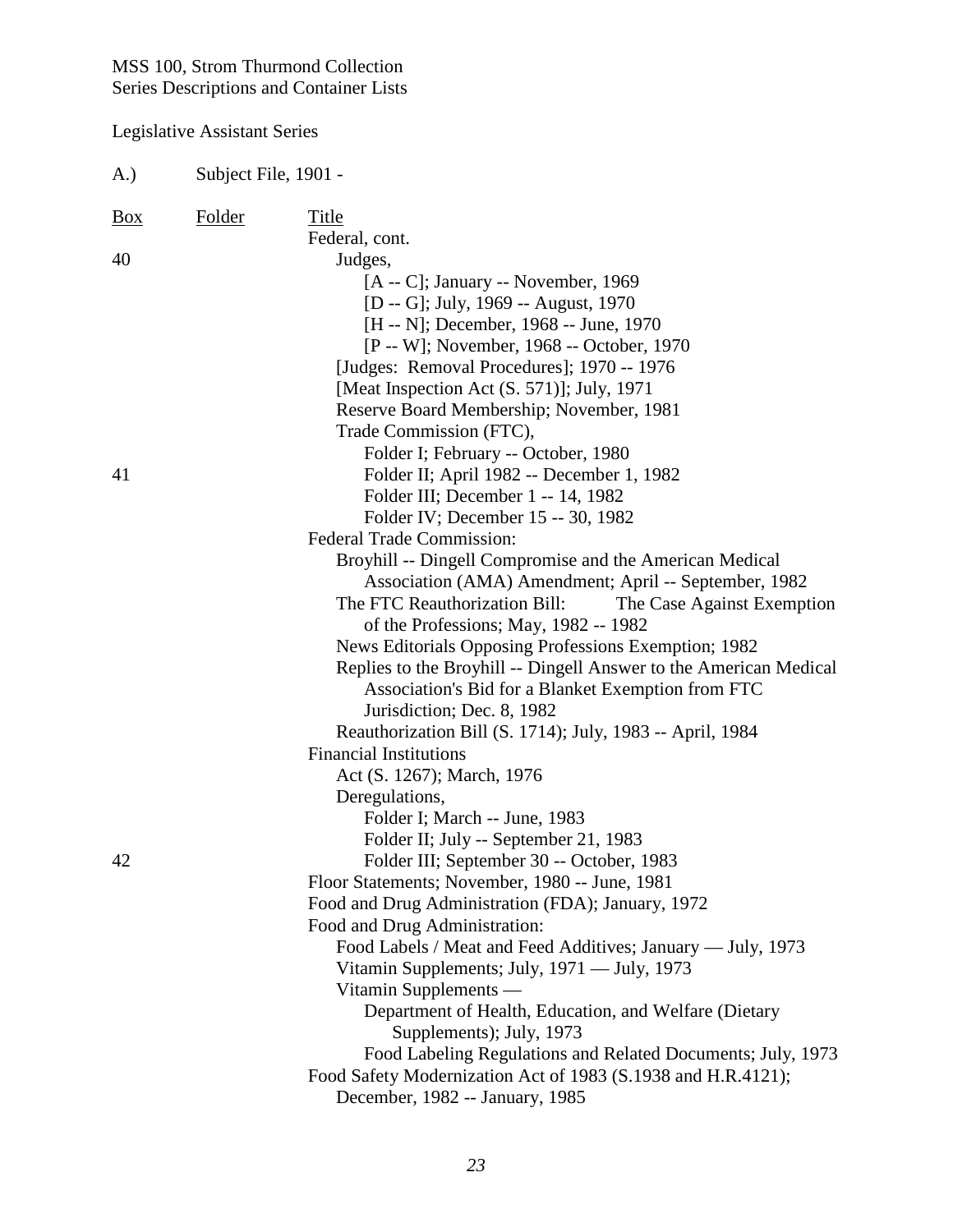MSS 100, Strom Thurmond Collection
Series Descriptions and Container Lists

Legislative Assistant Series

A.) Subject File, 1901 -

| Box | Folder | Title |
|---|---|---|
| | | Federal, cont. |
| 40 | | Judges, |
| | | [A -- C]; January -- November, 1969 |
| | | [D -- G]; July, 1969 -- August, 1970 |
| | | [H -- N]; December, 1968 -- June, 1970 |
| | | [P -- W]; November, 1968 -- October, 1970 |
| | | [Judges: Removal Procedures]; 1970 -- 1976 |
| | | [Meat Inspection Act (S. 571)]; July, 1971 |
| | | Reserve Board Membership; November, 1981 |
| | | Trade Commission (FTC), |
| | | Folder I; February -- October, 1980 |
| 41 | | Folder II; April 1982 -- December 1, 1982 |
| | | Folder III; December 1 -- 14, 1982 |
| | | Folder IV; December 15 -- 30, 1982 |
| | | Federal Trade Commission: |
| | | Broyhill -- Dingell Compromise and the American Medical Association (AMA) Amendment; April -- September, 1982 |
| | | The FTC Reauthorization Bill: The Case Against Exemption of the Professions; May, 1982 -- 1982 |
| | | News Editorials Opposing Professions Exemption; 1982 |
| | | Replies to the Broyhill -- Dingell Answer to the American Medical Association's Bid for a Blanket Exemption from FTC Jurisdiction; Dec. 8, 1982 |
| | | Reauthorization Bill (S. 1714); July, 1983 -- April, 1984 |
| | | Financial Institutions |
| | | Act (S. 1267); March, 1976 |
| | | Deregulations, |
| | | Folder I; March -- June, 1983 |
| | | Folder II; July -- September 21, 1983 |
| 42 | | Folder III; September 30 -- October, 1983 |
| | | Floor Statements; November, 1980 -- June, 1981 |
| | | Food and Drug Administration (FDA); January, 1972 |
| | | Food and Drug Administration: |
| | | Food Labels / Meat and Feed Additives; January — July, 1973 |
| | | Vitamin Supplements; July, 1971 — July, 1973 |
| | | Vitamin Supplements — |
| | | Department of Health, Education, and Welfare (Dietary Supplements); July, 1973 |
| | | Food Labeling Regulations and Related Documents; July, 1973 |
| | | Food Safety Modernization Act of 1983 (S.1938 and H.R.4121); December, 1982 -- January, 1985 |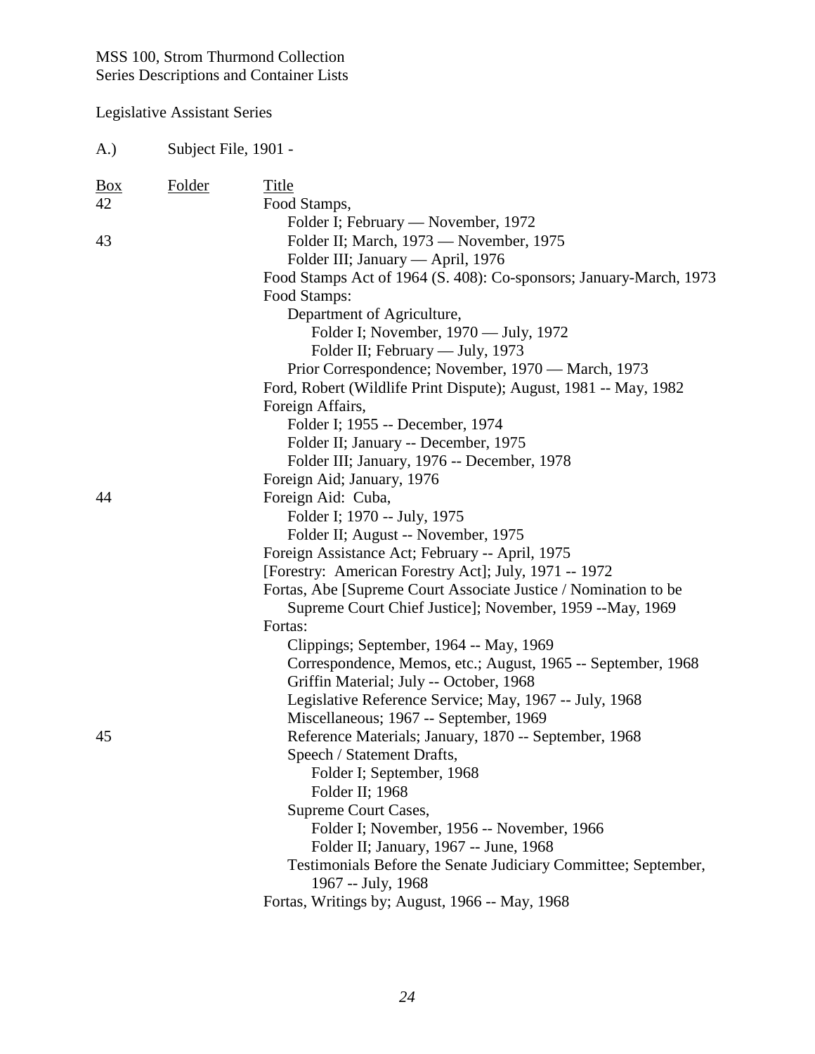MSS 100, Strom Thurmond Collection
Series Descriptions and Container Lists

Legislative Assistant Series

A.) Subject File, 1901 -

| Box | Folder | Title |
|---|---|---|
| 42 | | Food Stamps, |
| | | Folder I; February — November, 1972 |
| 43 | | Folder II; March, 1973 — November, 1975 |
| | | Folder III; January — April, 1976 |
| | | Food Stamps Act of 1964 (S. 408): Co-sponsors; January-March, 1973 |
| | | Food Stamps: |
| | | Department of Agriculture, |
| | | Folder I; November, 1970 — July, 1972 |
| | | Folder II; February — July, 1973 |
| | | Prior Correspondence; November, 1970 — March, 1973 |
| | | Ford, Robert (Wildlife Print Dispute); August, 1981 -- May, 1982 |
| | | Foreign Affairs, |
| | | Folder I; 1955 -- December, 1974 |
| | | Folder II; January -- December, 1975 |
| | | Folder III; January, 1976 -- December, 1978 |
| | | Foreign Aid; January, 1976 |
| 44 | | Foreign Aid: Cuba, |
| | | Folder I; 1970 -- July, 1975 |
| | | Folder II; August -- November, 1975 |
| | | Foreign Assistance Act; February -- April, 1975 |
| | | [Forestry: American Forestry Act]; July, 1971 -- 1972 |
| | | Fortas, Abe [Supreme Court Associate Justice / Nomination to be Supreme Court Chief Justice]; November, 1959 --May, 1969 |
| | | Fortas: |
| | | Clippings; September, 1964 -- May, 1969 |
| | | Correspondence, Memos, etc.; August, 1965 -- September, 1968 |
| | | Griffin Material; July -- October, 1968 |
| | | Legislative Reference Service; May, 1967 -- July, 1968 |
| | | Miscellaneous; 1967 -- September, 1969 |
| 45 | | Reference Materials; January, 1870 -- September, 1968 |
| | | Speech / Statement Drafts, |
| | | Folder I; September, 1968 |
| | | Folder II; 1968 |
| | | Supreme Court Cases, |
| | | Folder I; November, 1956 -- November, 1966 |
| | | Folder II; January, 1967 -- June, 1968 |
| | | Testimonials Before the Senate Judiciary Committee; September, 1967 -- July, 1968 |
| | | Fortas, Writings by; August, 1966 -- May, 1968 |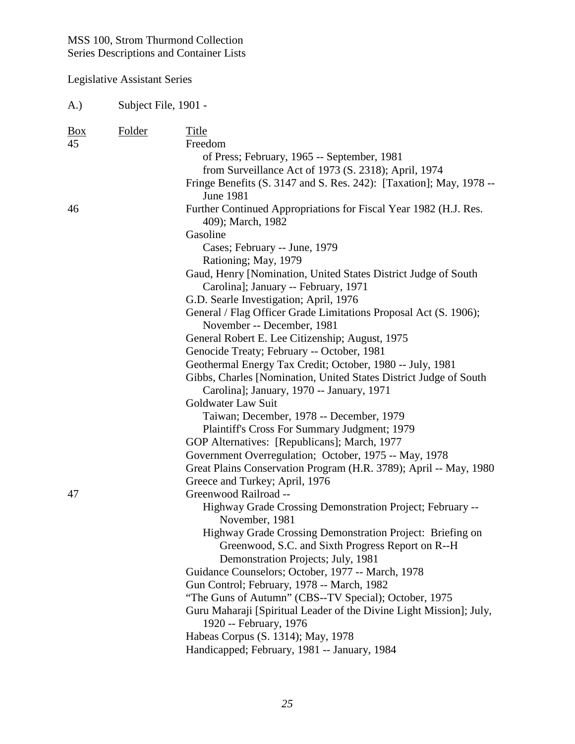MSS 100, Strom Thurmond Collection
Series Descriptions and Container Lists

Legislative Assistant Series

A.) Subject File, 1901 -

| Box | Folder | Title |
|---|---|---|
| 45 | | Freedom |
| | | of Press; February, 1965 -- September, 1981 |
| | | from Surveillance Act of 1973 (S. 2318); April, 1974 |
| | | Fringe Benefits (S. 3147 and S. Res. 242): [Taxation]; May, 1978 -- June 1981 |
| 46 | | Further Continued Appropriations for Fiscal Year 1982 (H.J. Res. 409); March, 1982 |
| | | Gasoline |
| | | Cases; February -- June, 1979 |
| | | Rationing; May, 1979 |
| | | Gaud, Henry [Nomination, United States District Judge of South Carolina]; January -- February, 1971 |
| | | G.D. Searle Investigation; April, 1976 |
| | | General / Flag Officer Grade Limitations Proposal Act (S. 1906); November -- December, 1981 |
| | | General Robert E. Lee Citizenship; August, 1975 |
| | | Genocide Treaty; February -- October, 1981 |
| | | Geothermal Energy Tax Credit; October, 1980 -- July, 1981 |
| | | Gibbs, Charles [Nomination, United States District Judge of South Carolina]; January, 1970 -- January, 1971 |
| | | Goldwater Law Suit |
| | | Taiwan; December, 1978 -- December, 1979 |
| | | Plaintiff's Cross For Summary Judgment; 1979 |
| | | GOP Alternatives: [Republicans]; March, 1977 |
| | | Government Overregulation; October, 1975 -- May, 1978 |
| | | Great Plains Conservation Program (H.R. 3789); April -- May, 1980 |
| | | Greece and Turkey; April, 1976 |
| 47 | | Greenwood Railroad -- |
| | | Highway Grade Crossing Demonstration Project; February -- November, 1981 |
| | | Highway Grade Crossing Demonstration Project: Briefing on Greenwood, S.C. and Sixth Progress Report on R--H Demonstration Projects; July, 1981 |
| | | Guidance Counselors; October, 1977 -- March, 1978 |
| | | Gun Control; February, 1978 -- March, 1982 |
| | | "The Guns of Autumn" (CBS--TV Special); October, 1975 |
| | | Guru Maharaji [Spiritual Leader of the Divine Light Mission]; July, 1920 -- February, 1976 |
| | | Habeas Corpus (S. 1314); May, 1978 |
| | | Handicapped; February, 1981 -- January, 1984 |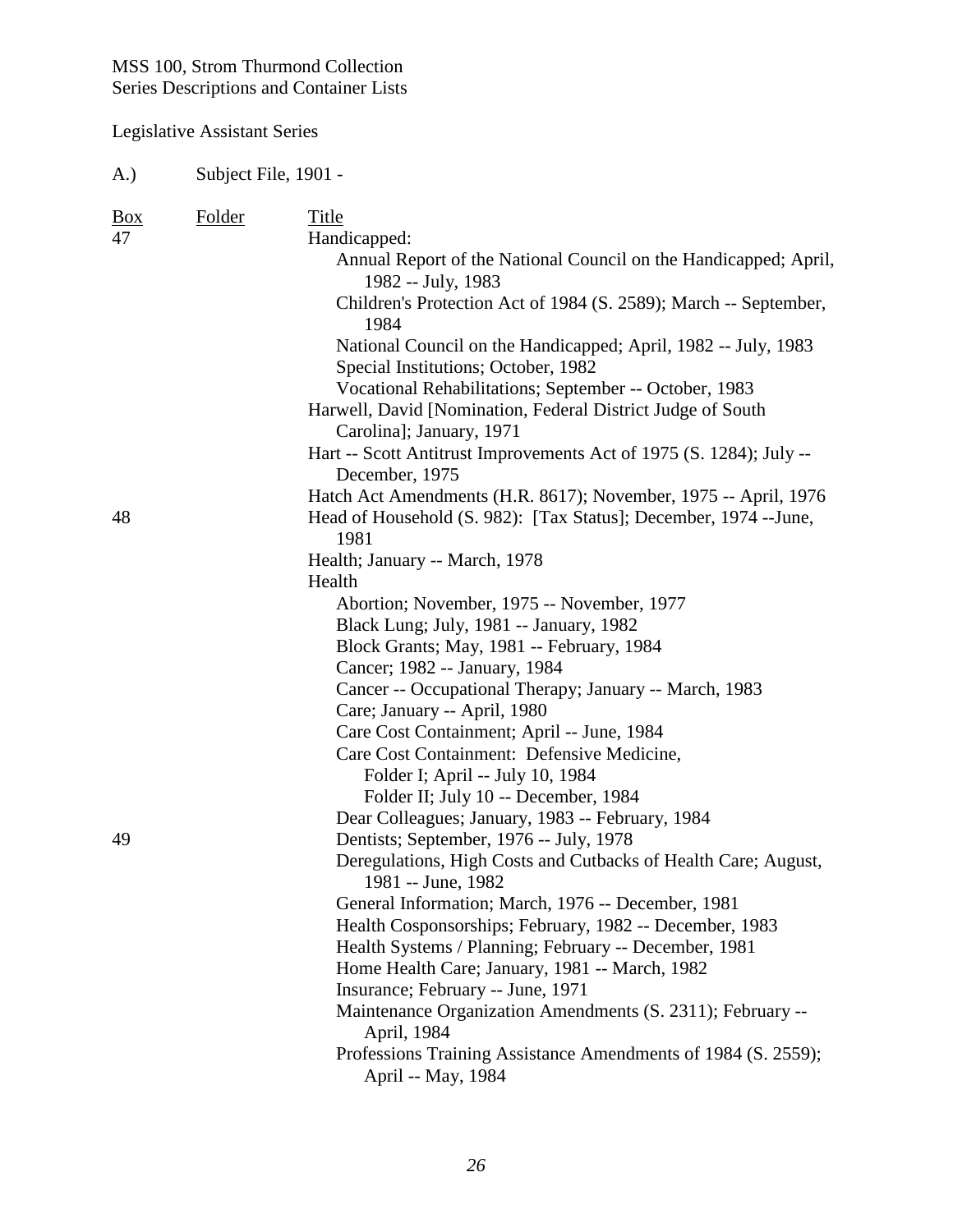MSS 100, Strom Thurmond Collection
Series Descriptions and Container Lists

Legislative Assistant Series

A.) Subject File, 1901 -

| Box | Folder | Title |
|---|---|---|
| 47 | | Handicapped: |
| | | Annual Report of the National Council on the Handicapped; April, 1982 -- July, 1983 |
| | | Children's Protection Act of 1984 (S. 2589); March -- September, 1984 |
| | | National Council on the Handicapped; April, 1982 -- July, 1983 |
| | | Special Institutions; October, 1982 |
| | | Vocational Rehabilitations; September -- October, 1983 |
| | | Harwell, David [Nomination, Federal District Judge of South Carolina]; January, 1971 |
| | | Hart -- Scott Antitrust Improvements Act of 1975 (S. 1284); July -- December, 1975 |
| | | Hatch Act Amendments (H.R. 8617); November, 1975 -- April, 1976 |
| 48 | | Head of Household (S. 982): [Tax Status]; December, 1974 --June, 1981 |
| | | Health; January -- March, 1978 |
| | | Health |
| | | Abortion; November, 1975 -- November, 1977 |
| | | Black Lung; July, 1981 -- January, 1982 |
| | | Block Grants; May, 1981 -- February, 1984 |
| | | Cancer; 1982 -- January, 1984 |
| | | Cancer -- Occupational Therapy; January -- March, 1983 |
| | | Care; January -- April, 1980 |
| | | Care Cost Containment; April -- June, 1984 |
| | | Care Cost Containment: Defensive Medicine, |
| | | Folder I; April -- July 10, 1984 |
| | | Folder II; July 10 -- December, 1984 |
| | | Dear Colleagues; January, 1983 -- February, 1984 |
| 49 | | Dentists; September, 1976 -- July, 1978 |
| | | Deregulations, High Costs and Cutbacks of Health Care; August, 1981 -- June, 1982 |
| | | General Information; March, 1976 -- December, 1981 |
| | | Health Cosponsorships; February, 1982 -- December, 1983 |
| | | Health Systems / Planning; February -- December, 1981 |
| | | Home Health Care; January, 1981 -- March, 1982 |
| | | Insurance; February -- June, 1971 |
| | | Maintenance Organization Amendments (S. 2311); February -- April, 1984 |
| | | Professions Training Assistance Amendments of 1984 (S. 2559); April -- May, 1984 |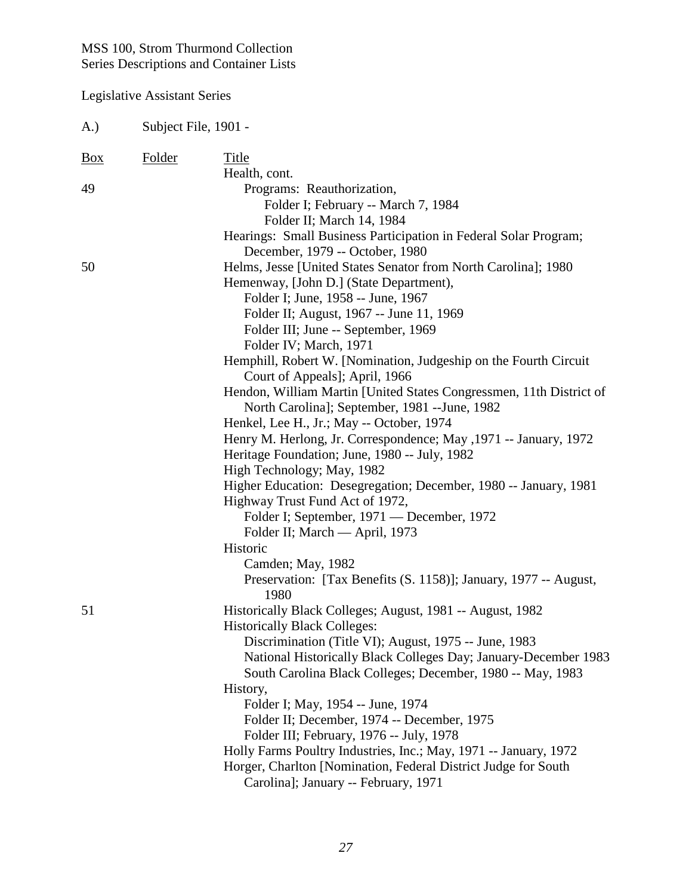MSS 100, Strom Thurmond Collection
Series Descriptions and Container Lists

Legislative Assistant Series

A.) Subject File, 1901 -

| Box | Folder | Title |
|---|---|---|
| | | Health, cont. |
| 49 | | Programs: Reauthorization, |
| | | Folder I; February -- March 7, 1984 |
| | | Folder II; March 14, 1984 |
| | | Hearings: Small Business Participation in Federal Solar Program; December, 1979 -- October, 1980 |
| 50 | | Helms, Jesse [United States Senator from North Carolina]; 1980 |
| | | Hemenway, [John D.] (State Department), |
| | | Folder I; June, 1958 -- June, 1967 |
| | | Folder II; August, 1967 -- June 11, 1969 |
| | | Folder III; June -- September, 1969 |
| | | Folder IV; March, 1971 |
| | | Hemphill, Robert W. [Nomination, Judgeship on the Fourth Circuit Court of Appeals]; April, 1966 |
| | | Hendon, William Martin [United States Congressmen, 11th District of North Carolina]; September, 1981 --June, 1982 |
| | | Henkel, Lee H., Jr.; May -- October, 1974 |
| | | Henry M. Herlong, Jr. Correspondence; May ,1971 -- January, 1972 |
| | | Heritage Foundation; June, 1980 -- July, 1982 |
| | | High Technology; May, 1982 |
| | | Higher Education: Desegregation; December, 1980 -- January, 1981 |
| | | Highway Trust Fund Act of 1972, |
| | | Folder I; September, 1971 — December, 1972 |
| | | Folder II; March — April, 1973 |
| | | Historic |
| | | Camden; May, 1982 |
| | | Preservation: [Tax Benefits (S. 1158)]; January, 1977 -- August, 1980 |
| 51 | | Historically Black Colleges; August, 1981 -- August, 1982 |
| | | Historically Black Colleges: |
| | | Discrimination (Title VI); August, 1975 -- June, 1983 |
| | | National Historically Black Colleges Day; January-December 1983 |
| | | South Carolina Black Colleges; December, 1980 -- May, 1983 |
| | | History, |
| | | Folder I; May, 1954 -- June, 1974 |
| | | Folder II; December, 1974 -- December, 1975 |
| | | Folder III; February, 1976 -- July, 1978 |
| | | Holly Farms Poultry Industries, Inc.; May, 1971 -- January, 1972 |
| | | Horger, Charlton [Nomination, Federal District Judge for South Carolina]; January -- February, 1971 |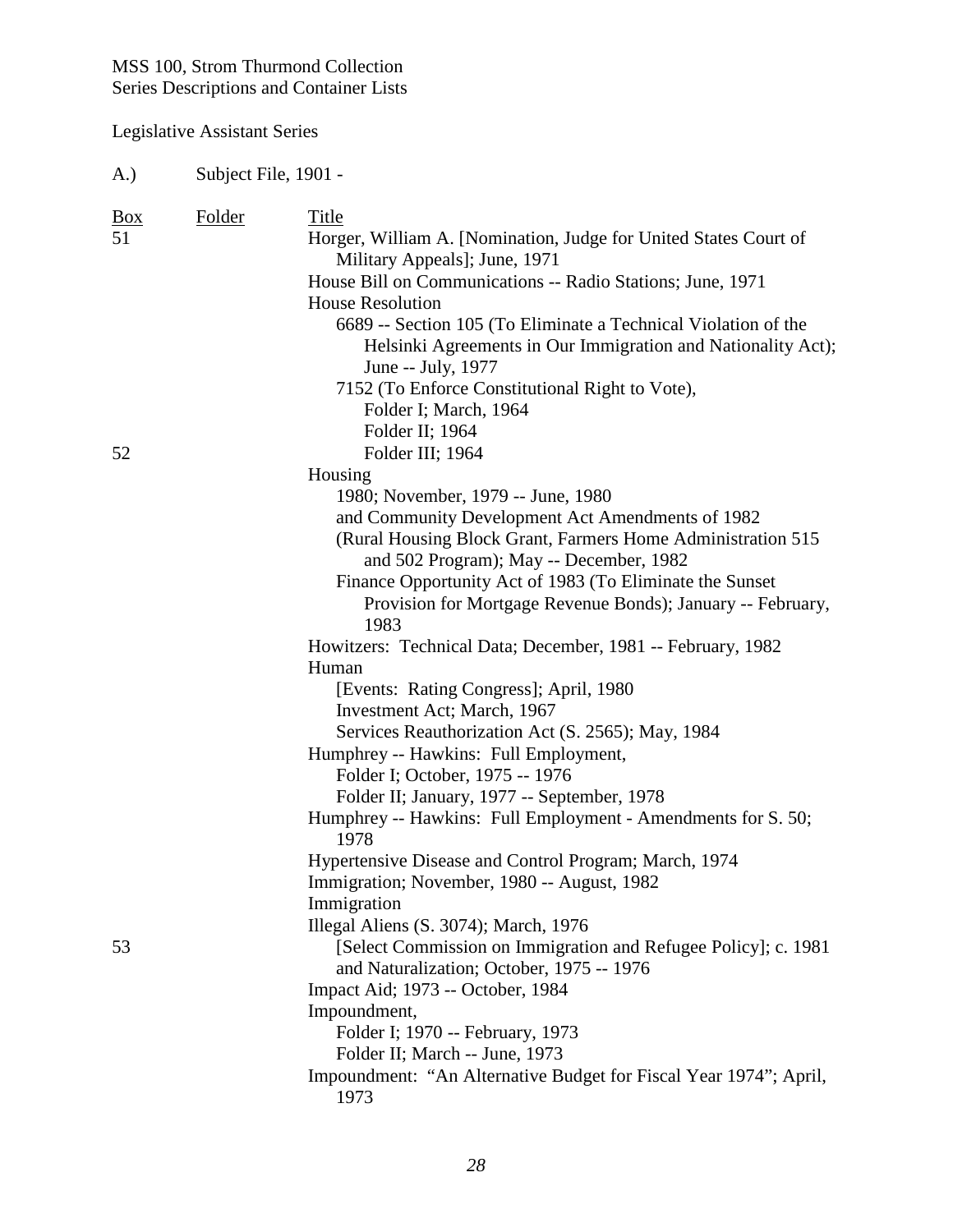MSS 100, Strom Thurmond Collection
Series Descriptions and Container Lists

Legislative Assistant Series

A.) Subject File, 1901 -

| Box | Folder | Title |
|---|---|---|
| 51 | | Horger, William A. [Nomination, Judge for United States Court of Military Appeals]; June, 1971 |
| | | House Bill on Communications -- Radio Stations; June, 1971 |
| | | House Resolution |
| | | 6689 -- Section 105 (To Eliminate a Technical Violation of the Helsinki Agreements in Our Immigration and Nationality Act); June -- July, 1977 |
| | | 7152 (To Enforce Constitutional Right to Vote), |
| | | Folder I; March, 1964 |
| | | Folder II; 1964 |
| 52 | | Folder III; 1964 |
| | | Housing |
| | | 1980; November, 1979 -- June, 1980 |
| | | and Community Development Act Amendments of 1982 |
| | | (Rural Housing Block Grant, Farmers Home Administration 515 and 502 Program); May -- December, 1982 |
| | | Finance Opportunity Act of 1983 (To Eliminate the Sunset Provision for Mortgage Revenue Bonds); January -- February, 1983 |
| | | Howitzers: Technical Data; December, 1981 -- February, 1982 |
| | | Human |
| | | [Events: Rating Congress]; April, 1980 |
| | | Investment Act; March, 1967 |
| | | Services Reauthorization Act (S. 2565); May, 1984 |
| | | Humphrey -- Hawkins: Full Employment, |
| | | Folder I; October, 1975 -- 1976 |
| | | Folder II; January, 1977 -- September, 1978 |
| | | Humphrey -- Hawkins: Full Employment - Amendments for S. 50; 1978 |
| | | Hypertensive Disease and Control Program; March, 1974 |
| | | Immigration; November, 1980 -- August, 1982 |
| | | Immigration |
| | | Illegal Aliens (S. 3074); March, 1976 |
| 53 | | [Select Commission on Immigration and Refugee Policy]; c. 1981 |
| | | and Naturalization; October, 1975 -- 1976 |
| | | Impact Aid; 1973 -- October, 1984 |
| | | Impoundment, |
| | | Folder I; 1970 -- February, 1973 |
| | | Folder II; March -- June, 1973 |
| | | Impoundment: "An Alternative Budget for Fiscal Year 1974"; April, 1973 |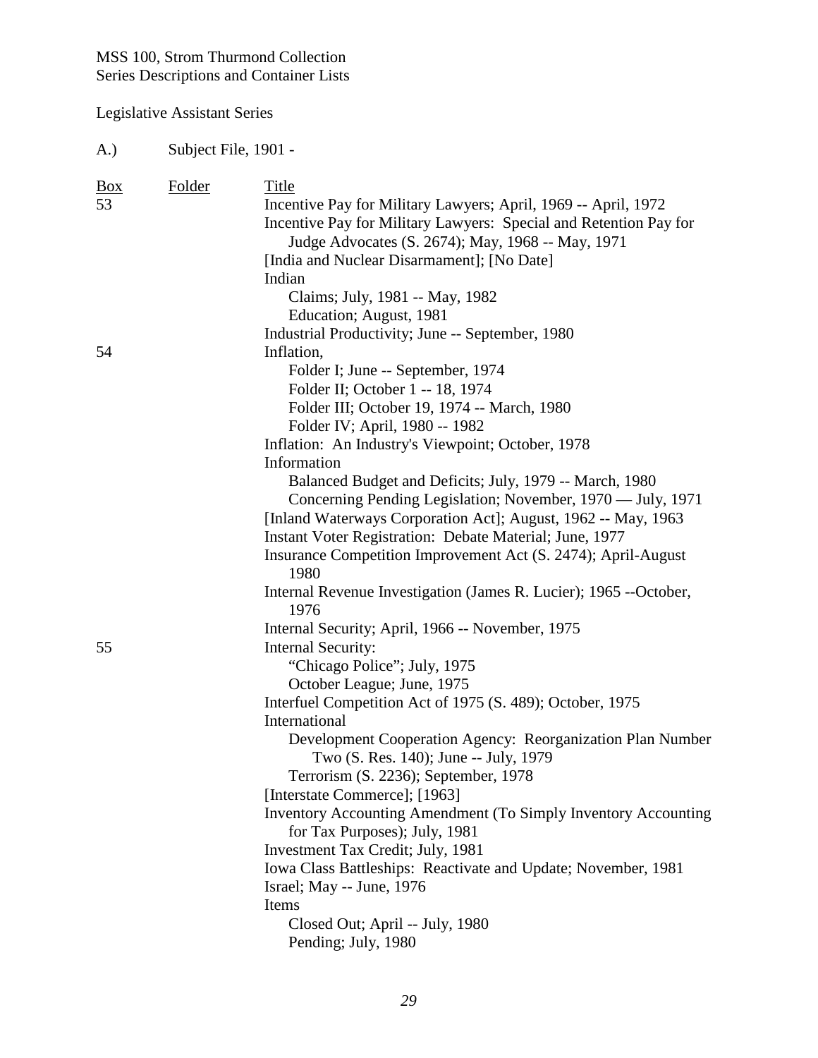MSS 100, Strom Thurmond Collection
Series Descriptions and Container Lists

Legislative Assistant Series

A.) Subject File, 1901 -

| Box | Folder | Title |
|---|---|---|
| 53 | | Incentive Pay for Military Lawyers; April, 1969 -- April, 1972 |
| | | Incentive Pay for Military Lawyers: Special and Retention Pay for Judge Advocates (S. 2674); May, 1968 -- May, 1971 |
| | | [India and Nuclear Disarmament]; [No Date] |
| | | Indian |
| | | Claims; July, 1981 -- May, 1982 |
| | | Education; August, 1981 |
| | | Industrial Productivity; June -- September, 1980 |
| 54 | | Inflation, |
| | | Folder I; June -- September, 1974 |
| | | Folder II; October 1 -- 18, 1974 |
| | | Folder III; October 19, 1974 -- March, 1980 |
| | | Folder IV; April, 1980 -- 1982 |
| | | Inflation: An Industry's Viewpoint; October, 1978 |
| | | Information |
| | | Balanced Budget and Deficits; July, 1979 -- March, 1980 |
| | | Concerning Pending Legislation; November, 1970 — July, 1971 |
| | | [Inland Waterways Corporation Act]; August, 1962 -- May, 1963 |
| | | Instant Voter Registration: Debate Material; June, 1977 |
| | | Insurance Competition Improvement Act (S. 2474); April-August 1980 |
| | | Internal Revenue Investigation (James R. Lucier); 1965 --October, 1976 |
| | | Internal Security; April, 1966 -- November, 1975 |
| 55 | | Internal Security: |
| | | "Chicago Police"; July, 1975 |
| | | October League; June, 1975 |
| | | Interfuel Competition Act of 1975 (S. 489); October, 1975 |
| | | International |
| | | Development Cooperation Agency: Reorganization Plan Number Two (S. Res. 140); June -- July, 1979 |
| | | Terrorism (S. 2236); September, 1978 |
| | | [Interstate Commerce]; [1963] |
| | | Inventory Accounting Amendment (To Simply Inventory Accounting for Tax Purposes); July, 1981 |
| | | Investment Tax Credit; July, 1981 |
| | | Iowa Class Battleships: Reactivate and Update; November, 1981 |
| | | Israel; May -- June, 1976 |
| | | Items |
| | | Closed Out; April -- July, 1980 |
| | | Pending; July, 1980 |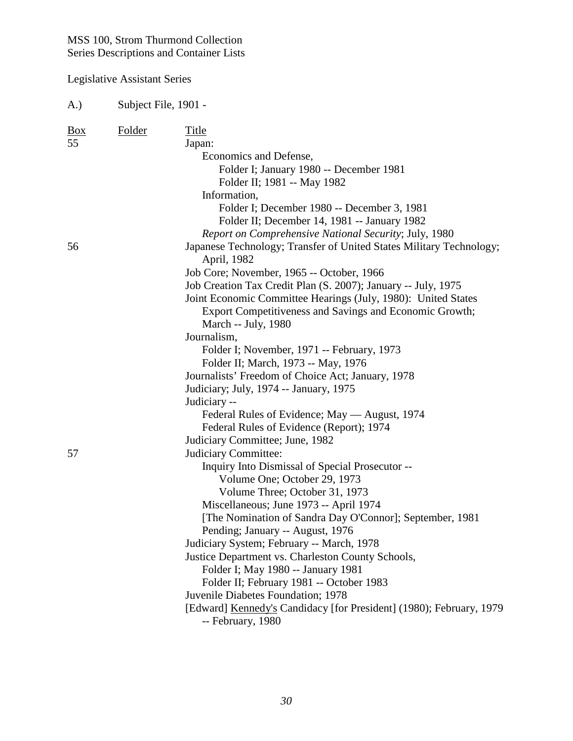MSS 100, Strom Thurmond Collection
Series Descriptions and Container Lists

Legislative Assistant Series

A.) Subject File, 1901 -

| Box | Folder | Title |
|---|---|---|
| 55 | | Japan: |
| | | Economics and Defense, |
| | | Folder I; January 1980 -- December 1981 |
| | | Folder II; 1981 -- May 1982 |
| | | Information, |
| | | Folder I; December 1980 -- December 3, 1981 |
| | | Folder II; December 14, 1981 -- January 1982 |
| | | *Report on Comprehensive National Security*; July, 1980 |
| 56 | | Japanese Technology; Transfer of United States Military Technology; April, 1982 |
| | | Job Core; November, 1965 -- October, 1966 |
| | | Job Creation Tax Credit Plan (S. 2007); January -- July, 1975 |
| | | Joint Economic Committee Hearings (July, 1980): United States Export Competitiveness and Savings and Economic Growth; March -- July, 1980 |
| | | Journalism, |
| | | Folder I; November, 1971 -- February, 1973 |
| | | Folder II; March, 1973 -- May, 1976 |
| | | Journalists' Freedom of Choice Act; January, 1978 |
| | | Judiciary; July, 1974 -- January, 1975 |
| | | Judiciary -- |
| | | Federal Rules of Evidence; May — August, 1974 |
| | | Federal Rules of Evidence (Report); 1974 |
| | | Judiciary Committee; June, 1982 |
| 57 | | Judiciary Committee: |
| | | Inquiry Into Dismissal of Special Prosecutor -- |
| | | Volume One; October 29, 1973 |
| | | Volume Three; October 31, 1973 |
| | | Miscellaneous; June 1973 -- April 1974 |
| | | [The Nomination of Sandra Day O'Connor]; September, 1981 |
| | | Pending; January -- August, 1976 |
| | | Judiciary System; February -- March, 1978 |
| | | Justice Department vs. Charleston County Schools, |
| | | Folder I; May 1980 -- January 1981 |
| | | Folder II; February 1981 -- October 1983 |
| | | Juvenile Diabetes Foundation; 1978 |
| | | [Edward] Kennedy's Candidacy [for President] (1980); February, 1979 -- February, 1980 |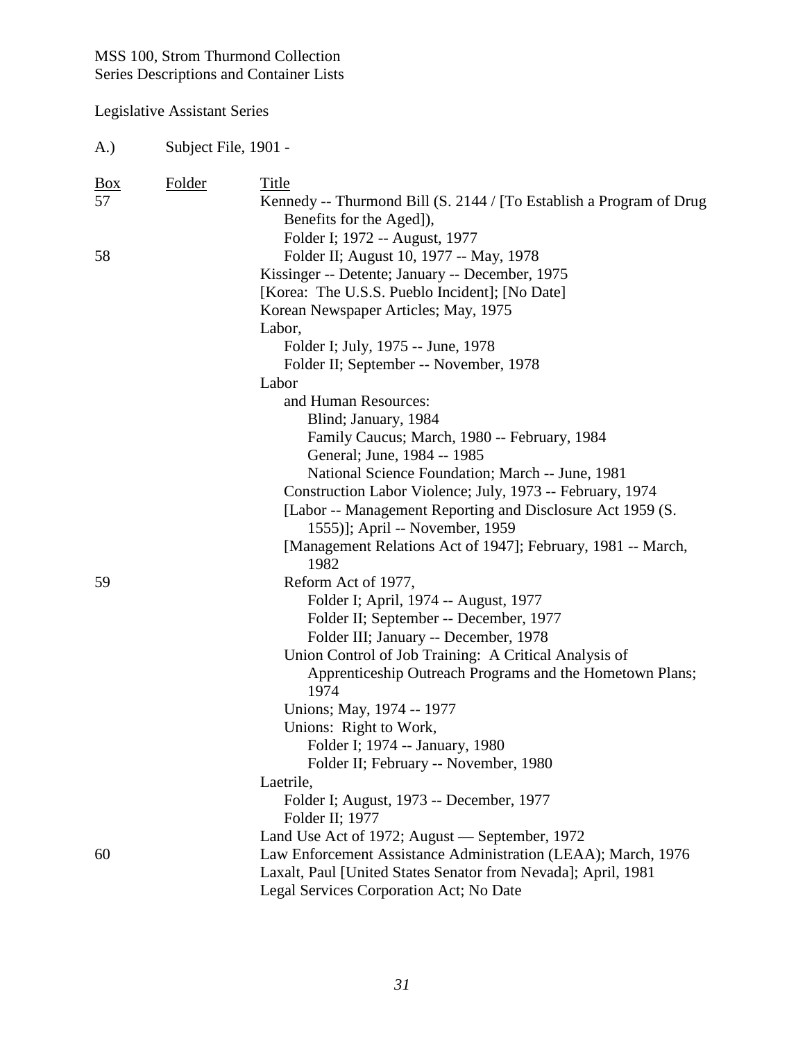MSS 100, Strom Thurmond Collection
Series Descriptions and Container Lists

Legislative Assistant Series

A.) Subject File, 1901 -

| Box | Folder | Title |
|---|---|---|
| 57 | | Kennedy -- Thurmond Bill (S. 2144 / [To Establish a Program of Drug Benefits for the Aged]), |
| | | Folder I; 1972 -- August, 1977 |
| 58 | | Folder II; August 10, 1977 -- May, 1978 |
| | | Kissinger -- Detente; January -- December, 1975 |
| | | [Korea: The U.S.S. Pueblo Incident]; [No Date] |
| | | Korean Newspaper Articles; May, 1975 |
| | | Labor, |
| | | Folder I; July, 1975 -- June, 1978 |
| | | Folder II; September -- November, 1978 |
| | | Labor |
| | | and Human Resources: |
| | | Blind; January, 1984 |
| | | Family Caucus; March, 1980 -- February, 1984 |
| | | General; June, 1984 -- 1985 |
| | | National Science Foundation; March -- June, 1981 |
| | | Construction Labor Violence; July, 1973 -- February, 1974 |
| | | [Labor -- Management Reporting and Disclosure Act 1959 (S. 1555)]; April -- November, 1959 |
| | | [Management Relations Act of 1947]; February, 1981 -- March, 1982 |
| 59 | | Reform Act of 1977, |
| | | Folder I; April, 1974 -- August, 1977 |
| | | Folder II; September -- December, 1977 |
| | | Folder III; January -- December, 1978 |
| | | Union Control of Job Training: A Critical Analysis of Apprenticeship Outreach Programs and the Hometown Plans; 1974 |
| | | Unions; May, 1974 -- 1977 |
| | | Unions: Right to Work, |
| | | Folder I; 1974 -- January, 1980 |
| | | Folder II; February -- November, 1980 |
| | | Laetrile, |
| | | Folder I; August, 1973 -- December, 1977 |
| | | Folder II; 1977 |
| | | Land Use Act of 1972; August — September, 1972 |
| 60 | | Law Enforcement Assistance Administration (LEAA); March, 1976 |
| | | Laxalt, Paul [United States Senator from Nevada]; April, 1981 |
| | | Legal Services Corporation Act; No Date |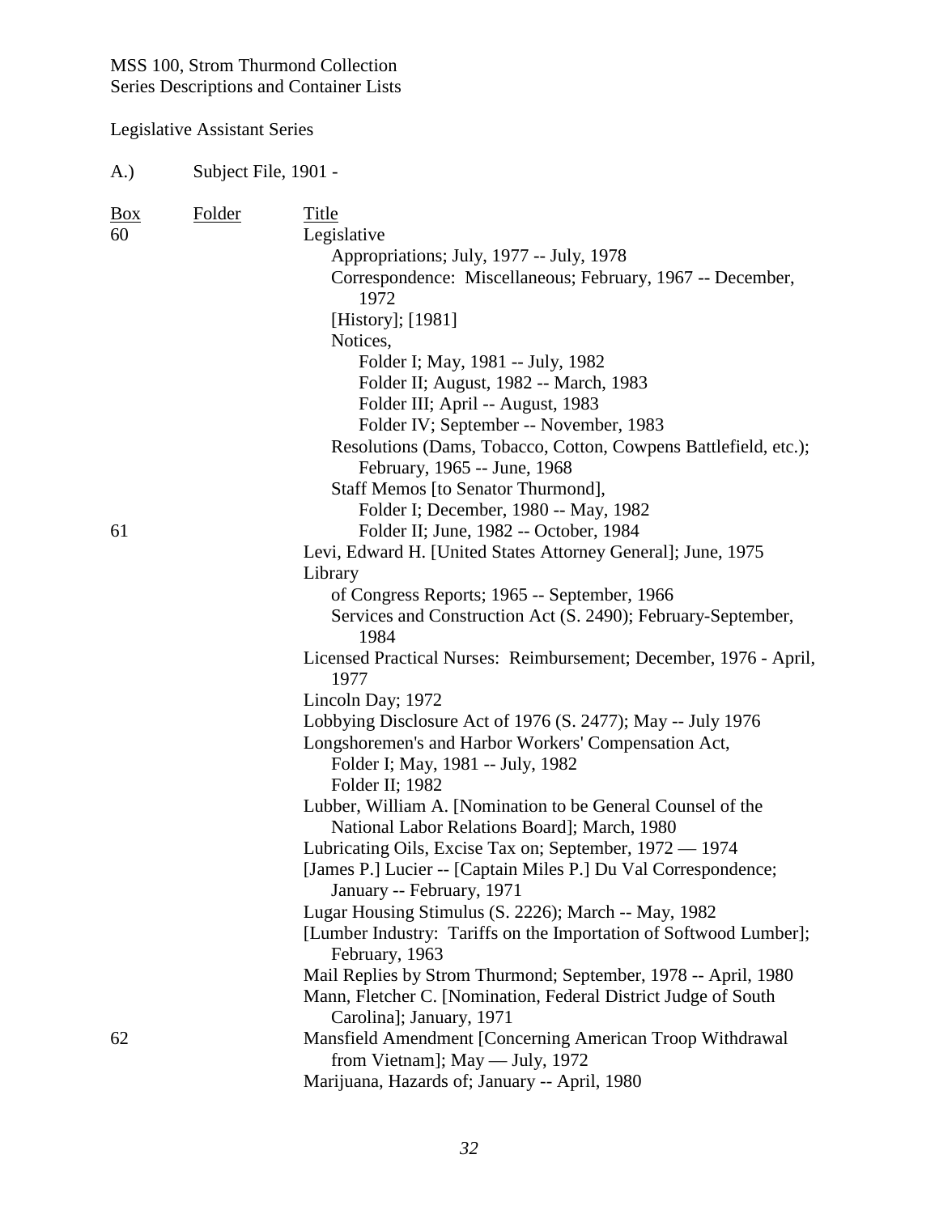MSS 100, Strom Thurmond Collection
Series Descriptions and Container Lists

Legislative Assistant Series

A.) Subject File, 1901 -

| Box | Folder | Title |
|---|---|---|
| 60 | | Legislative |
| | | Appropriations; July, 1977 -- July, 1978 |
| | | Correspondence: Miscellaneous; February, 1967 -- December, 1972 |
| | | [History]; [1981] |
| | | Notices, |
| | | Folder I; May, 1981 -- July, 1982 |
| | | Folder II; August, 1982 -- March, 1983 |
| | | Folder III; April -- August, 1983 |
| | | Folder IV; September -- November, 1983 |
| | | Resolutions (Dams, Tobacco, Cotton, Cowpens Battlefield, etc.); February, 1965 -- June, 1968 |
| | | Staff Memos [to Senator Thurmond], |
| | | Folder I; December, 1980 -- May, 1982 |
| 61 | | Folder II; June, 1982 -- October, 1984 |
| | | Levi, Edward H. [United States Attorney General]; June, 1975 |
| | | Library |
| | | of Congress Reports; 1965 -- September, 1966 |
| | | Services and Construction Act (S. 2490); February-September, 1984 |
| | | Licensed Practical Nurses: Reimbursement; December, 1976 - April, 1977 |
| | | Lincoln Day; 1972 |
| | | Lobbying Disclosure Act of 1976 (S. 2477); May -- July 1976 |
| | | Longshoremen's and Harbor Workers' Compensation Act, |
| | | Folder I; May, 1981 -- July, 1982 |
| | | Folder II; 1982 |
| | | Lubber, William A. [Nomination to be General Counsel of the National Labor Relations Board]; March, 1980 |
| | | Lubricating Oils, Excise Tax on; September, 1972 — 1974 |
| | | [James P.] Lucier -- [Captain Miles P.] Du Val Correspondence; January -- February, 1971 |
| | | Lugar Housing Stimulus (S. 2226); March -- May, 1982 |
| | | [Lumber Industry: Tariffs on the Importation of Softwood Lumber]; February, 1963 |
| | | Mail Replies by Strom Thurmond; September, 1978 -- April, 1980 |
| | | Mann, Fletcher C. [Nomination, Federal District Judge of South Carolina]; January, 1971 |
| 62 | | Mansfield Amendment [Concerning American Troop Withdrawal from Vietnam]; May — July, 1972 |
| | | Marijuana, Hazards of; January -- April, 1980 |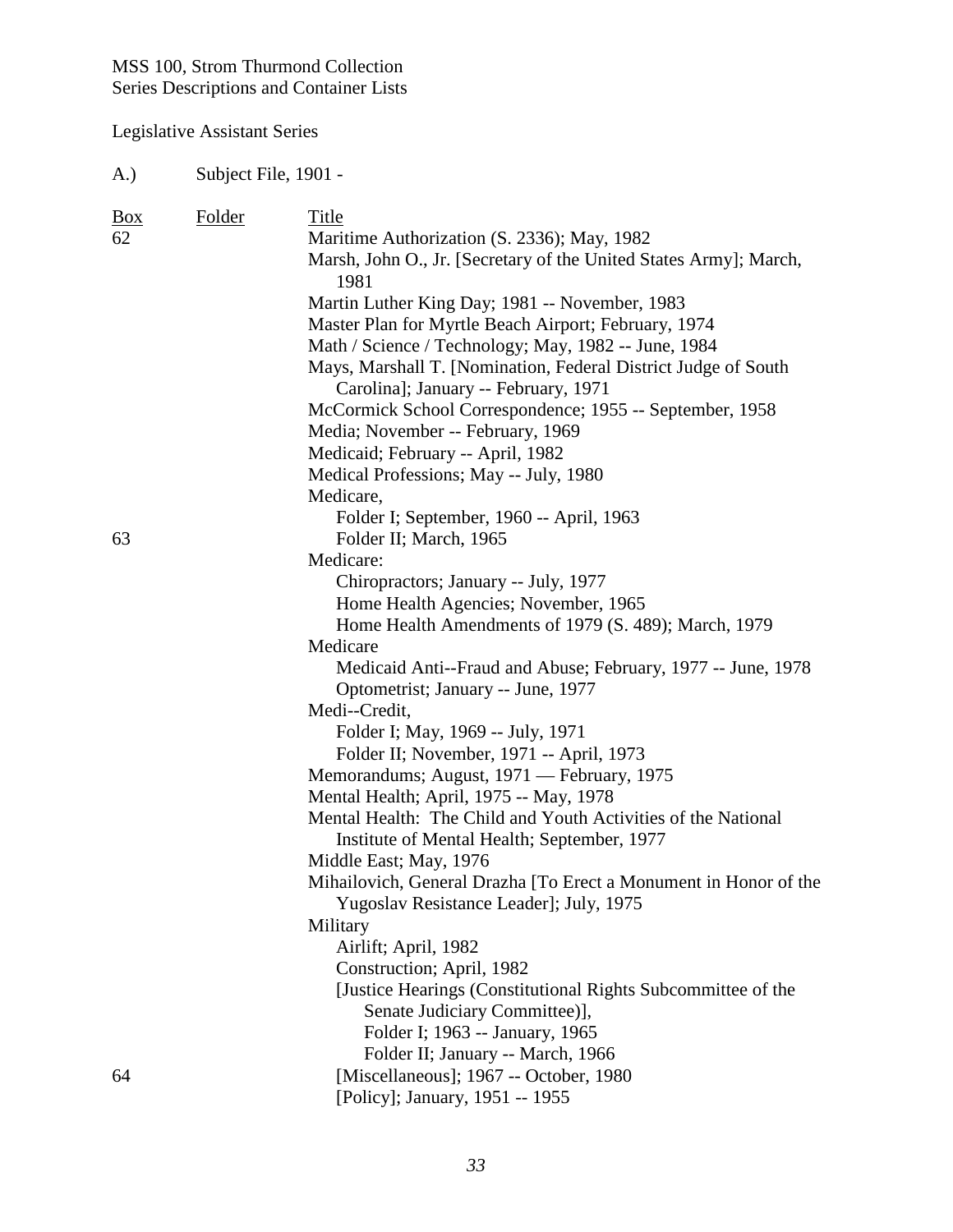MSS 100, Strom Thurmond Collection
Series Descriptions and Container Lists

Legislative Assistant Series

A.) Subject File, 1901 -

| Box | Folder | Title |
|---|---|---|
| 62 | | Maritime Authorization (S. 2336); May, 1982 |
| | | Marsh, John O., Jr. [Secretary of the United States Army]; March, 1981 |
| | | Martin Luther King Day; 1981 -- November, 1983 |
| | | Master Plan for Myrtle Beach Airport; February, 1974 |
| | | Math / Science / Technology; May, 1982 -- June, 1984 |
| | | Mays, Marshall T. [Nomination, Federal District Judge of South Carolina]; January -- February, 1971 |
| | | McCormick School Correspondence; 1955 -- September, 1958 |
| | | Media; November -- February, 1969 |
| | | Medicaid; February -- April, 1982 |
| | | Medical Professions; May -- July, 1980 |
| | | Medicare, |
| | | Folder I; September, 1960 -- April, 1963 |
| 63 | | Folder II; March, 1965 |
| | | Medicare: |
| | | Chiropractors; January -- July, 1977 |
| | | Home Health Agencies; November, 1965 |
| | | Home Health Amendments of 1979 (S. 489); March, 1979 |
| | | Medicare |
| | | Medicaid Anti--Fraud and Abuse; February, 1977 -- June, 1978 |
| | | Optometrist; January -- June, 1977 |
| | | Medi--Credit, |
| | | Folder I; May, 1969 -- July, 1971 |
| | | Folder II; November, 1971 -- April, 1973 |
| | | Memorandums; August, 1971 — February, 1975 |
| | | Mental Health; April, 1975 -- May, 1978 |
| | | Mental Health: The Child and Youth Activities of the National Institute of Mental Health; September, 1977 |
| | | Middle East; May, 1976 |
| | | Mihailovich, General Drazha [To Erect a Monument in Honor of the Yugoslav Resistance Leader]; July, 1975 |
| | | Military |
| | | Airlift; April, 1982 |
| | | Construction; April, 1982 |
| | | [Justice Hearings (Constitutional Rights Subcommittee of the Senate Judiciary Committee)], |
| | | Folder I; 1963 -- January, 1965 |
| | | Folder II; January -- March, 1966 |
| 64 | | [Miscellaneous]; 1967 -- October, 1980 |
| | | [Policy]; January, 1951 -- 1955 |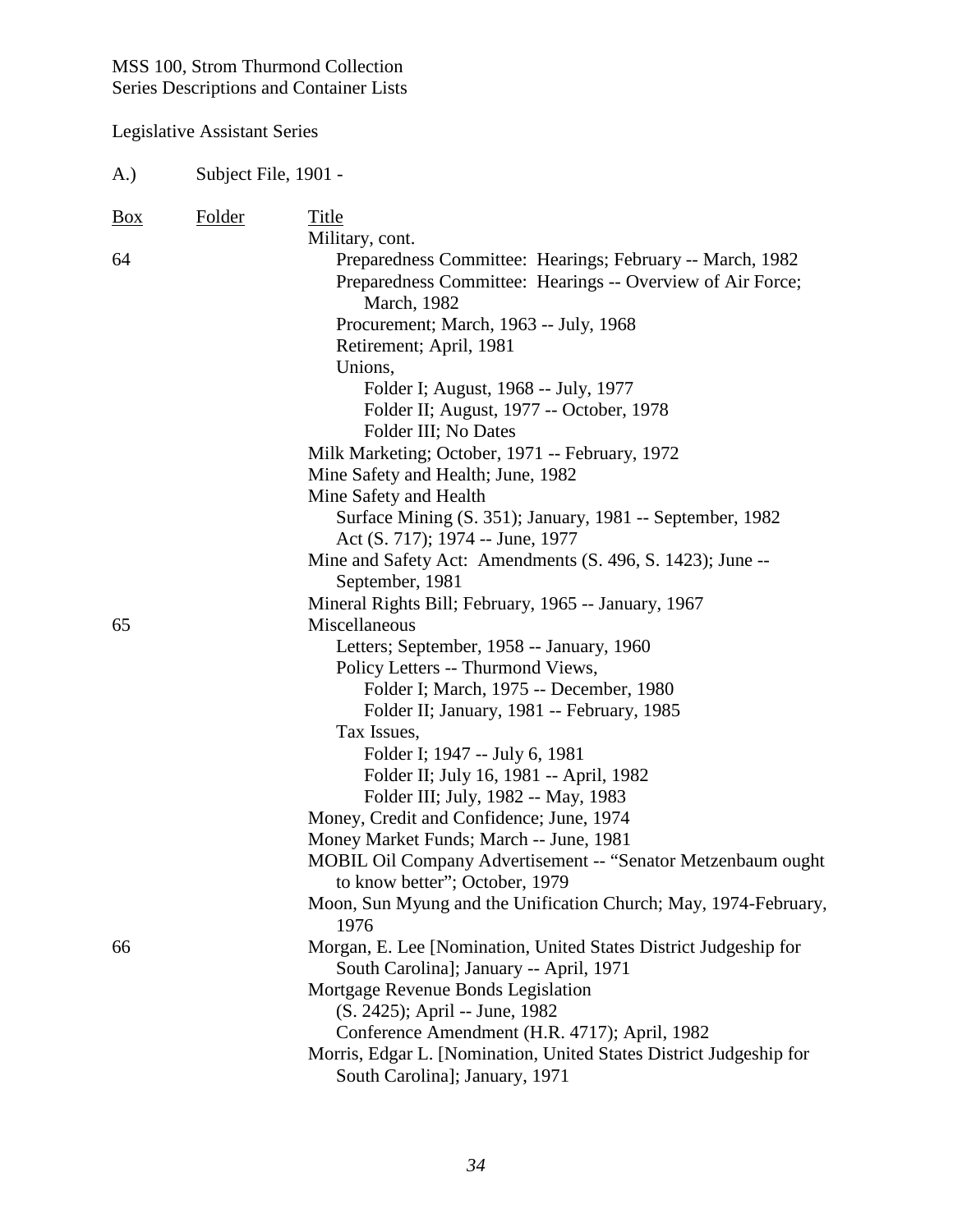MSS 100, Strom Thurmond Collection
Series Descriptions and Container Lists

Legislative Assistant Series

A.) Subject File, 1901 -

| Box | Folder | Title |
|---|---|---|
| | | Military, cont. |
| 64 | | Preparedness Committee: Hearings; February -- March, 1982 |
| | | Preparedness Committee: Hearings -- Overview of Air Force; March, 1982 |
| | | Procurement; March, 1963 -- July, 1968 |
| | | Retirement; April, 1981 |
| | | Unions, |
| | | Folder I; August, 1968 -- July, 1977 |
| | | Folder II; August, 1977 -- October, 1978 |
| | | Folder III; No Dates |
| | | Milk Marketing; October, 1971 -- February, 1972 |
| | | Mine Safety and Health; June, 1982 |
| | | Mine Safety and Health |
| | | Surface Mining (S. 351); January, 1981 -- September, 1982 |
| | | Act (S. 717); 1974 -- June, 1977 |
| | | Mine and Safety Act: Amendments (S. 496, S. 1423); June -- September, 1981 |
| | | Mineral Rights Bill; February, 1965 -- January, 1967 |
| 65 | | Miscellaneous |
| | | Letters; September, 1958 -- January, 1960 |
| | | Policy Letters -- Thurmond Views, |
| | | Folder I; March, 1975 -- December, 1980 |
| | | Folder II; January, 1981 -- February, 1985 |
| | | Tax Issues, |
| | | Folder I; 1947 -- July 6, 1981 |
| | | Folder II; July 16, 1981 -- April, 1982 |
| | | Folder III; July, 1982 -- May, 1983 |
| | | Money, Credit and Confidence; June, 1974 |
| | | Money Market Funds; March -- June, 1981 |
| | | MOBIL Oil Company Advertisement -- "Senator Metzenbaum ought to know better"; October, 1979 |
| | | Moon, Sun Myung and the Unification Church; May, 1974-February, 1976 |
| 66 | | Morgan, E. Lee [Nomination, United States District Judgeship for South Carolina]; January -- April, 1971 |
| | | Mortgage Revenue Bonds Legislation |
| | | (S. 2425); April -- June, 1982 |
| | | Conference Amendment (H.R. 4717); April, 1982 |
| | | Morris, Edgar L. [Nomination, United States District Judgeship for South Carolina]; January, 1971 |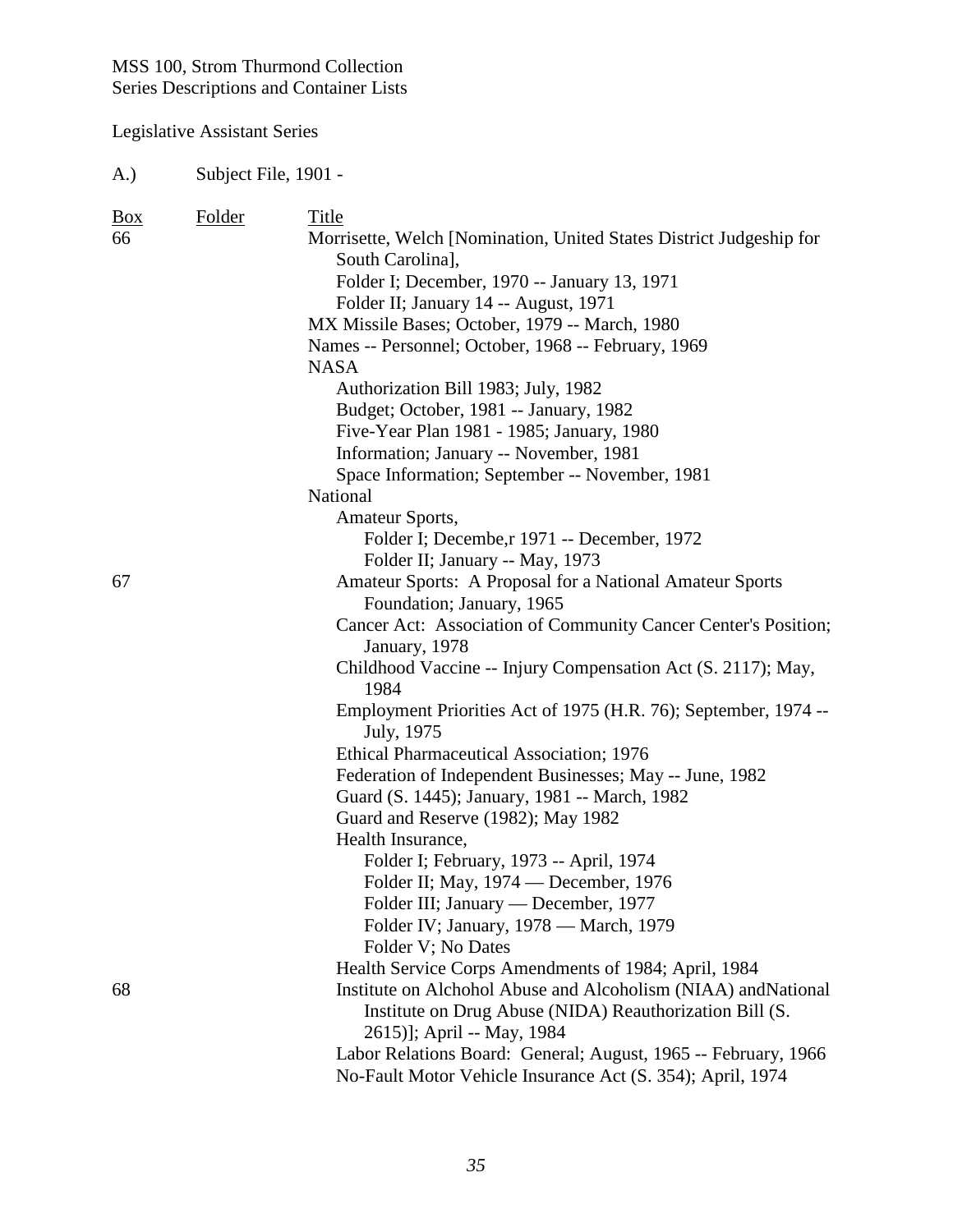MSS 100, Strom Thurmond Collection
Series Descriptions and Container Lists

Legislative Assistant Series

A.) Subject File, 1901 -

| Box | Folder | Title |
|---|---|---|
| 66 | | Morrisette, Welch [Nomination, United States District Judgeship for South Carolina], |
| | | Folder I; December, 1970 -- January 13, 1971 |
| | | Folder II; January 14 -- August, 1971 |
| | | MX Missile Bases; October, 1979 -- March, 1980 |
| | | Names -- Personnel; October, 1968 -- February, 1969 |
| | | NASA |
| | | Authorization Bill 1983; July, 1982 |
| | | Budget; October, 1981 -- January, 1982 |
| | | Five-Year Plan 1981 - 1985; January, 1980 |
| | | Information; January -- November, 1981 |
| | | Space Information; September -- November, 1981 |
| | | National |
| | | Amateur Sports, |
| | | Folder I; Decembe,r 1971 -- December, 1972 |
| | | Folder II; January -- May, 1973 |
| 67 | | Amateur Sports: A Proposal for a National Amateur Sports Foundation; January, 1965 |
| | | Cancer Act: Association of Community Cancer Center's Position; January, 1978 |
| | | Childhood Vaccine -- Injury Compensation Act (S. 2117); May, 1984 |
| | | Employment Priorities Act of 1975 (H.R. 76); September, 1974 -- July, 1975 |
| | | Ethical Pharmaceutical Association; 1976 |
| | | Federation of Independent Businesses; May -- June, 1982 |
| | | Guard (S. 1445); January, 1981 -- March, 1982 |
| | | Guard and Reserve (1982); May 1982 |
| | | Health Insurance, |
| | | Folder I; February, 1973 -- April, 1974 |
| | | Folder II; May, 1974 — December, 1976 |
| | | Folder III; January — December, 1977 |
| | | Folder IV; January, 1978 — March, 1979 |
| | | Folder V; No Dates |
| | | Health Service Corps Amendments of 1984; April, 1984 |
| 68 | | Institute on Alchohol Abuse and Alcoholism (NIAA) andNational Institute on Drug Abuse (NIDA) Reauthorization Bill (S. 2615)]; April -- May, 1984 |
| | | Labor Relations Board: General; August, 1965 -- February, 1966 |
| | | No-Fault Motor Vehicle Insurance Act (S. 354); April, 1974 |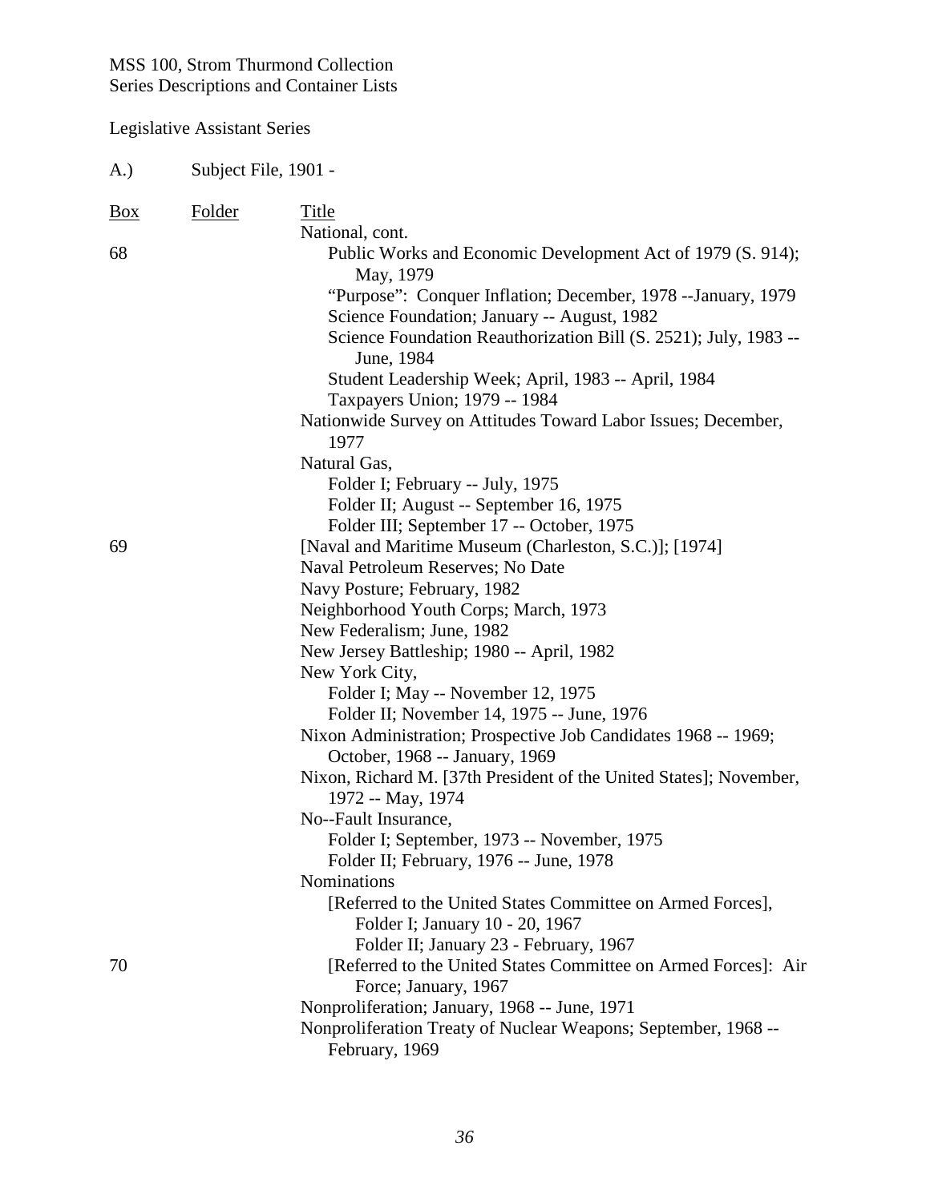MSS 100, Strom Thurmond Collection
Series Descriptions and Container Lists

Legislative Assistant Series

A.) Subject File, 1901 -

| Box | Folder | Title |
|---|---|---|
| | | National, cont. |
| 68 | | Public Works and Economic Development Act of 1979 (S. 914); May, 1979 |
| | | "Purpose": Conquer Inflation; December, 1978 --January, 1979 |
| | | Science Foundation; January -- August, 1982 |
| | | Science Foundation Reauthorization Bill (S. 2521); July, 1983 -- June, 1984 |
| | | Student Leadership Week; April, 1983 -- April, 1984 |
| | | Taxpayers Union; 1979 -- 1984 |
| | | Nationwide Survey on Attitudes Toward Labor Issues; December, 1977 |
| | | Natural Gas, |
| | | Folder I; February -- July, 1975 |
| | | Folder II; August -- September 16, 1975 |
| | | Folder III; September 17 -- October, 1975 |
| 69 | | [Naval and Maritime Museum (Charleston, S.C.)]; [1974] |
| | | Naval Petroleum Reserves; No Date |
| | | Navy Posture; February, 1982 |
| | | Neighborhood Youth Corps; March, 1973 |
| | | New Federalism; June, 1982 |
| | | New Jersey Battleship; 1980 -- April, 1982 |
| | | New York City, |
| | | Folder I; May -- November 12, 1975 |
| | | Folder II; November 14, 1975 -- June, 1976 |
| | | Nixon Administration; Prospective Job Candidates 1968 -- 1969; October, 1968 -- January, 1969 |
| | | Nixon, Richard M. [37th President of the United States]; November, 1972 -- May, 1974 |
| | | No--Fault Insurance, |
| | | Folder I; September, 1973 -- November, 1975 |
| | | Folder II; February, 1976 -- June, 1978 |
| | | Nominations |
| | | [Referred to the United States Committee on Armed Forces], |
| | | Folder I; January 10 - 20, 1967 |
| | | Folder II; January 23 - February, 1967 |
| 70 | | [Referred to the United States Committee on Armed Forces]: Air Force; January, 1967 |
| | | Nonproliferation; January, 1968 -- June, 1971 |
| | | Nonproliferation Treaty of Nuclear Weapons; September, 1968 -- February, 1969 |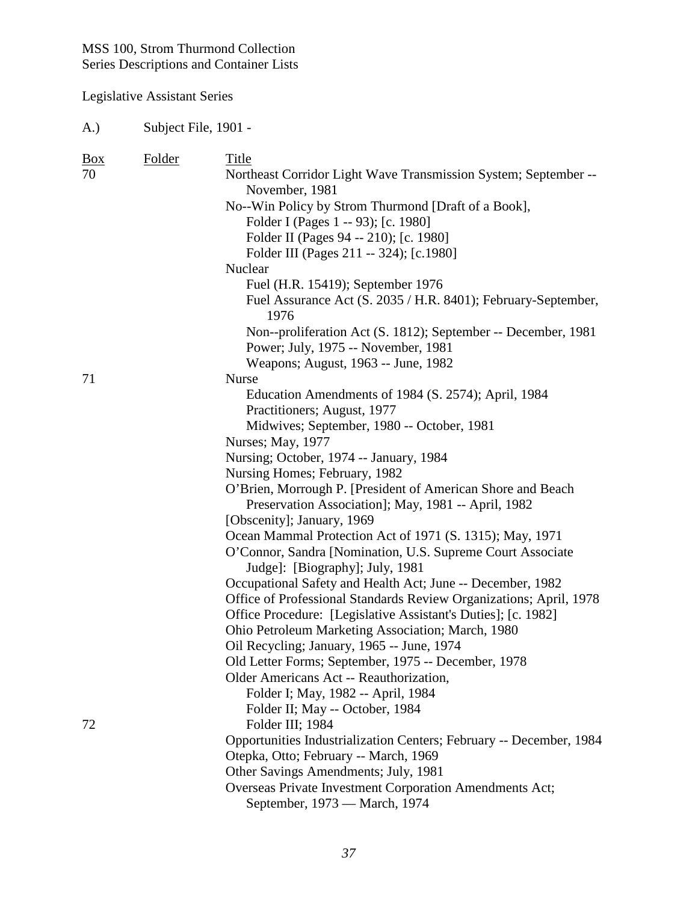MSS 100, Strom Thurmond Collection
Series Descriptions and Container Lists

Legislative Assistant Series

A.) Subject File, 1901 -

| Box | Folder | Title |
|---|---|---|
| 70 | | Northeast Corridor Light Wave Transmission System; September -- November, 1981 |
| | | No--Win Policy by Strom Thurmond [Draft of a Book], |
| | | Folder I (Pages 1 -- 93); [c. 1980] |
| | | Folder II (Pages 94 -- 210); [c. 1980] |
| | | Folder III (Pages 211 -- 324); [c.1980] |
| | | Nuclear |
| | | Fuel (H.R. 15419); September 1976 |
| | | Fuel Assurance Act (S. 2035 / H.R. 8401); February-September, 1976 |
| | | Non--proliferation Act (S. 1812); September -- December, 1981 |
| | | Power; July, 1975 -- November, 1981 |
| | | Weapons; August, 1963 -- June, 1982 |
| 71 | | Nurse |
| | | Education Amendments of 1984 (S. 2574); April, 1984 |
| | | Practitioners; August, 1977 |
| | | Midwives; September, 1980 -- October, 1981 |
| | | Nurses; May, 1977 |
| | | Nursing; October, 1974 -- January, 1984 |
| | | Nursing Homes; February, 1982 |
| | | O'Brien, Morrough P. [President of American Shore and Beach Preservation Association]; May, 1981 -- April, 1982 |
| | | [Obscenity]; January, 1969 |
| | | Ocean Mammal Protection Act of 1971 (S. 1315); May, 1971 |
| | | O'Connor, Sandra [Nomination, U.S. Supreme Court Associate Judge]: [Biography]; July, 1981 |
| | | Occupational Safety and Health Act; June -- December, 1982 |
| | | Office of Professional Standards Review Organizations; April, 1978 |
| | | Office Procedure: [Legislative Assistant's Duties]; [c. 1982] |
| | | Ohio Petroleum Marketing Association; March, 1980 |
| | | Oil Recycling; January, 1965 -- June, 1974 |
| | | Old Letter Forms; September, 1975 -- December, 1978 |
| | | Older Americans Act -- Reauthorization, |
| | | Folder I; May, 1982 -- April, 1984 |
| | | Folder II; May -- October, 1984 |
| 72 | | Folder III; 1984 |
| | | Opportunities Industrialization Centers; February -- December, 1984 |
| | | Otepka, Otto; February -- March, 1969 |
| | | Other Savings Amendments; July, 1981 |
| | | Overseas Private Investment Corporation Amendments Act; September, 1973 — March, 1974 |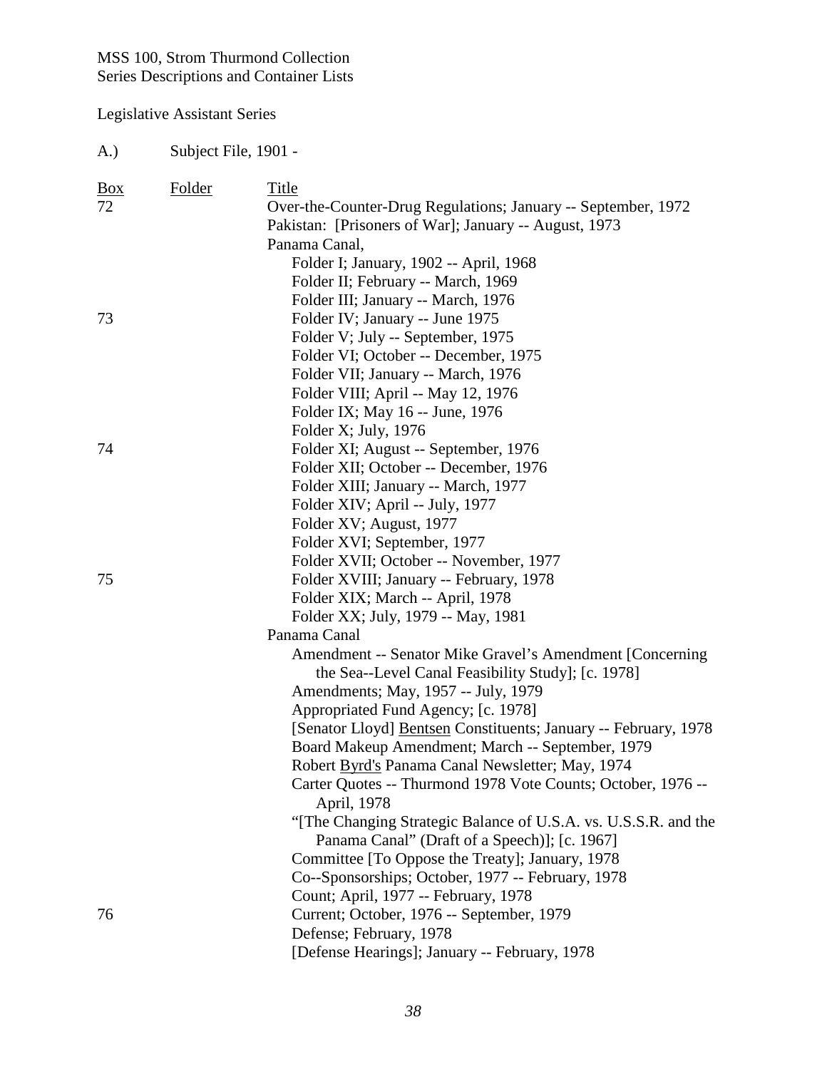MSS 100, Strom Thurmond Collection
Series Descriptions and Container Lists

Legislative Assistant Series

A.) Subject File, 1901 -

| Box | Folder | Title |
|---|---|---|
| 72 | | Over-the-Counter-Drug Regulations; January -- September, 1972 |
| | | Pakistan: [Prisoners of War]; January -- August, 1973 |
| | | Panama Canal, |
| | | Folder I; January, 1902 -- April, 1968 |
| | | Folder II; February -- March, 1969 |
| | | Folder III; January -- March, 1976 |
| 73 | | Folder IV; January -- June 1975 |
| | | Folder V; July -- September, 1975 |
| | | Folder VI; October -- December, 1975 |
| | | Folder VII; January -- March, 1976 |
| | | Folder VIII; April -- May 12, 1976 |
| | | Folder IX; May 16 -- June, 1976 |
| | | Folder X; July, 1976 |
| 74 | | Folder XI; August -- September, 1976 |
| | | Folder XII; October -- December, 1976 |
| | | Folder XIII; January -- March, 1977 |
| | | Folder XIV; April -- July, 1977 |
| | | Folder XV; August, 1977 |
| | | Folder XVI; September, 1977 |
| | | Folder XVII; October -- November, 1977 |
| 75 | | Folder XVIII; January -- February, 1978 |
| | | Folder XIX; March -- April, 1978 |
| | | Folder XX; July, 1979 -- May, 1981 |
| | | Panama Canal |
| | | Amendment -- Senator Mike Gravel's Amendment [Concerning the Sea--Level Canal Feasibility Study]; [c. 1978] |
| | | Amendments; May, 1957 -- July, 1979 |
| | | Appropriated Fund Agency; [c. 1978] |
| | | [Senator Lloyd] Bentsen Constituents; January -- February, 1978 |
| | | Board Makeup Amendment; March -- September, 1979 |
| | | Robert Byrd's Panama Canal Newsletter; May, 1974 |
| | | Carter Quotes -- Thurmond 1978 Vote Counts; October, 1976 -- April, 1978 |
| | | "[The Changing Strategic Balance of U.S.A. vs. U.S.S.R. and the Panama Canal" (Draft of a Speech)]; [c. 1967] |
| | | Committee [To Oppose the Treaty]; January, 1978 |
| | | Co--Sponsorships; October, 1977 -- February, 1978 |
| | | Count; April, 1977 -- February, 1978 |
| 76 | | Current; October, 1976 -- September, 1979 |
| | | Defense; February, 1978 |
| | | [Defense Hearings]; January -- February, 1978 |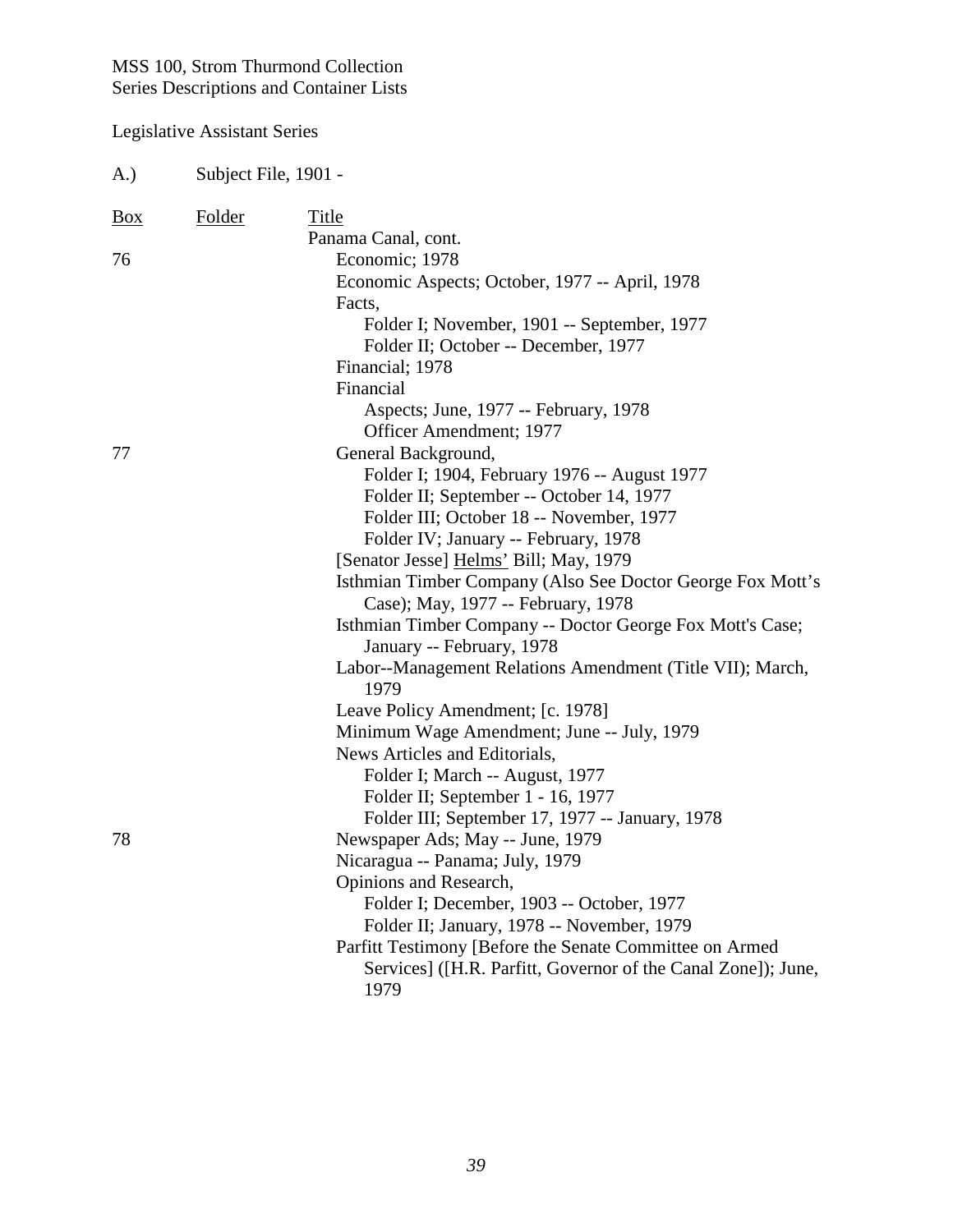MSS 100, Strom Thurmond Collection
Series Descriptions and Container Lists

Legislative Assistant Series

A.) Subject File, 1901 -

| Box | Folder | Title |
|---|---|---|
| | | Panama Canal, cont. |
| 76 | | Economic; 1978 |
| | | Economic Aspects; October, 1977 -- April, 1978 |
| | | Facts, |
| | | Folder I; November, 1901 -- September, 1977 |
| | | Folder II; October -- December, 1977 |
| | | Financial; 1978 |
| | | Financial |
| | | Aspects; June, 1977 -- February, 1978 |
| | | Officer Amendment; 1977 |
| 77 | | General Background, |
| | | Folder I; 1904, February 1976 -- August 1977 |
| | | Folder II; September -- October 14, 1977 |
| | | Folder III; October 18 -- November, 1977 |
| | | Folder IV; January -- February, 1978 |
| | | [Senator Jesse] Helms' Bill; May, 1979 |
| | | Isthmian Timber Company (Also See Doctor George Fox Mott's Case); May, 1977 -- February, 1978 |
| | | Isthmian Timber Company -- Doctor George Fox Mott's Case; January -- February, 1978 |
| | | Labor--Management Relations Amendment (Title VII); March, 1979 |
| | | Leave Policy Amendment; [c. 1978] |
| | | Minimum Wage Amendment; June -- July, 1979 |
| | | News Articles and Editorials, |
| | | Folder I; March -- August, 1977 |
| | | Folder II; September 1 - 16, 1977 |
| | | Folder III; September 17, 1977 -- January, 1978 |
| 78 | | Newspaper Ads; May -- June, 1979 |
| | | Nicaragua -- Panama; July, 1979 |
| | | Opinions and Research, |
| | | Folder I; December, 1903 -- October, 1977 |
| | | Folder II; January, 1978 -- November, 1979 |
| | | Parfitt Testimony [Before the Senate Committee on Armed Services] ([H.R. Parfitt, Governor of the Canal Zone]); June, 1979 |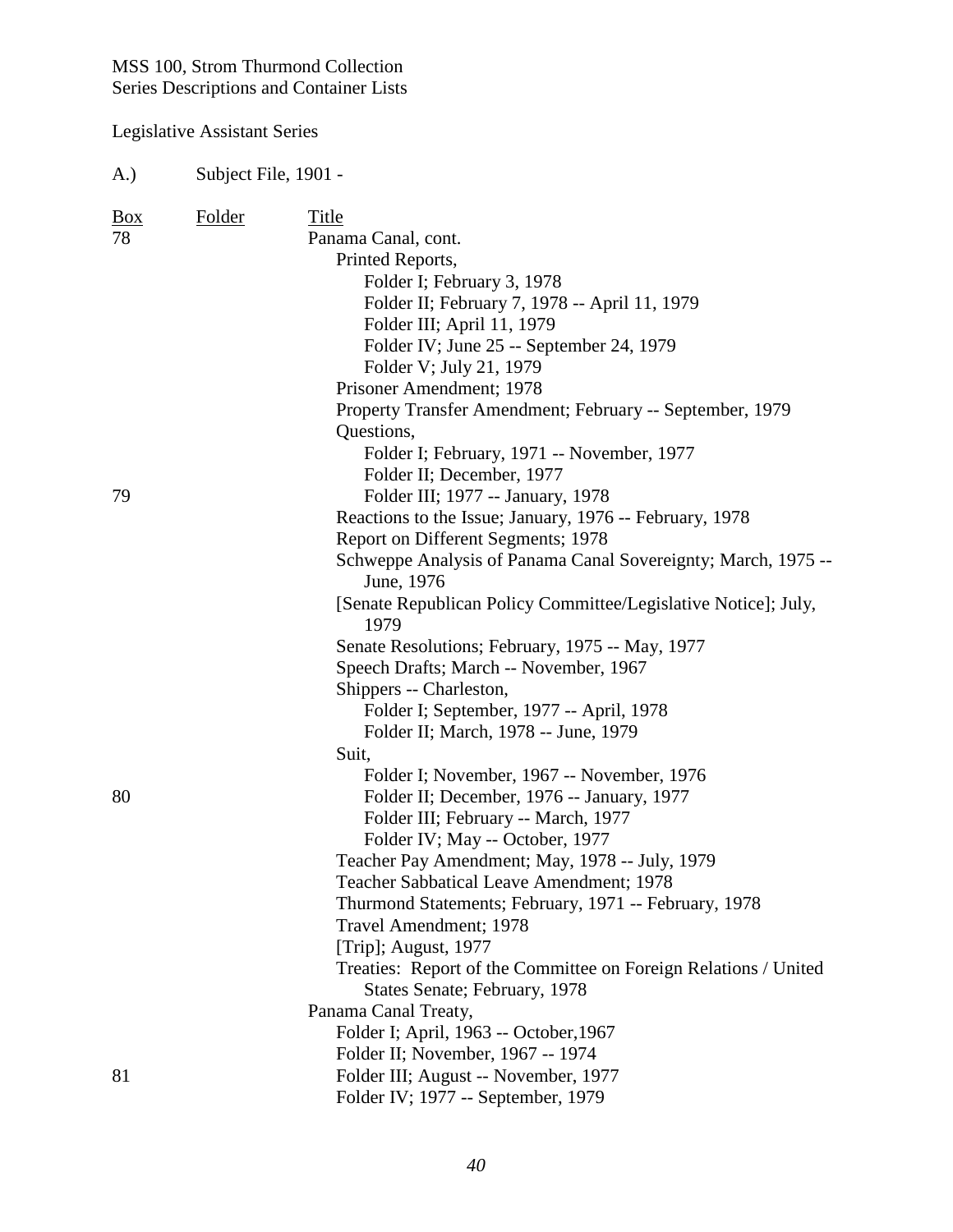MSS 100, Strom Thurmond Collection
Series Descriptions and Container Lists

Legislative Assistant Series

A.) Subject File, 1901 -

| Box | Folder | Title |
|---|---|---|
| 78 | | Panama Canal, cont. |
| | | Printed Reports, |
| | | Folder I; February 3, 1978 |
| | | Folder II; February 7, 1978 -- April 11, 1979 |
| | | Folder III; April 11, 1979 |
| | | Folder IV; June 25 -- September 24, 1979 |
| | | Folder V; July 21, 1979 |
| | | Prisoner Amendment; 1978 |
| | | Property Transfer Amendment; February -- September, 1979 |
| | | Questions, |
| | | Folder I; February, 1971 -- November, 1977 |
| | | Folder II; December, 1977 |
| 79 | | Folder III; 1977 -- January, 1978 |
| | | Reactions to the Issue; January, 1976 -- February, 1978 |
| | | Report on Different Segments; 1978 |
| | | Schweppe Analysis of Panama Canal Sovereignty; March, 1975 -- June, 1976 |
| | | [Senate Republican Policy Committee/Legislative Notice]; July, 1979 |
| | | Senate Resolutions; February, 1975 -- May, 1977 |
| | | Speech Drafts; March -- November, 1967 |
| | | Shippers -- Charleston, |
| | | Folder I; September, 1977 -- April, 1978 |
| | | Folder II; March, 1978 -- June, 1979 |
| | | Suit, |
| | | Folder I; November, 1967 -- November, 1976 |
| 80 | | Folder II; December, 1976 -- January, 1977 |
| | | Folder III; February -- March, 1977 |
| | | Folder IV; May -- October, 1977 |
| | | Teacher Pay Amendment; May, 1978 -- July, 1979 |
| | | Teacher Sabbatical Leave Amendment; 1978 |
| | | Thurmond Statements; February, 1971 -- February, 1978 |
| | | Travel Amendment; 1978 |
| | | [Trip]; August, 1977 |
| | | Treaties: Report of the Committee on Foreign Relations / United States Senate; February, 1978 |
| | | Panama Canal Treaty, |
| | | Folder I; April, 1963 -- October,1967 |
| | | Folder II; November, 1967 -- 1974 |
| 81 | | Folder III; August -- November, 1977 |
| | | Folder IV; 1977 -- September, 1979 |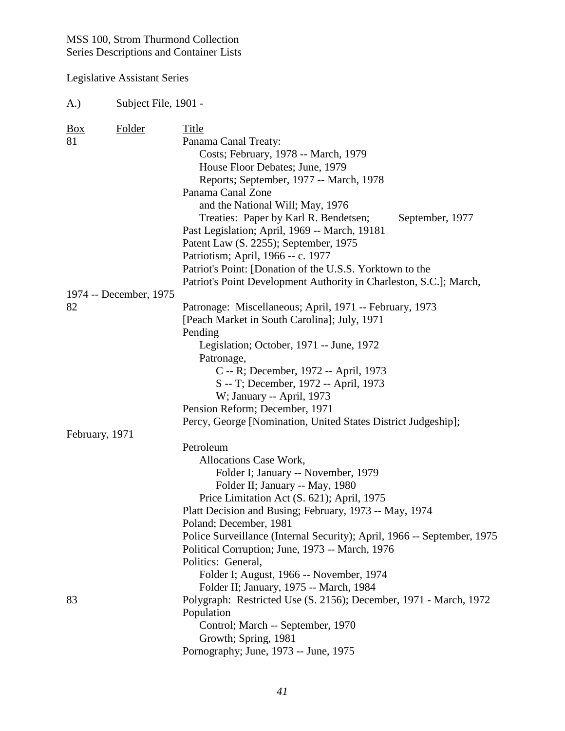MSS 100, Strom Thurmond Collection
Series Descriptions and Container Lists

Legislative Assistant Series

A.) Subject File, 1901 -

| Box | Folder | Title |
|---|---|---|
| 81 | | Panama Canal Treaty: |
| | | Costs; February, 1978 -- March, 1979 |
| | | House Floor Debates; June, 1979 |
| | | Reports; September, 1977 -- March, 1978 |
| | | Panama Canal Zone |
| | | and the National Will; May, 1976 |
| | | Treaties: Paper by Karl R. Bendetsen; September, 1977 |
| | | Past Legislation; April, 1969 -- March, 19181 |
| | | Patent Law (S. 2255); September, 1975 |
| | | Patriotism; April, 1966 -- c. 1977 |
| | | Patriot's Point: [Donation of the U.S.S. Yorktown to the Patriot's Point Development Authority in Charleston, S.C.]; March, 1974 -- December, 1975 |
| 82 | | Patronage: Miscellaneous; April, 1971 -- February, 1973 |
| | | [Peach Market in South Carolina]; July, 1971 |
| | | Pending |
| | | Legislation; October, 1971 -- June, 1972 |
| | | Patronage, |
| | | C -- R; December, 1972 -- April, 1973 |
| | | S -- T; December, 1972 -- April, 1973 |
| | | W; January -- April, 1973 |
| | | Pension Reform; December, 1971 |
| | | Percy, George [Nomination, United States District Judgeship]; February, 1971 |
| | | Petroleum |
| | | Allocations Case Work, |
| | | Folder I; January -- November, 1979 |
| | | Folder II; January -- May, 1980 |
| | | Price Limitation Act (S. 621); April, 1975 |
| | | Platt Decision and Busing; February, 1973 -- May, 1974 |
| | | Poland; December, 1981 |
| | | Police Surveillance (Internal Security); April, 1966 -- September, 1975 |
| | | Political Corruption; June, 1973 -- March, 1976 |
| | | Politics: General, |
| | | Folder I; August, 1966 -- November, 1974 |
| | | Folder II; January, 1975 -- March, 1984 |
| 83 | | Polygraph: Restricted Use (S. 2156); December, 1971 - March, 1972 |
| | | Population |
| | | Control; March -- September, 1970 |
| | | Growth; Spring, 1981 |
| | | Pornography; June, 1973 -- June, 1975 |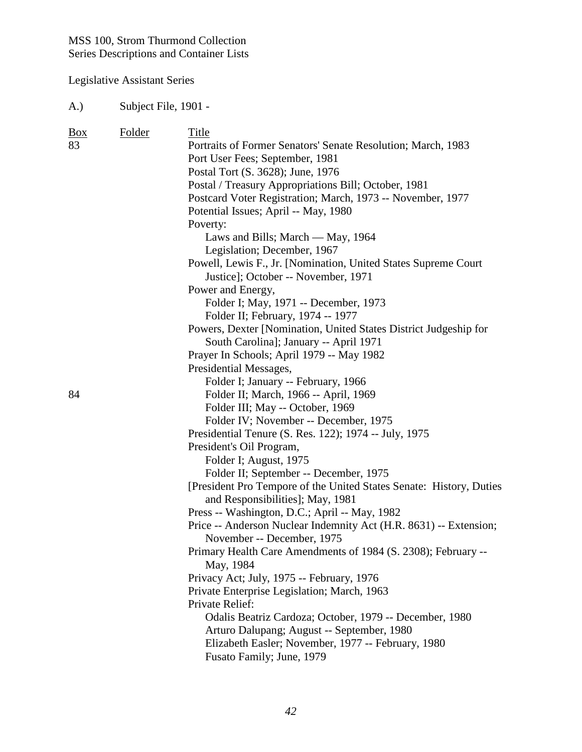MSS 100, Strom Thurmond Collection
Series Descriptions and Container Lists

Legislative Assistant Series

A.) Subject File, 1901 -

| Box | Folder | Title |
|---|---|---|
| 83 | | Portraits of Former Senators' Senate Resolution; March, 1983 |
| | | Port User Fees; September, 1981 |
| | | Postal Tort (S. 3628); June, 1976 |
| | | Postal / Treasury Appropriations Bill; October, 1981 |
| | | Postcard Voter Registration; March, 1973 -- November, 1977 |
| | | Potential Issues; April -- May, 1980 |
| | | Poverty: |
| | | Laws and Bills; March — May, 1964 |
| | | Legislation; December, 1967 |
| | | Powell, Lewis F., Jr. [Nomination, United States Supreme Court Justice]; October -- November, 1971 |
| | | Power and Energy, |
| | | Folder I; May, 1971 -- December, 1973 |
| | | Folder II; February, 1974 -- 1977 |
| | | Powers, Dexter [Nomination, United States District Judgeship for South Carolina]; January -- April 1971 |
| | | Prayer In Schools; April 1979 -- May 1982 |
| | | Presidential Messages, |
| | | Folder I; January -- February, 1966 |
| 84 | | Folder II; March, 1966 -- April, 1969 |
| | | Folder III; May -- October, 1969 |
| | | Folder IV; November -- December, 1975 |
| | | Presidential Tenure (S. Res. 122); 1974 -- July, 1975 |
| | | President's Oil Program, |
| | | Folder I; August, 1975 |
| | | Folder II; September -- December, 1975 |
| | | [President Pro Tempore of the United States Senate: History, Duties and Responsibilities]; May, 1981 |
| | | Press -- Washington, D.C.; April -- May, 1982 |
| | | Price -- Anderson Nuclear Indemnity Act (H.R. 8631) -- Extension; November -- December, 1975 |
| | | Primary Health Care Amendments of 1984 (S. 2308); February -- May, 1984 |
| | | Privacy Act; July, 1975 -- February, 1976 |
| | | Private Enterprise Legislation; March, 1963 |
| | | Private Relief: |
| | | Odalis Beatriz Cardoza; October, 1979 -- December, 1980 |
| | | Arturo Dalupang; August -- September, 1980 |
| | | Elizabeth Easler; November, 1977 -- February, 1980 |
| | | Fusato Family; June, 1979 |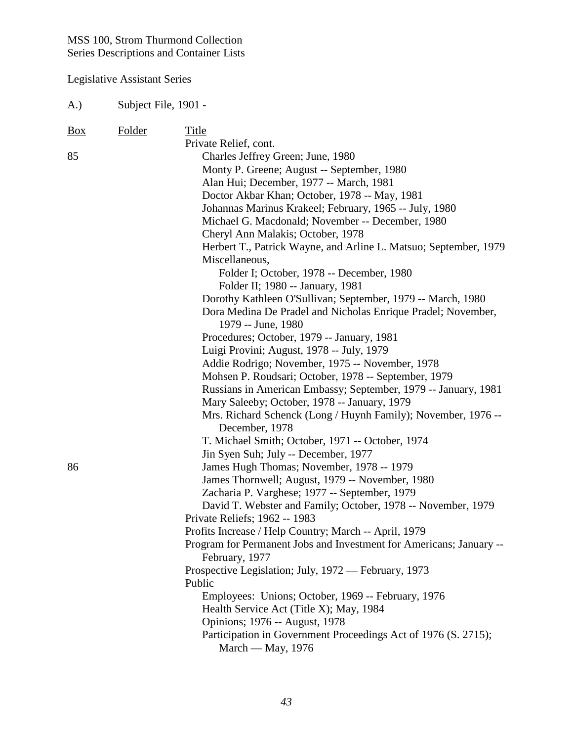MSS 100, Strom Thurmond Collection
Series Descriptions and Container Lists

Legislative Assistant Series

A.) Subject File, 1901 -

| Box | Folder | Title |
|---|---|---|
| | | Private Relief, cont. |
| 85 | | Charles Jeffrey Green; June, 1980 |
| | | Monty P. Greene; August -- September, 1980 |
| | | Alan Hui; December, 1977 -- March, 1981 |
| | | Doctor Akbar Khan; October, 1978 -- May, 1981 |
| | | Johannas Marinus Krakeel; February, 1965 -- July, 1980 |
| | | Michael G. Macdonald; November -- December, 1980 |
| | | Cheryl Ann Malakis; October, 1978 |
| | | Herbert T., Patrick Wayne, and Arline L. Matsuo; September, 1979 |
| | | Miscellaneous, |
| | | Folder I; October, 1978 -- December, 1980 |
| | | Folder II; 1980 -- January, 1981 |
| | | Dorothy Kathleen O'Sullivan; September, 1979 -- March, 1980 |
| | | Dora Medina De Pradel and Nicholas Enrique Pradel; November, 1979 -- June, 1980 |
| | | Procedures; October, 1979 -- January, 1981 |
| | | Luigi Provini; August, 1978 -- July, 1979 |
| | | Addie Rodrigo; November, 1975 -- November, 1978 |
| | | Mohsen P. Roudsari; October, 1978 -- September, 1979 |
| | | Russians in American Embassy; September, 1979 -- January, 1981 |
| | | Mary Saleeby; October, 1978 -- January, 1979 |
| | | Mrs. Richard Schenck (Long / Huynh Family); November, 1976 -- December, 1978 |
| | | T. Michael Smith; October, 1971 -- October, 1974 |
| | | Jin Syen Suh; July -- December, 1977 |
| 86 | | James Hugh Thomas; November, 1978 -- 1979 |
| | | James Thornwell; August, 1979 -- November, 1980 |
| | | Zacharia P. Varghese; 1977 -- September, 1979 |
| | | David T. Webster and Family; October, 1978 -- November, 1979 |
| | | Private Reliefs; 1962 -- 1983 |
| | | Profits Increase / Help Country; March -- April, 1979 |
| | | Program for Permanent Jobs and Investment for Americans; January -- February, 1977 |
| | | Prospective Legislation; July, 1972 — February, 1973 |
| | | Public |
| | | Employees: Unions; October, 1969 -- February, 1976 |
| | | Health Service Act (Title X); May, 1984 |
| | | Opinions; 1976 -- August, 1978 |
| | | Participation in Government Proceedings Act of 1976 (S. 2715); March — May, 1976 |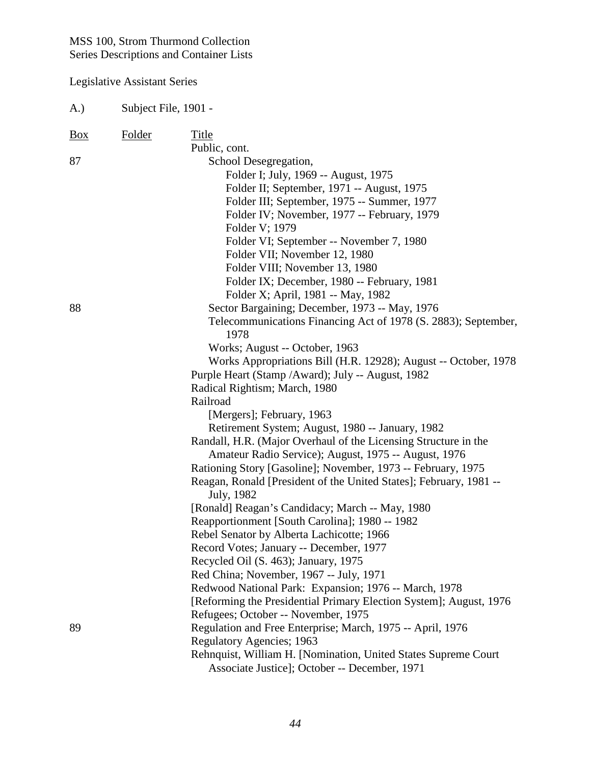MSS 100, Strom Thurmond Collection
Series Descriptions and Container Lists

Legislative Assistant Series

A.) Subject File, 1901 -

| Box | Folder | Title |
|---|---|---|
| | | Public, cont. |
| 87 | | School Desegregation, |
| | | Folder I; July, 1969 -- August, 1975 |
| | | Folder II; September, 1971 -- August, 1975 |
| | | Folder III; September, 1975 -- Summer, 1977 |
| | | Folder IV; November, 1977 -- February, 1979 |
| | | Folder V; 1979 |
| | | Folder VI; September -- November 7, 1980 |
| | | Folder VII; November 12, 1980 |
| | | Folder VIII; November 13, 1980 |
| | | Folder IX; December, 1980 -- February, 1981 |
| | | Folder X; April, 1981 -- May, 1982 |
| 88 | | Sector Bargaining; December, 1973 -- May, 1976 |
| | | Telecommunications Financing Act of 1978 (S. 2883); September, 1978 |
| | | Works; August -- October, 1963 |
| | | Works Appropriations Bill (H.R. 12928); August -- October, 1978 |
| | | Purple Heart (Stamp /Award); July -- August, 1982 |
| | | Radical Rightism; March, 1980 |
| | | Railroad |
| | | [Mergers]; February, 1963 |
| | | Retirement System; August, 1980 -- January, 1982 |
| | | Randall, H.R. (Major Overhaul of the Licensing Structure in the Amateur Radio Service); August, 1975 -- August, 1976 |
| | | Rationing Story [Gasoline]; November, 1973 -- February, 1975 |
| | | Reagan, Ronald [President of the United States]; February, 1981 -- July, 1982 |
| | | [Ronald] Reagan's Candidacy; March -- May, 1980 |
| | | Reapportionment [South Carolina]; 1980 -- 1982 |
| | | Rebel Senator by Alberta Lachicotte; 1966 |
| | | Record Votes; January -- December, 1977 |
| | | Recycled Oil (S. 463); January, 1975 |
| | | Red China; November, 1967 -- July, 1971 |
| | | Redwood National Park: Expansion; 1976 -- March, 1978 |
| | | [Reforming the Presidential Primary Election System]; August, 1976 |
| | | Refugees; October -- November, 1975 |
| 89 | | Regulation and Free Enterprise; March, 1975 -- April, 1976 |
| | | Regulatory Agencies; 1963 |
| | | Rehnquist, William H. [Nomination, United States Supreme Court Associate Justice]; October -- December, 1971 |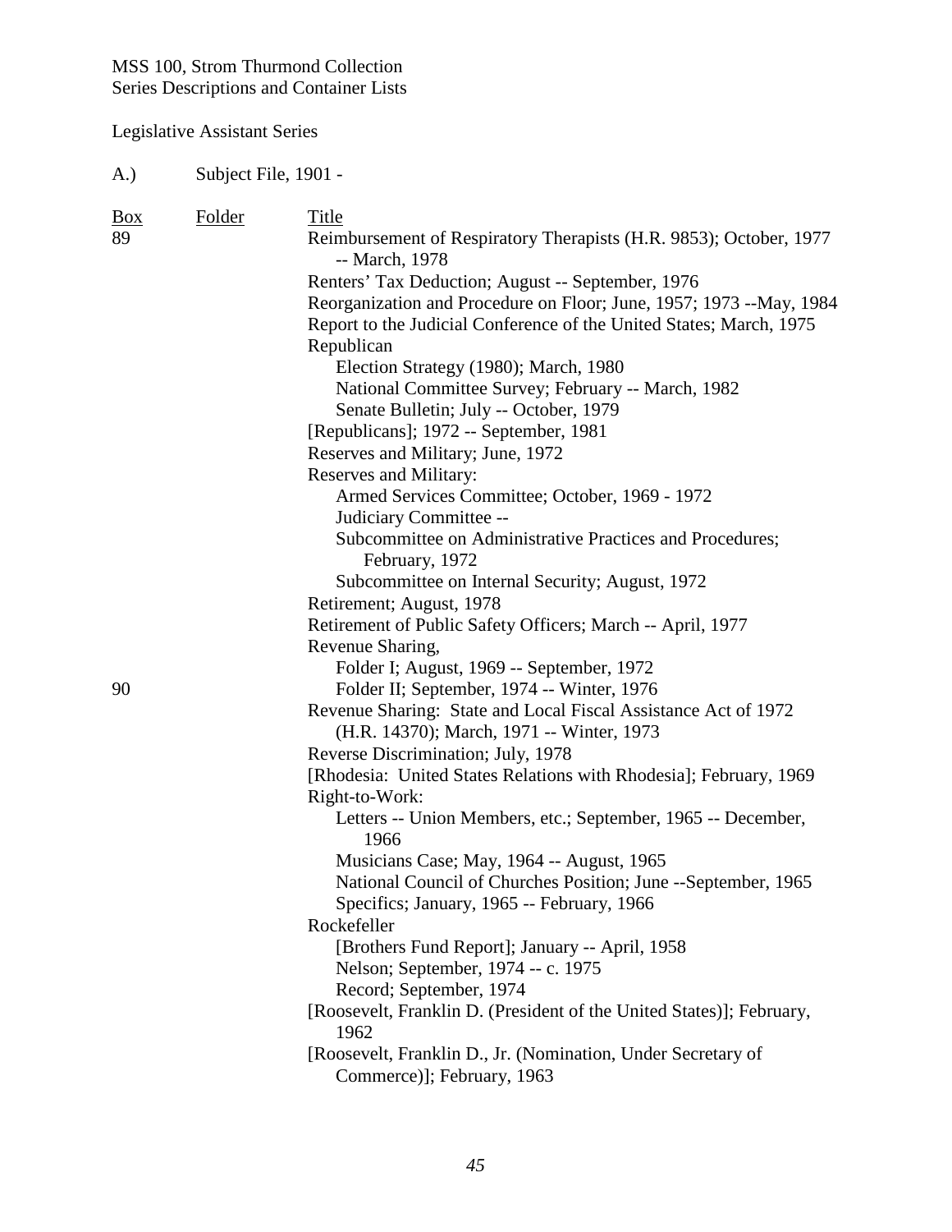MSS 100, Strom Thurmond Collection
Series Descriptions and Container Lists

Legislative Assistant Series

A.) Subject File, 1901 -

| Box | Folder | Title |
|---|---|---|
| 89 | | Reimbursement of Respiratory Therapists (H.R. 9853); October, 1977 -- March, 1978 |
| | | Renters' Tax Deduction; August -- September, 1976 |
| | | Reorganization and Procedure on Floor; June, 1957; 1973 --May, 1984 |
| | | Report to the Judicial Conference of the United States; March, 1975 |
| | | Republican |
| | | Election Strategy (1980); March, 1980 |
| | | National Committee Survey; February -- March, 1982 |
| | | Senate Bulletin; July -- October, 1979 |
| | | [Republicans]; 1972 -- September, 1981 |
| | | Reserves and Military; June, 1972 |
| | | Reserves and Military: |
| | | Armed Services Committee; October, 1969 - 1972 |
| | | Judiciary Committee -- |
| | | Subcommittee on Administrative Practices and Procedures; February, 1972 |
| | | Subcommittee on Internal Security; August, 1972 |
| | | Retirement; August, 1978 |
| | | Retirement of Public Safety Officers; March -- April, 1977 |
| | | Revenue Sharing, |
| | | Folder I; August, 1969 -- September, 1972 |
| 90 | | Folder II; September, 1974 -- Winter, 1976 |
| | | Revenue Sharing: State and Local Fiscal Assistance Act of 1972 (H.R. 14370); March, 1971 -- Winter, 1973 |
| | | Reverse Discrimination; July, 1978 |
| | | [Rhodesia: United States Relations with Rhodesia]; February, 1969 |
| | | Right-to-Work: |
| | | Letters -- Union Members, etc.; September, 1965 -- December, 1966 |
| | | Musicians Case; May, 1964 -- August, 1965 |
| | | National Council of Churches Position; June --September, 1965 |
| | | Specifics; January, 1965 -- February, 1966 |
| | | Rockefeller |
| | | [Brothers Fund Report]; January -- April, 1958 |
| | | Nelson; September, 1974 -- c. 1975 |
| | | Record; September, 1974 |
| | | [Roosevelt, Franklin D. (President of the United States)]; February, 1962 |
| | | [Roosevelt, Franklin D., Jr. (Nomination, Under Secretary of Commerce)]; February, 1963 |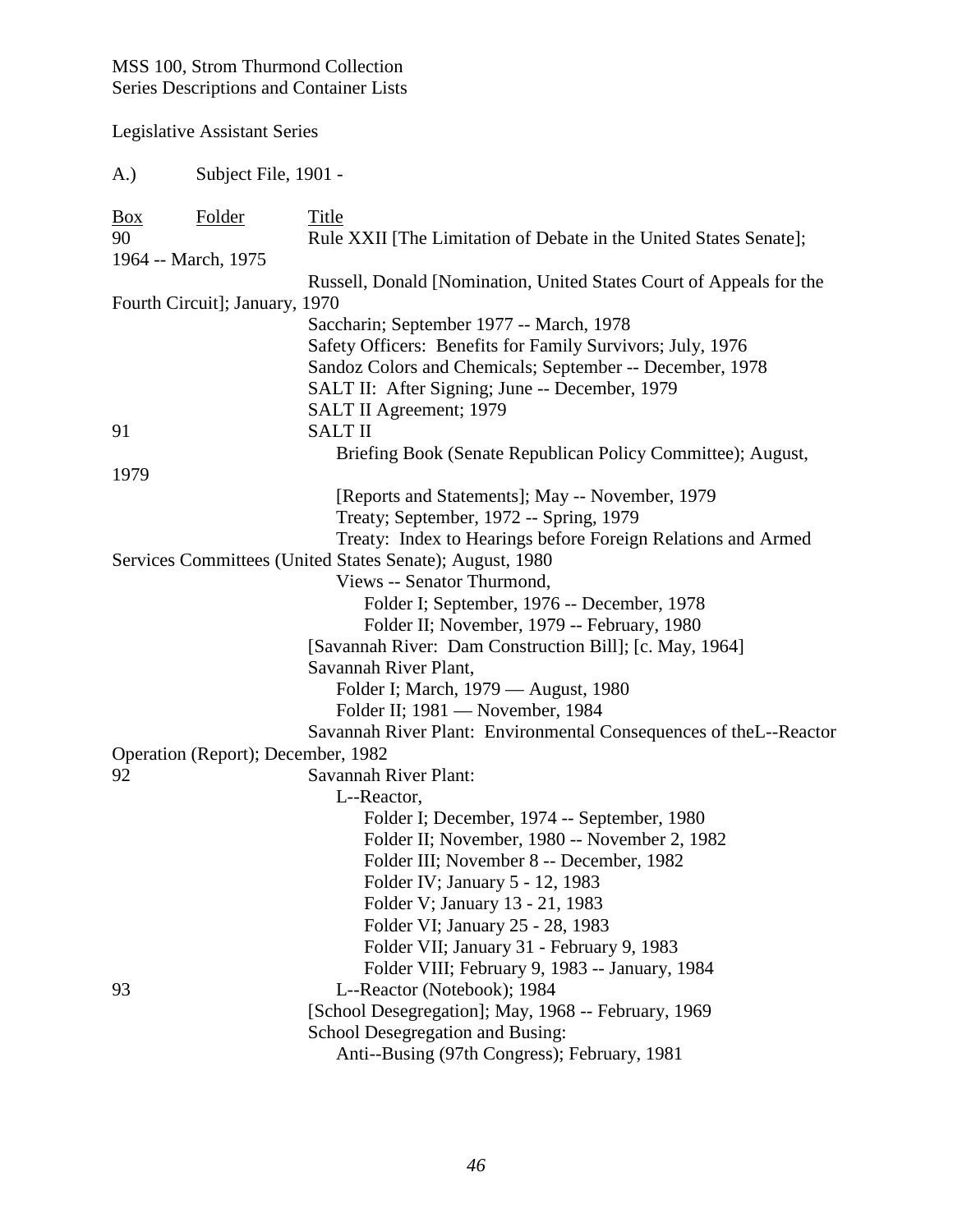MSS 100, Strom Thurmond Collection
Series Descriptions and Container Lists

Legislative Assistant Series

A.) Subject File, 1901 -

| Box | Folder | Title |
|---|---|---|
| 90 | | Rule XXII [The Limitation of Debate in the United States Senate]; 1964 -- March, 1975 |
| | | Russell, Donald [Nomination, United States Court of Appeals for the Fourth Circuit]; January, 1970 |
| | | Saccharin; September 1977 -- March, 1978 |
| | | Safety Officers: Benefits for Family Survivors; July, 1976 |
| | | Sandoz Colors and Chemicals; September -- December, 1978 |
| | | SALT II: After Signing; June -- December, 1979 |
| | | SALT II Agreement; 1979 |
| 91 | | SALT II |
| | | Briefing Book (Senate Republican Policy Committee); August, 1979 |
| | | [Reports and Statements]; May -- November, 1979 |
| | | Treaty; September, 1972 -- Spring, 1979 |
| | | Treaty: Index to Hearings before Foreign Relations and Armed Services Committees (United States Senate); August, 1980 |
| | | Views -- Senator Thurmond, |
| | | Folder I; September, 1976 -- December, 1978 |
| | | Folder II; November, 1979 -- February, 1980 |
| | | [Savannah River: Dam Construction Bill]; [c. May, 1964] |
| | | Savannah River Plant, |
| | | Folder I; March, 1979 — August, 1980 |
| | | Folder II; 1981 — November, 1984 |
| | | Savannah River Plant: Environmental Consequences of theL--Reactor Operation (Report); December, 1982 |
| 92 | | Savannah River Plant: |
| | | L--Reactor, |
| | | Folder I; December, 1974 -- September, 1980 |
| | | Folder II; November, 1980 -- November 2, 1982 |
| | | Folder III; November 8 -- December, 1982 |
| | | Folder IV; January 5 - 12, 1983 |
| | | Folder V; January 13 - 21, 1983 |
| | | Folder VI; January 25 - 28, 1983 |
| | | Folder VII; January 31 - February 9, 1983 |
| | | Folder VIII; February 9, 1983 -- January, 1984 |
| 93 | | L--Reactor (Notebook); 1984 |
| | | [School Desegregation]; May, 1968 -- February, 1969 |
| | | School Desegregation and Busing: |
| | | Anti--Busing (97th Congress); February, 1981 |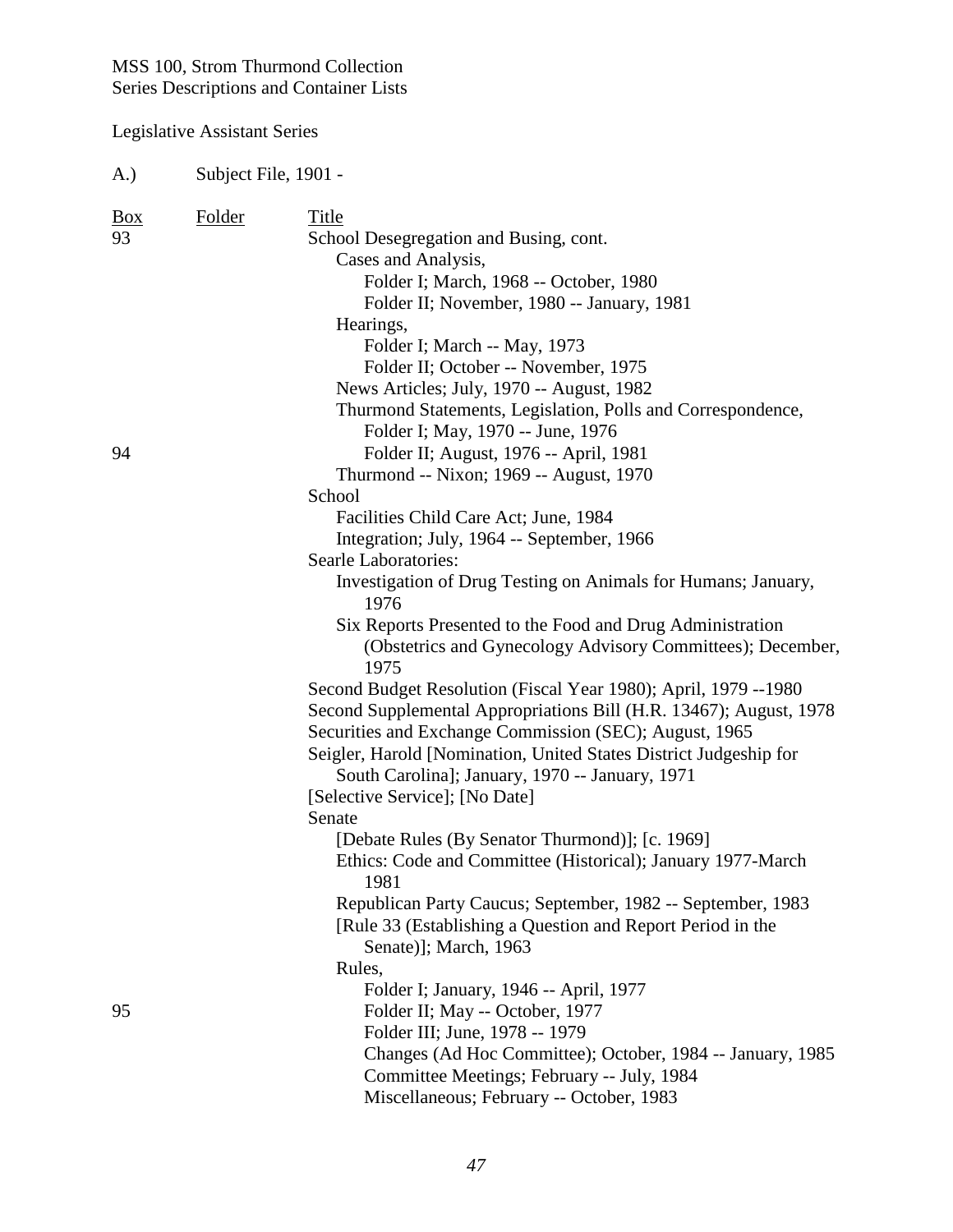MSS 100, Strom Thurmond Collection
Series Descriptions and Container Lists

Legislative Assistant Series

A.) Subject File, 1901 -

| Box | Folder | Title |
|---|---|---|
| 93 | | School Desegregation and Busing, cont. |
| | | Cases and Analysis, |
| | | Folder I; March, 1968 -- October, 1980 |
| | | Folder II; November, 1980 -- January, 1981 |
| | | Hearings, |
| | | Folder I; March -- May, 1973 |
| | | Folder II; October -- November, 1975 |
| | | News Articles; July, 1970 -- August, 1982 |
| | | Thurmond Statements, Legislation, Polls and Correspondence, |
| | | Folder I; May, 1970 -- June, 1976 |
| 94 | | Folder II; August, 1976 -- April, 1981 |
| | | Thurmond -- Nixon; 1969 -- August, 1970 |
| | | School |
| | | Facilities Child Care Act; June, 1984 |
| | | Integration; July, 1964 -- September, 1966 |
| | | Searle Laboratories: |
| | | Investigation of Drug Testing on Animals for Humans; January, 1976 |
| | | Six Reports Presented to the Food and Drug Administration (Obstetrics and Gynecology Advisory Committees); December, 1975 |
| | | Second Budget Resolution (Fiscal Year 1980); April, 1979 --1980 |
| | | Second Supplemental Appropriations Bill (H.R. 13467); August, 1978 |
| | | Securities and Exchange Commission (SEC); August, 1965 |
| | | Seigler, Harold [Nomination, United States District Judgeship for South Carolina]; January, 1970 -- January, 1971 |
| | | [Selective Service]; [No Date] |
| | | Senate |
| | | [Debate Rules (By Senator Thurmond)]; [c. 1969] |
| | | Ethics: Code and Committee (Historical); January 1977-March 1981 |
| | | Republican Party Caucus; September, 1982 -- September, 1983 |
| | | [Rule 33 (Establishing a Question and Report Period in the Senate)]; March, 1963 |
| | | Rules, |
| | | Folder I; January, 1946 -- April, 1977 |
| 95 | | Folder II; May -- October, 1977 |
| | | Folder III; June, 1978 -- 1979 |
| | | Changes (Ad Hoc Committee); October, 1984 -- January, 1985 |
| | | Committee Meetings; February -- July, 1984 |
| | | Miscellaneous; February -- October, 1983 |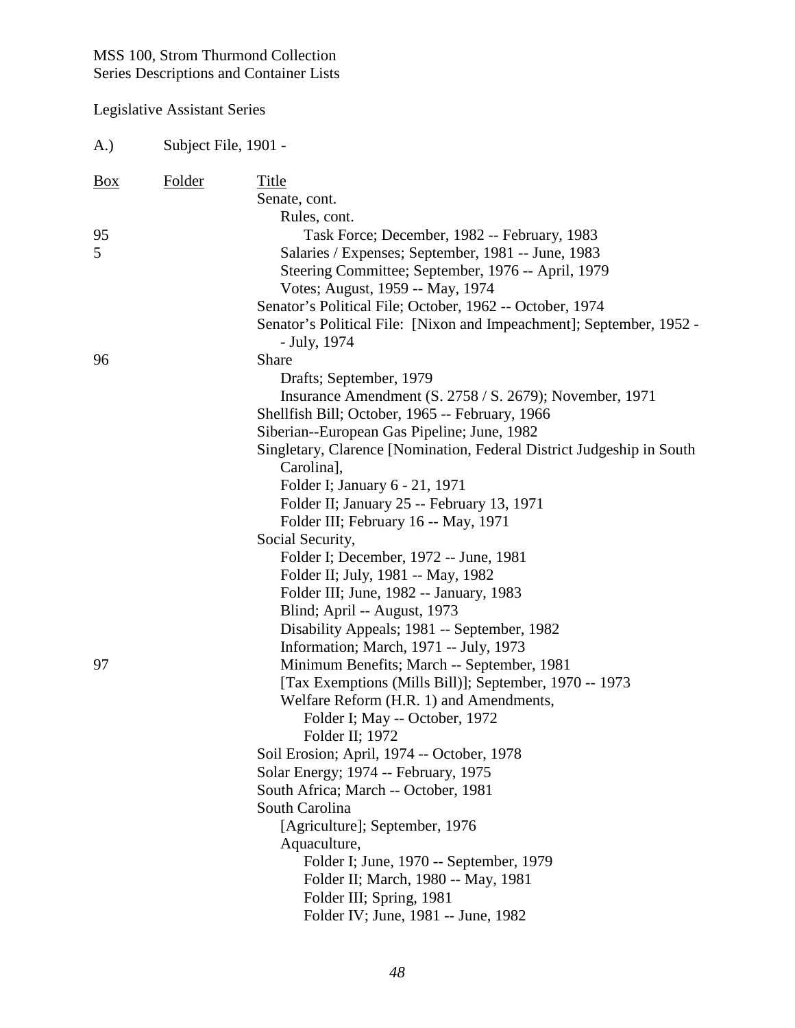MSS 100, Strom Thurmond Collection
Series Descriptions and Container Lists

Legislative Assistant Series

A.) Subject File, 1901 -

| Box | Folder | Title |
|---|---|---|
| | | Senate, cont. |
| | | Rules, cont. |
| 95 | | Task Force; December, 1982 -- February, 1983 |
| 5 | | Salaries / Expenses; September, 1981 -- June, 1983 |
| | | Steering Committee; September, 1976 -- April, 1979 |
| | | Votes; August, 1959 -- May, 1974 |
| | | Senator's Political File; October, 1962 -- October, 1974 |
| | | Senator's Political File: [Nixon and Impeachment]; September, 1952 -- July, 1974 |
| 96 | | Share |
| | | Drafts; September, 1979 |
| | | Insurance Amendment (S. 2758 / S. 2679); November, 1971 |
| | | Shellfish Bill; October, 1965 -- February, 1966 |
| | | Siberian--European Gas Pipeline; June, 1982 |
| | | Singletary, Clarence [Nomination, Federal District Judgeship in South Carolina], |
| | | Folder I; January 6 - 21, 1971 |
| | | Folder II; January 25 -- February 13, 1971 |
| | | Folder III; February 16 -- May, 1971 |
| | | Social Security, |
| | | Folder I; December, 1972 -- June, 1981 |
| | | Folder II; July, 1981 -- May, 1982 |
| | | Folder III; June, 1982 -- January, 1983 |
| | | Blind; April -- August, 1973 |
| | | Disability Appeals; 1981 -- September, 1982 |
| | | Information; March, 1971 -- July, 1973 |
| 97 | | Minimum Benefits; March -- September, 1981 |
| | | [Tax Exemptions (Mills Bill)]; September, 1970 -- 1973 |
| | | Welfare Reform (H.R. 1) and Amendments, |
| | | Folder I; May -- October, 1972 |
| | | Folder II; 1972 |
| | | Soil Erosion; April, 1974 -- October, 1978 |
| | | Solar Energy; 1974 -- February, 1975 |
| | | South Africa; March -- October, 1981 |
| | | South Carolina |
| | | [Agriculture]; September, 1976 |
| | | Aquaculture, |
| | | Folder I; June, 1970 -- September, 1979 |
| | | Folder II; March, 1980 -- May, 1981 |
| | | Folder III; Spring, 1981 |
| | | Folder IV; June, 1981 -- June, 1982 |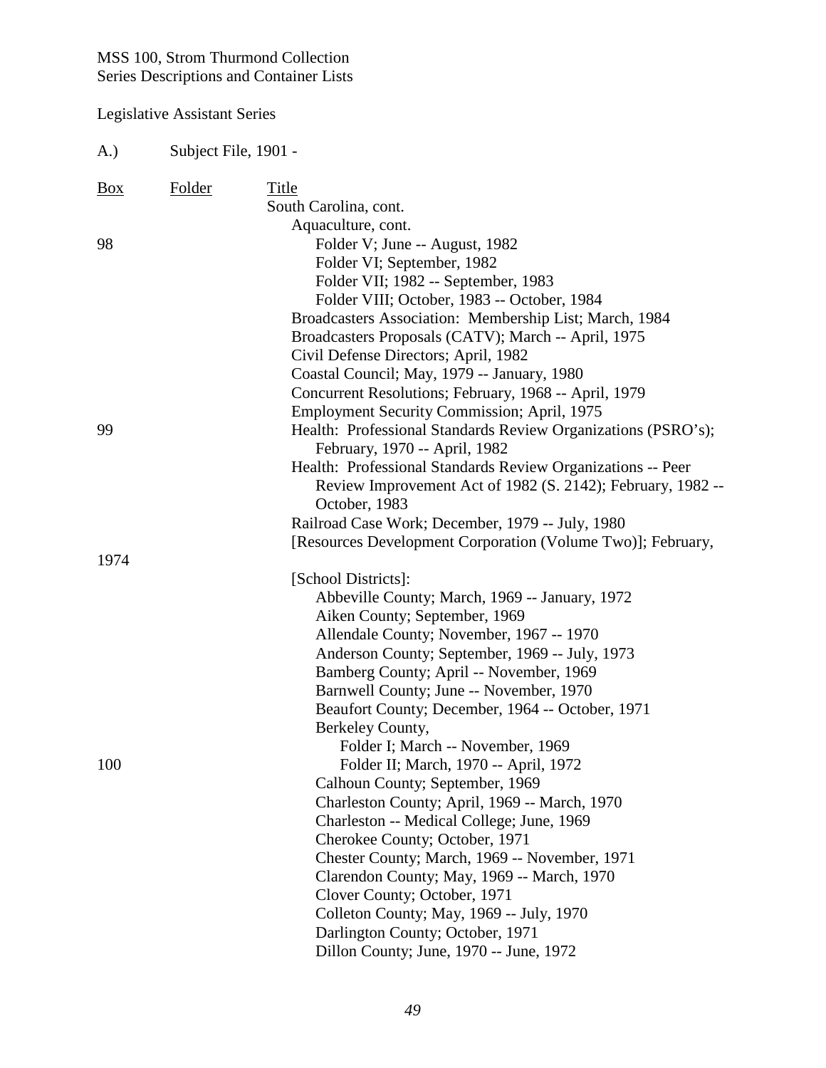MSS 100, Strom Thurmond Collection
Series Descriptions and Container Lists

Legislative Assistant Series

A.) Subject File, 1901 -

| Box | Folder | Title |
|---|---|---|
| | | South Carolina, cont. |
| | | Aquaculture, cont. |
| 98 | | Folder V; June -- August, 1982 |
| | | Folder VI; September, 1982 |
| | | Folder VII; 1982 -- September, 1983 |
| | | Folder VIII; October, 1983 -- October, 1984 |
| | | Broadcasters Association: Membership List; March, 1984 |
| | | Broadcasters Proposals (CATV); March -- April, 1975 |
| | | Civil Defense Directors; April, 1982 |
| | | Coastal Council; May, 1979 -- January, 1980 |
| | | Concurrent Resolutions; February, 1968 -- April, 1979 |
| | | Employment Security Commission; April, 1975 |
| 99 | | Health: Professional Standards Review Organizations (PSRO's); February, 1970 -- April, 1982 |
| | | Health: Professional Standards Review Organizations -- Peer Review Improvement Act of 1982 (S. 2142); February, 1982 -- October, 1983 |
| | | Railroad Case Work; December, 1979 -- July, 1980 |
| | | [Resources Development Corporation (Volume Two)]; February, 1974 |
| | | [School Districts]: |
| | | Abbeville County; March, 1969 -- January, 1972 |
| | | Aiken County; September, 1969 |
| | | Allendale County; November, 1967 -- 1970 |
| | | Anderson County; September, 1969 -- July, 1973 |
| | | Bamberg County; April -- November, 1969 |
| | | Barnwell County; June -- November, 1970 |
| | | Beaufort County; December, 1964 -- October, 1971 |
| | | Berkeley County, |
| | | Folder I; March -- November, 1969 |
| 100 | | Folder II; March, 1970 -- April, 1972 |
| | | Calhoun County; September, 1969 |
| | | Charleston County; April, 1969 -- March, 1970 |
| | | Charleston -- Medical College; June, 1969 |
| | | Cherokee County; October, 1971 |
| | | Chester County; March, 1969 -- November, 1971 |
| | | Clarendon County; May, 1969 -- March, 1970 |
| | | Clover County; October, 1971 |
| | | Colleton County; May, 1969 -- July, 1970 |
| | | Darlington County; October, 1971 |
| | | Dillon County; June, 1970 -- June, 1972 |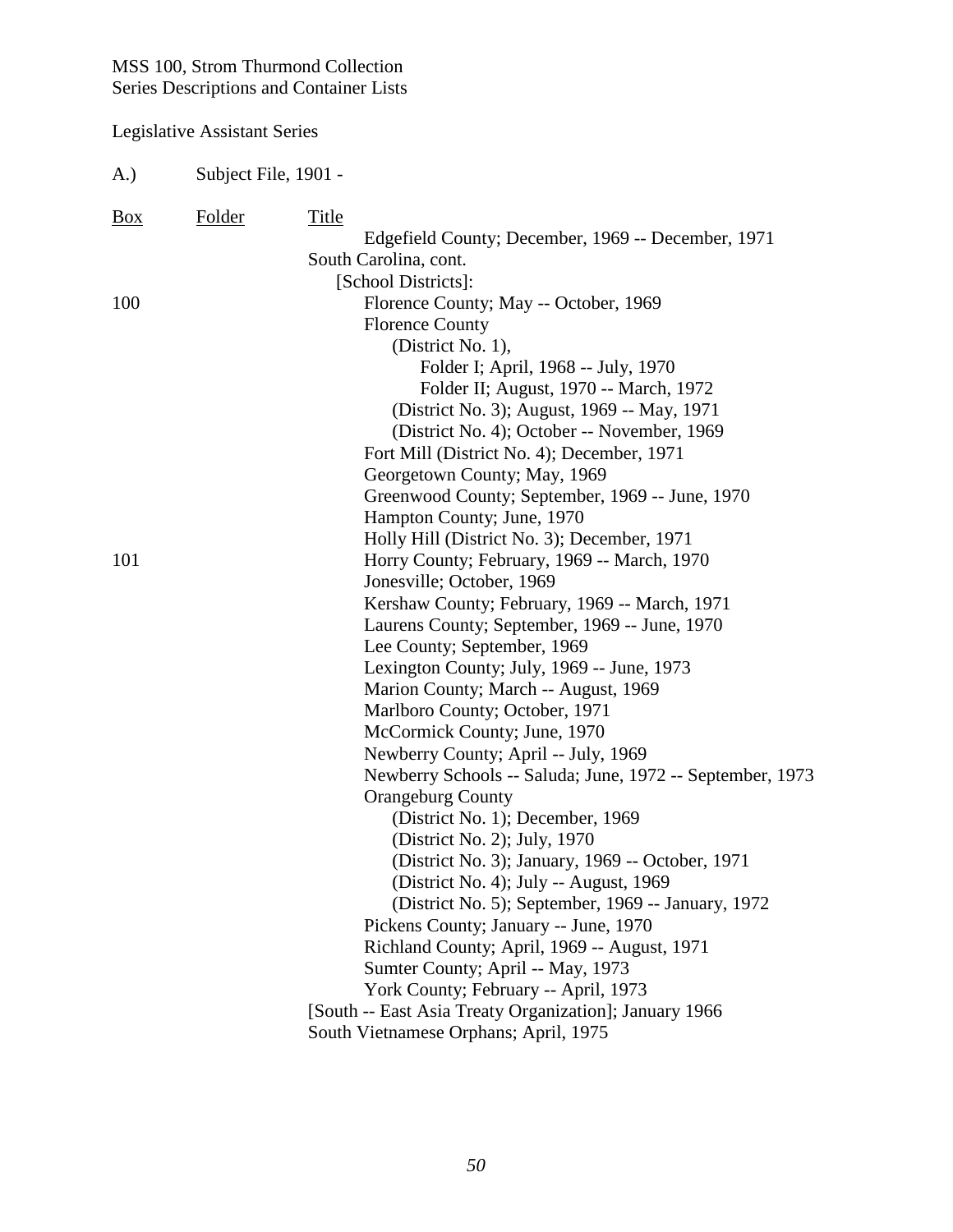MSS 100, Strom Thurmond Collection
Series Descriptions and Container Lists

Legislative Assistant Series

A.) Subject File, 1901 -

| Box | Folder | Title |
|---|---|---|
| | | Edgefield County; December, 1969 -- December, 1971 |
| | | South Carolina, cont. |
| | | [School Districts]: |
| 100 | | Florence County; May -- October, 1969 |
| | | Florence County |
| | | (District No. 1), |
| | | Folder I; April, 1968 -- July, 1970 |
| | | Folder II; August, 1970 -- March, 1972 |
| | | (District No. 3); August, 1969 -- May, 1971 |
| | | (District No. 4); October -- November, 1969 |
| | | Fort Mill (District No. 4); December, 1971 |
| | | Georgetown County; May, 1969 |
| | | Greenwood County; September, 1969 -- June, 1970 |
| | | Hampton County; June, 1970 |
| | | Holly Hill (District No. 3); December, 1971 |
| 101 | | Horry County; February, 1969 -- March, 1970 |
| | | Jonesville; October, 1969 |
| | | Kershaw County; February, 1969 -- March, 1971 |
| | | Laurens County; September, 1969 -- June, 1970 |
| | | Lee County; September, 1969 |
| | | Lexington County; July, 1969 -- June, 1973 |
| | | Marion County; March -- August, 1969 |
| | | Marlboro County; October, 1971 |
| | | McCormick County; June, 1970 |
| | | Newberry County; April -- July, 1969 |
| | | Newberry Schools -- Saluda; June, 1972 -- September, 1973 |
| | | Orangeburg County |
| | | (District No. 1); December, 1969 |
| | | (District No. 2); July, 1970 |
| | | (District No. 3); January, 1969 -- October, 1971 |
| | | (District No. 4); July -- August, 1969 |
| | | (District No. 5); September, 1969 -- January, 1972 |
| | | Pickens County; January -- June, 1970 |
| | | Richland County; April, 1969 -- August, 1971 |
| | | Sumter County; April -- May, 1973 |
| | | York County; February -- April, 1973 |
| | | [South -- East Asia Treaty Organization]; January 1966 |
| | | South Vietnamese Orphans; April, 1975 |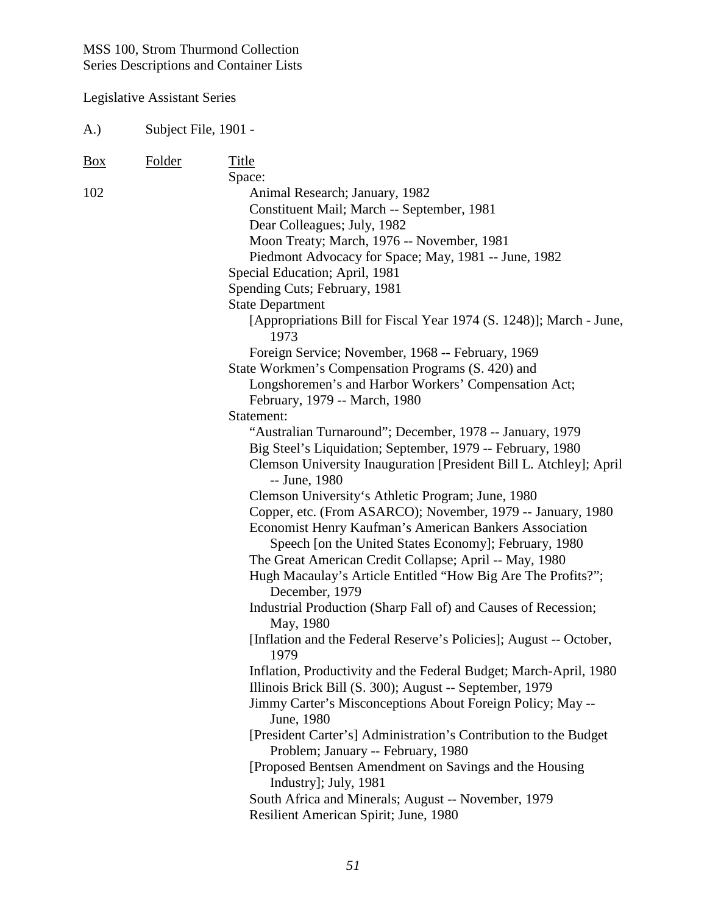MSS 100, Strom Thurmond Collection
Series Descriptions and Container Lists

Legislative Assistant Series

A.) Subject File, 1901 -

| Box | Folder | Title |
|---|---|---|
| | | Space: |
| 102 | | Animal Research; January, 1982 |
| | | Constituent Mail; March -- September, 1981 |
| | | Dear Colleagues; July, 1982 |
| | | Moon Treaty; March, 1976 -- November, 1981 |
| | | Piedmont Advocacy for Space; May, 1981 -- June, 1982 |
| | | Special Education; April, 1981 |
| | | Spending Cuts; February, 1981 |
| | | State Department |
| | | [Appropriations Bill for Fiscal Year 1974 (S. 1248)]; March - June, 1973 |
| | | Foreign Service; November, 1968 -- February, 1969 |
| | | State Workmen's Compensation Programs (S. 420) and Longshoremen's and Harbor Workers' Compensation Act; February, 1979 -- March, 1980 |
| | | Statement: |
| | | "Australian Turnaround"; December, 1978 -- January, 1979 |
| | | Big Steel's Liquidation; September, 1979 -- February, 1980 |
| | | Clemson University Inauguration [President Bill L. Atchley]; April -- June, 1980 |
| | | Clemson University's Athletic Program; June, 1980 |
| | | Copper, etc. (From ASARCO); November, 1979 -- January, 1980 |
| | | Economist Henry Kaufman's American Bankers Association Speech [on the United States Economy]; February, 1980 |
| | | The Great American Credit Collapse; April -- May, 1980 |
| | | Hugh Macaulay's Article Entitled "How Big Are The Profits?"; December, 1979 |
| | | Industrial Production (Sharp Fall of) and Causes of Recession; May, 1980 |
| | | [Inflation and the Federal Reserve's Policies]; August -- October, 1979 |
| | | Inflation, Productivity and the Federal Budget; March-April, 1980 |
| | | Illinois Brick Bill (S. 300); August -- September, 1979 |
| | | Jimmy Carter's Misconceptions About Foreign Policy; May -- June, 1980 |
| | | [President Carter's] Administration's Contribution to the Budget Problem; January -- February, 1980 |
| | | [Proposed Bentsen Amendment on Savings and the Housing Industry]; July, 1981 |
| | | South Africa and Minerals; August -- November, 1979 |
| | | Resilient American Spirit; June, 1980 |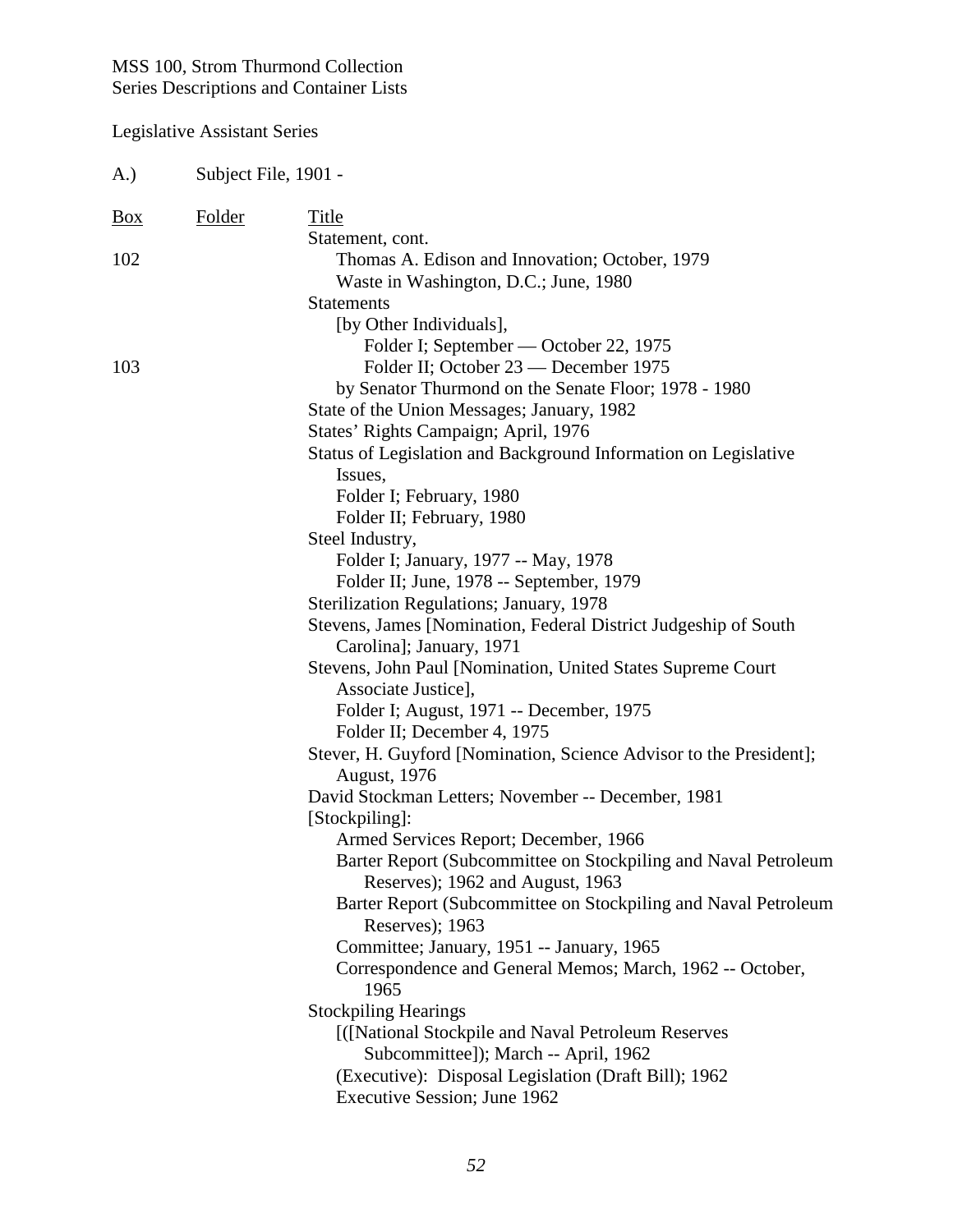MSS 100, Strom Thurmond Collection
Series Descriptions and Container Lists

Legislative Assistant Series

A.) Subject File, 1901 -

| Box | Folder | Title |
|---|---|---|
| | | Statement, cont. |
| 102 | | Thomas A. Edison and Innovation; October, 1979 |
| | | Waste in Washington, D.C.; June, 1980 |
| | | Statements |
| | | [by Other Individuals], |
| | | Folder I; September — October 22, 1975 |
| 103 | | Folder II; October 23 — December 1975 |
| | | by Senator Thurmond on the Senate Floor; 1978 - 1980 |
| | | State of the Union Messages; January, 1982 |
| | | States' Rights Campaign; April, 1976 |
| | | Status of Legislation and Background Information on Legislative Issues, |
| | | Folder I; February, 1980 |
| | | Folder II; February, 1980 |
| | | Steel Industry, |
| | | Folder I; January, 1977 -- May, 1978 |
| | | Folder II; June, 1978 -- September, 1979 |
| | | Sterilization Regulations; January, 1978 |
| | | Stevens, James [Nomination, Federal District Judgeship of South Carolina]; January, 1971 |
| | | Stevens, John Paul [Nomination, United States Supreme Court Associate Justice], |
| | | Folder I; August, 1971 -- December, 1975 |
| | | Folder II; December 4, 1975 |
| | | Stever, H. Guyford [Nomination, Science Advisor to the President]; August, 1976 |
| | | David Stockman Letters; November -- December, 1981 |
| | | [Stockpiling]: |
| | | Armed Services Report; December, 1966 |
| | | Barter Report (Subcommittee on Stockpiling and Naval Petroleum Reserves); 1962 and August, 1963 |
| | | Barter Report (Subcommittee on Stockpiling and Naval Petroleum Reserves); 1963 |
| | | Committee; January, 1951 -- January, 1965 |
| | | Correspondence and General Memos; March, 1962 -- October, 1965 |
| | | Stockpiling Hearings |
| | | [([National Stockpile and Naval Petroleum Reserves Subcommittee]); March -- April, 1962 |
| | | (Executive): Disposal Legislation (Draft Bill); 1962 |
| | | Executive Session; June 1962 |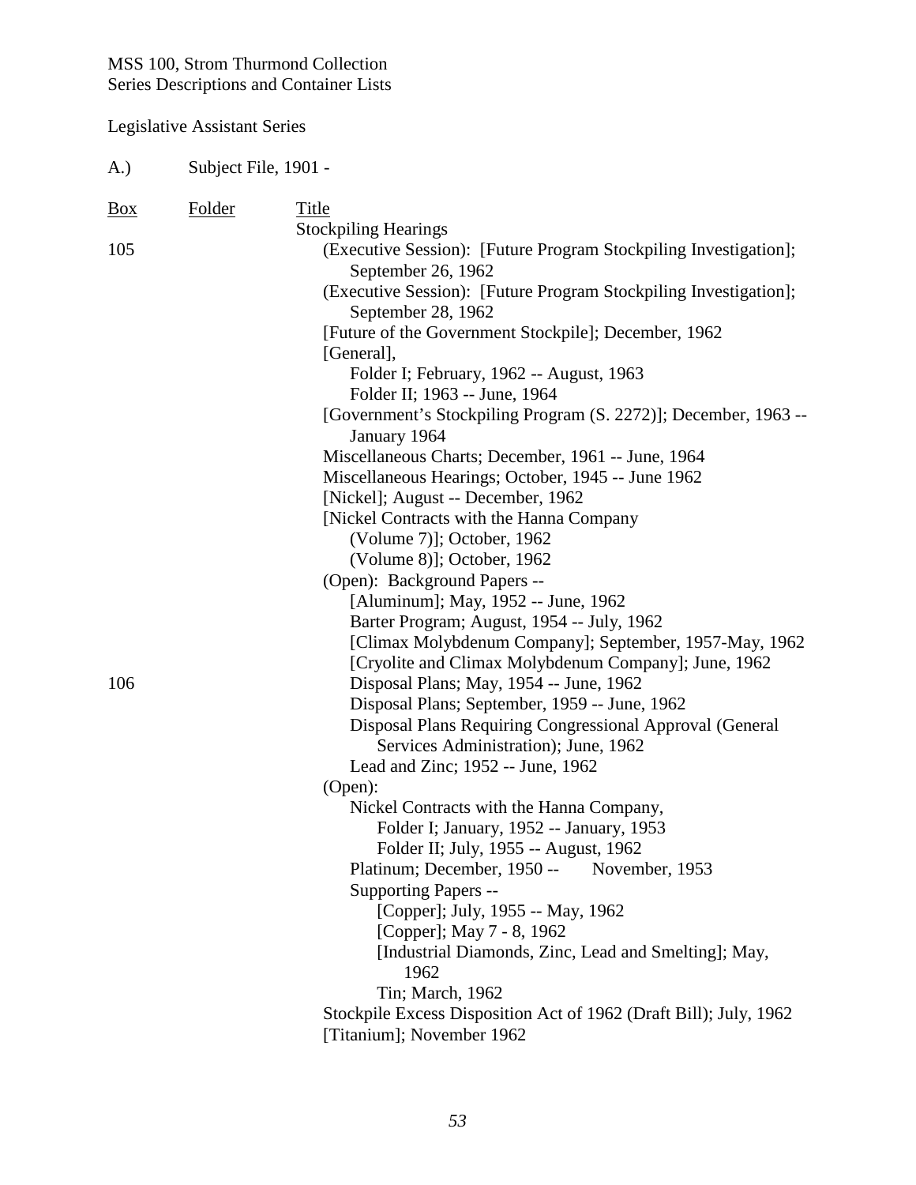MSS 100, Strom Thurmond Collection
Series Descriptions and Container Lists

Legislative Assistant Series

A.) Subject File, 1901 -

| Box | Folder | Title |
|---|---|---|
| | | Stockpiling Hearings |
| 105 | | (Executive Session): [Future Program Stockpiling Investigation]; September 26, 1962 |
| | | (Executive Session): [Future Program Stockpiling Investigation]; September 28, 1962 |
| | | [Future of the Government Stockpile]; December, 1962 |
| | | [General], |
| | | Folder I; February, 1962 -- August, 1963 |
| | | Folder II; 1963 -- June, 1964 |
| | | [Government's Stockpiling Program (S. 2272)]; December, 1963 -- January 1964 |
| | | Miscellaneous Charts; December, 1961 -- June, 1964 |
| | | Miscellaneous Hearings; October, 1945 -- June 1962 |
| | | [Nickel]; August -- December, 1962 |
| | | [Nickel Contracts with the Hanna Company |
| | | (Volume 7)]; October, 1962 |
| | | (Volume 8)]; October, 1962 |
| | | (Open): Background Papers -- |
| | | [Aluminum]; May, 1952 -- June, 1962 |
| | | Barter Program; August, 1954 -- July, 1962 |
| | | [Climax Molybdenum Company]; September, 1957-May, 1962 |
| | | [Cryolite and Climax Molybdenum Company]; June, 1962 |
| 106 | | Disposal Plans; May, 1954 -- June, 1962 |
| | | Disposal Plans; September, 1959 -- June, 1962 |
| | | Disposal Plans Requiring Congressional Approval (General Services Administration); June, 1962 |
| | | Lead and Zinc; 1952 -- June, 1962 |
| | | (Open): |
| | | Nickel Contracts with the Hanna Company, |
| | | Folder I; January, 1952 -- January, 1953 |
| | | Folder II; July, 1955 -- August, 1962 |
| | | Platinum; December, 1950 -- November, 1953 |
| | | Supporting Papers -- |
| | | [Copper]; July, 1955 -- May, 1962 |
| | | [Copper]; May 7 - 8, 1962 |
| | | [Industrial Diamonds, Zinc, Lead and Smelting]; May, 1962 |
| | | Tin; March, 1962 |
| | | Stockpile Excess Disposition Act of 1962 (Draft Bill); July, 1962 |
| | | [Titanium]; November 1962 |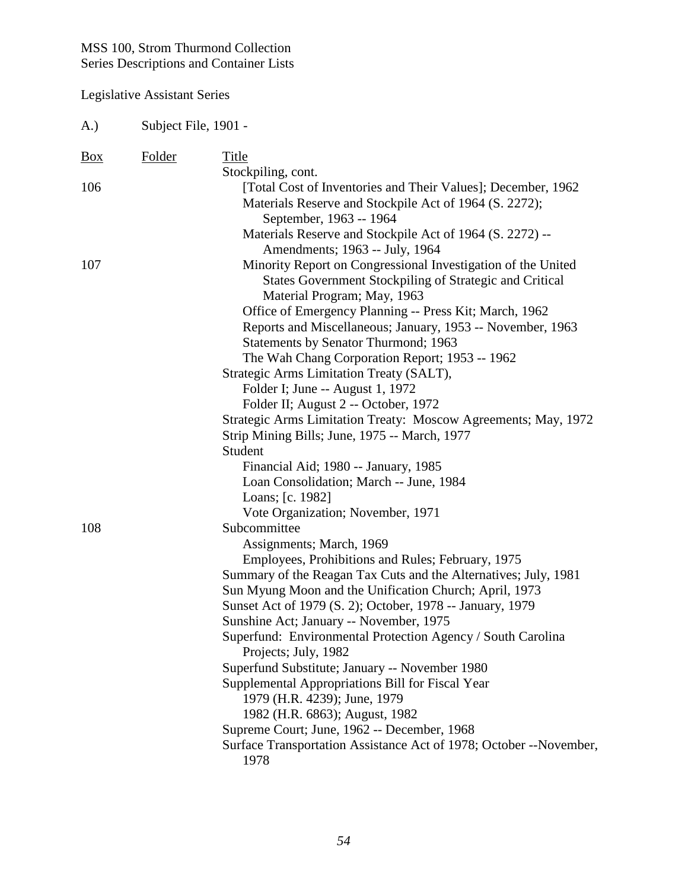MSS 100, Strom Thurmond Collection
Series Descriptions and Container Lists

Legislative Assistant Series

A.) Subject File, 1901 -

| Box | Folder | Title |
|---|---|---|
| | | Stockpiling, cont. |
| 106 | | [Total Cost of Inventories and Their Values]; December, 1962 |
| | | Materials Reserve and Stockpile Act of 1964 (S. 2272); September, 1963 -- 1964 |
| | | Materials Reserve and Stockpile Act of 1964 (S. 2272) -- Amendments; 1963 -- July, 1964 |
| 107 | | Minority Report on Congressional Investigation of the United States Government Stockpiling of Strategic and Critical Material Program; May, 1963 |
| | | Office of Emergency Planning -- Press Kit; March, 1962 |
| | | Reports and Miscellaneous; January, 1953 -- November, 1963 |
| | | Statements by Senator Thurmond; 1963 |
| | | The Wah Chang Corporation Report; 1953 -- 1962 |
| | | Strategic Arms Limitation Treaty (SALT), |
| | | Folder I; June -- August 1, 1972 |
| | | Folder II; August 2 -- October, 1972 |
| | | Strategic Arms Limitation Treaty: Moscow Agreements; May, 1972 |
| | | Strip Mining Bills; June, 1975 -- March, 1977 |
| | | Student |
| | | Financial Aid; 1980 -- January, 1985 |
| | | Loan Consolidation; March -- June, 1984 |
| | | Loans; [c. 1982] |
| | | Vote Organization; November, 1971 |
| 108 | | Subcommittee |
| | | Assignments; March, 1969 |
| | | Employees, Prohibitions and Rules; February, 1975 |
| | | Summary of the Reagan Tax Cuts and the Alternatives; July, 1981 |
| | | Sun Myung Moon and the Unification Church; April, 1973 |
| | | Sunset Act of 1979 (S. 2); October, 1978 -- January, 1979 |
| | | Sunshine Act; January -- November, 1975 |
| | | Superfund: Environmental Protection Agency / South Carolina Projects; July, 1982 |
| | | Superfund Substitute; January -- November 1980 |
| | | Supplemental Appropriations Bill for Fiscal Year |
| | | 1979 (H.R. 4239); June, 1979 |
| | | 1982 (H.R. 6863); August, 1982 |
| | | Supreme Court; June, 1962 -- December, 1968 |
| | | Surface Transportation Assistance Act of 1978; October --November, 1978 |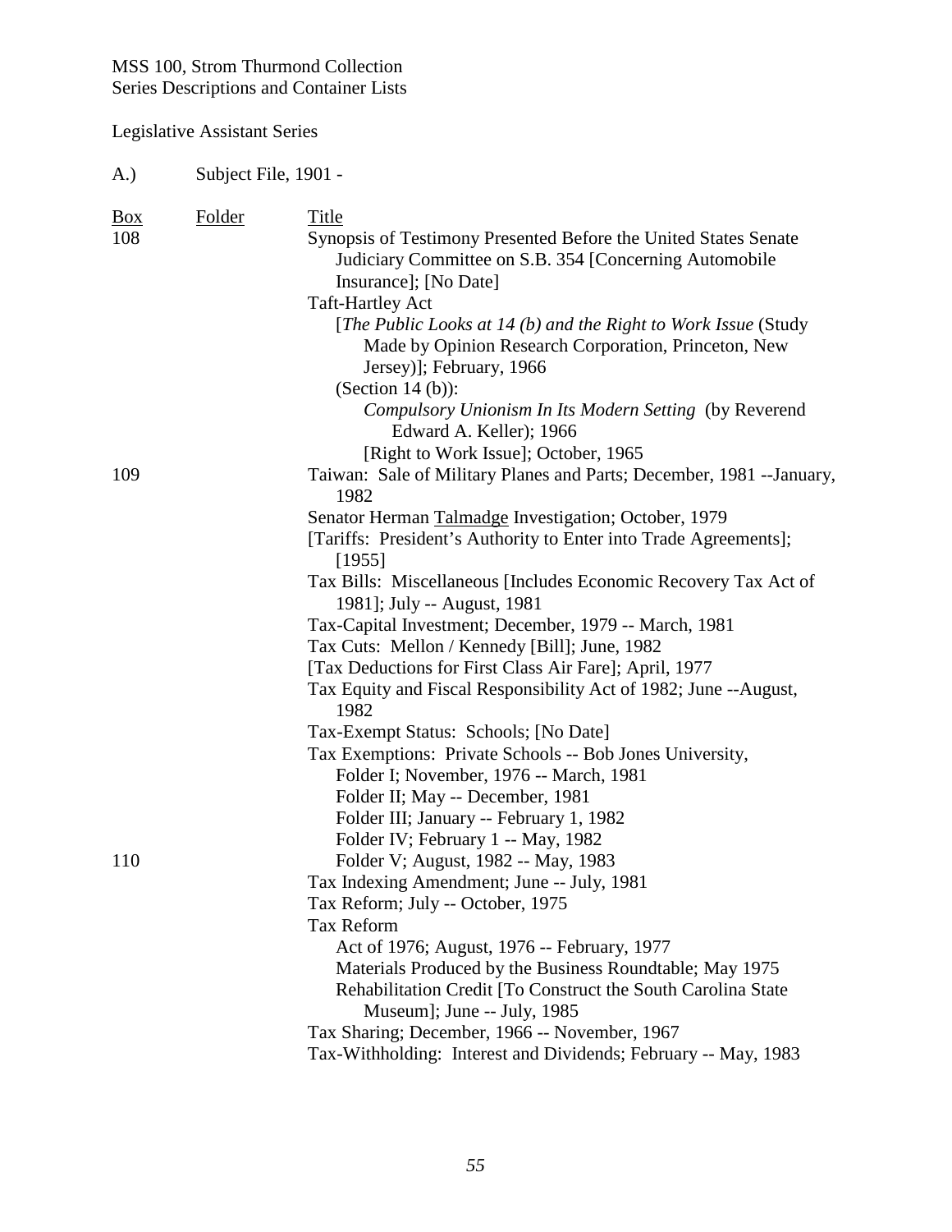MSS 100, Strom Thurmond Collection
Series Descriptions and Container Lists

Legislative Assistant Series

A.) Subject File, 1901 -

| Box | Folder | Title |
|---|---|---|
| 108 | | Synopsis of Testimony Presented Before the United States Senate Judiciary Committee on S.B. 354 [Concerning Automobile Insurance]; [No Date] |
| | | Taft-Hartley Act |
| | | [*The Public Looks at 14 (b) and the Right to Work Issue* (Study Made by Opinion Research Corporation, Princeton, New Jersey)]; February, 1966 |
| | | (Section 14 (b)): |
| | | *Compulsory Unionism In Its Modern Setting* (by Reverend Edward A. Keller); 1966 |
| | | [Right to Work Issue]; October, 1965 |
| 109 | | Taiwan: Sale of Military Planes and Parts; December, 1981 --January, 1982 |
| | | Senator Herman Talmadge Investigation; October, 1979 |
| | | [Tariffs: President's Authority to Enter into Trade Agreements]; [1955] |
| | | Tax Bills: Miscellaneous [Includes Economic Recovery Tax Act of 1981]; July -- August, 1981 |
| | | Tax-Capital Investment; December, 1979 -- March, 1981 |
| | | Tax Cuts: Mellon / Kennedy [Bill]; June, 1982 |
| | | [Tax Deductions for First Class Air Fare]; April, 1977 |
| | | Tax Equity and Fiscal Responsibility Act of 1982; June --August, 1982 |
| | | Tax-Exempt Status: Schools; [No Date] |
| | | Tax Exemptions: Private Schools -- Bob Jones University, |
| | | Folder I; November, 1976 -- March, 1981 |
| | | Folder II; May -- December, 1981 |
| | | Folder III; January -- February 1, 1982 |
| | | Folder IV; February 1 -- May, 1982 |
| 110 | | Folder V; August, 1982 -- May, 1983 |
| | | Tax Indexing Amendment; June -- July, 1981 |
| | | Tax Reform; July -- October, 1975 |
| | | Tax Reform |
| | | Act of 1976; August, 1976 -- February, 1977 |
| | | Materials Produced by the Business Roundtable; May 1975 |
| | | Rehabilitation Credit [To Construct the South Carolina State Museum]; June -- July, 1985 |
| | | Tax Sharing; December, 1966 -- November, 1967 |
| | | Tax-Withholding: Interest and Dividends; February -- May, 1983 |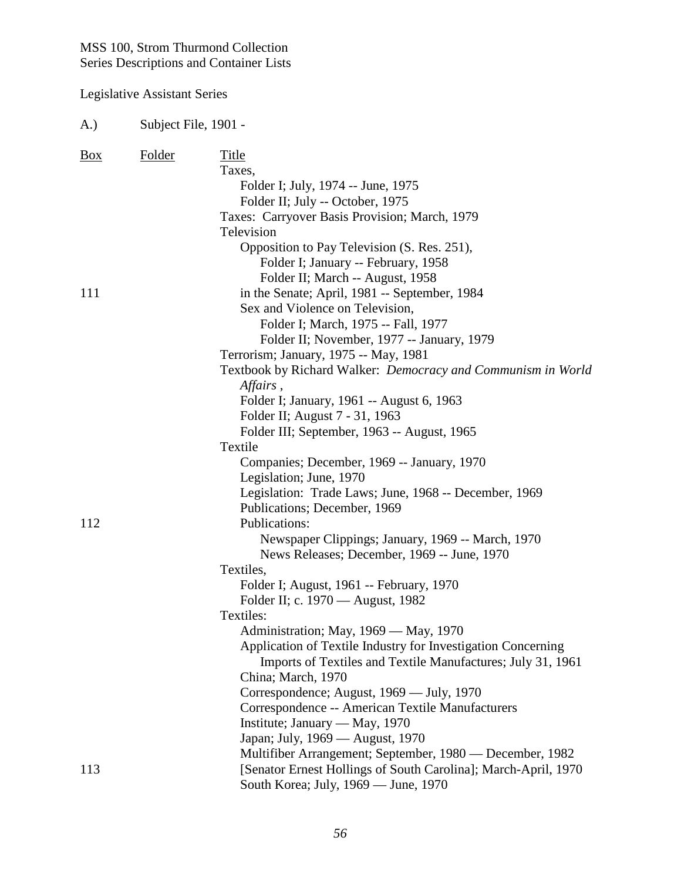MSS 100, Strom Thurmond Collection
Series Descriptions and Container Lists

Legislative Assistant Series

A.) Subject File, 1901 -

| Box | Folder | Title |
|---|---|---|
| | | Taxes, |
| | | Folder I; July, 1974 -- June, 1975 |
| | | Folder II; July -- October, 1975 |
| | | Taxes: Carryover Basis Provision; March, 1979 |
| | | Television |
| | | Opposition to Pay Television (S. Res. 251), |
| | | Folder I; January -- February, 1958 |
| | | Folder II; March -- August, 1958 |
| 111 | | in the Senate; April, 1981 -- September, 1984 |
| | | Sex and Violence on Television, |
| | | Folder I; March, 1975 -- Fall, 1977 |
| | | Folder II; November, 1977 -- January, 1979 |
| | | Terrorism; January, 1975 -- May, 1981 |
| | | Textbook by Richard Walker: *Democracy and Communism in World Affairs* , |
| | | Folder I; January, 1961 -- August 6, 1963 |
| | | Folder II; August 7 - 31, 1963 |
| | | Folder III; September, 1963 -- August, 1965 |
| | | Textile |
| | | Companies; December, 1969 -- January, 1970 |
| | | Legislation; June, 1970 |
| | | Legislation: Trade Laws; June, 1968 -- December, 1969 |
| | | Publications; December, 1969 |
| 112 | | Publications: |
| | | Newspaper Clippings; January, 1969 -- March, 1970 |
| | | News Releases; December, 1969 -- June, 1970 |
| | | Textiles, |
| | | Folder I; August, 1961 -- February, 1970 |
| | | Folder II; c. 1970 — August, 1982 |
| | | Textiles: |
| | | Administration; May, 1969 — May, 1970 |
| | | Application of Textile Industry for Investigation Concerning Imports of Textiles and Textile Manufactures; July 31, 1961 |
| | | China; March, 1970 |
| | | Correspondence; August, 1969 — July, 1970 |
| | | Correspondence -- American Textile Manufacturers |
| | | Institute; January — May, 1970 |
| | | Japan; July, 1969 — August, 1970 |
| | | Multifiber Arrangement; September, 1980 — December, 1982 |
| 113 | | [Senator Ernest Hollings of South Carolina]; March-April, 1970 |
| | | South Korea; July, 1969 — June, 1970 |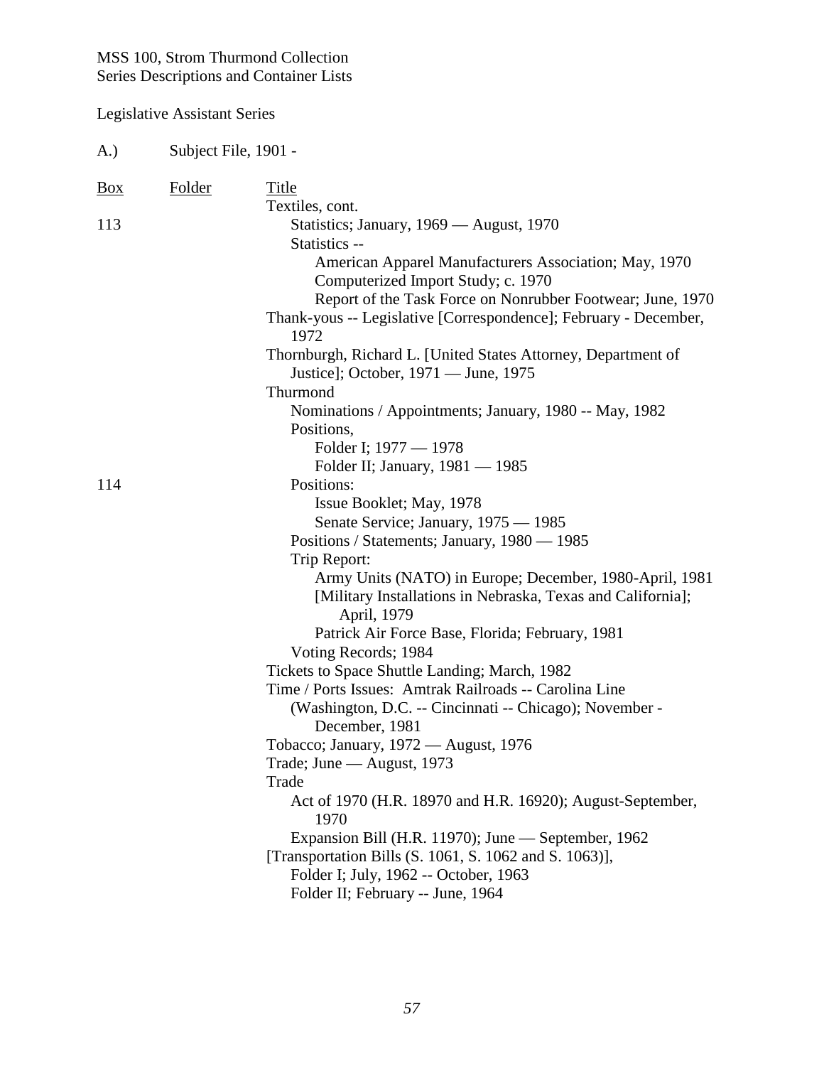MSS 100, Strom Thurmond Collection
Series Descriptions and Container Lists

Legislative Assistant Series

A.) Subject File, 1901 -

| Box | Folder | Title |
|---|---|---|
| | | Textiles, cont. |
| 113 | | Statistics; January, 1969 — August, 1970 |
| | | Statistics -- |
| | | American Apparel Manufacturers Association; May, 1970 |
| | | Computerized Import Study; c. 1970 |
| | | Report of the Task Force on Nonrubber Footwear; June, 1970 |
| | | Thank-yous -- Legislative [Correspondence]; February - December, 1972 |
| | | Thornburgh, Richard L. [United States Attorney, Department of Justice]; October, 1971 — June, 1975 |
| | | Thurmond |
| | | Nominations / Appointments; January, 1980 -- May, 1982 |
| | | Positions, |
| | | Folder I; 1977 — 1978 |
| | | Folder II; January, 1981 — 1985 |
| 114 | | Positions: |
| | | Issue Booklet; May, 1978 |
| | | Senate Service; January, 1975 — 1985 |
| | | Positions / Statements; January, 1980 — 1985 |
| | | Trip Report: |
| | | Army Units (NATO) in Europe; December, 1980-April, 1981 |
| | | [Military Installations in Nebraska, Texas and California]; April, 1979 |
| | | Patrick Air Force Base, Florida; February, 1981 |
| | | Voting Records; 1984 |
| | | Tickets to Space Shuttle Landing; March, 1982 |
| | | Time / Ports Issues: Amtrak Railroads -- Carolina Line (Washington, D.C. -- Cincinnati -- Chicago); November - December, 1981 |
| | | Tobacco; January, 1972 — August, 1976 |
| | | Trade; June — August, 1973 |
| | | Trade |
| | | Act of 1970 (H.R. 18970 and H.R. 16920); August-September, 1970 |
| | | Expansion Bill (H.R. 11970); June — September, 1962 |
| | | [Transportation Bills (S. 1061, S. 1062 and S. 1063)], |
| | | Folder I; July, 1962 -- October, 1963 |
| | | Folder II; February -- June, 1964 |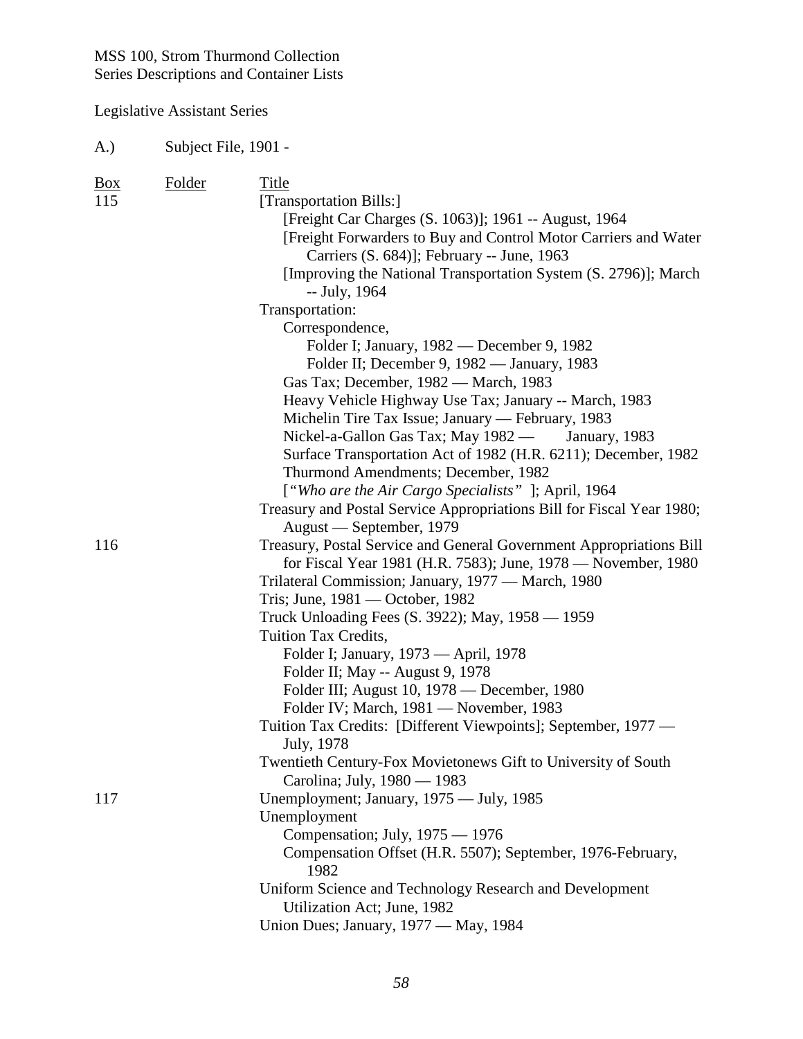MSS 100, Strom Thurmond Collection
Series Descriptions and Container Lists

Legislative Assistant Series

A.) Subject File, 1901 -

| Box | Folder | Title |
|---|---|---|
| 115 | | [Transportation Bills:] |
| | | [Freight Car Charges (S. 1063)]; 1961 -- August, 1964 |
| | | [Freight Forwarders to Buy and Control Motor Carriers and Water Carriers (S. 684)]; February -- June, 1963 |
| | | [Improving the National Transportation System (S. 2796)]; March -- July, 1964 |
| | | Transportation: |
| | | Correspondence, |
| | | Folder I; January, 1982 — December 9, 1982 |
| | | Folder II; December 9, 1982 — January, 1983 |
| | | Gas Tax; December, 1982 — March, 1983 |
| | | Heavy Vehicle Highway Use Tax; January -- March, 1983 |
| | | Michelin Tire Tax Issue; January — February, 1983 |
| | | Nickel-a-Gallon Gas Tax; May 1982 — January, 1983 |
| | | Surface Transportation Act of 1982 (H.R. 6211); December, 1982 |
| | | Thurmond Amendments; December, 1982 |
| | | [*"Who are the Air Cargo Specialists"* ]; April, 1964 |
| | | Treasury and Postal Service Appropriations Bill for Fiscal Year 1980; August — September, 1979 |
| 116 | | Treasury, Postal Service and General Government Appropriations Bill for Fiscal Year 1981 (H.R. 7583); June, 1978 — November, 1980 |
| | | Trilateral Commission; January, 1977 — March, 1980 |
| | | Tris; June, 1981 — October, 1982 |
| | | Truck Unloading Fees (S. 3922); May, 1958 — 1959 |
| | | Tuition Tax Credits, |
| | | Folder I; January, 1973 — April, 1978 |
| | | Folder II; May -- August 9, 1978 |
| | | Folder III; August 10, 1978 — December, 1980 |
| | | Folder IV; March, 1981 — November, 1983 |
| | | Tuition Tax Credits: [Different Viewpoints]; September, 1977 — July, 1978 |
| | | Twentieth Century-Fox Movietonews Gift to University of South Carolina; July, 1980 — 1983 |
| 117 | | Unemployment; January, 1975 — July, 1985 |
| | | Unemployment |
| | | Compensation; July, 1975 — 1976 |
| | | Compensation Offset (H.R. 5507); September, 1976-February, 1982 |
| | | Uniform Science and Technology Research and Development Utilization Act; June, 1982 |
| | | Union Dues; January, 1977 — May, 1984 |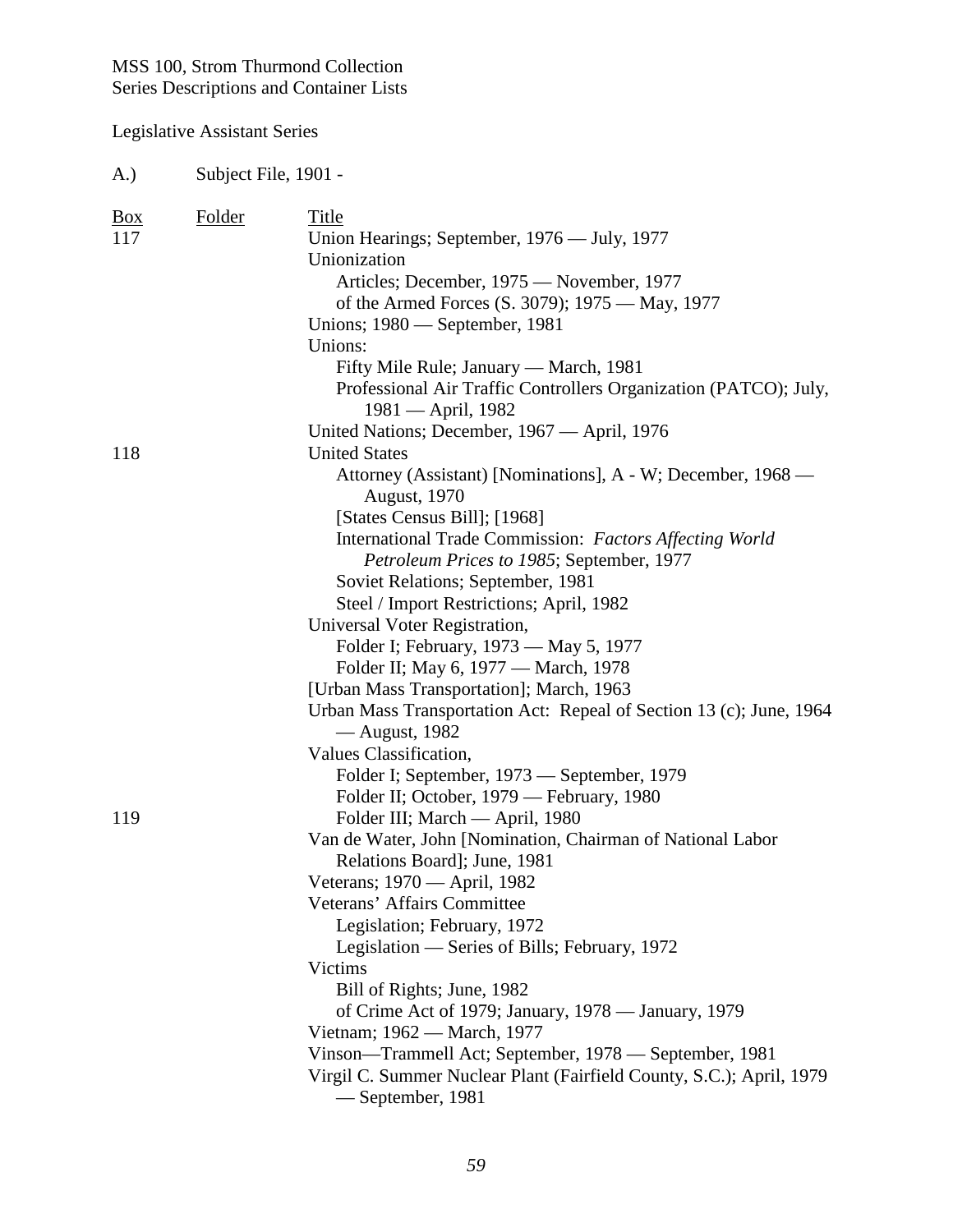MSS 100, Strom Thurmond Collection
Series Descriptions and Container Lists

Legislative Assistant Series

A.) Subject File, 1901 -

| Box | Folder | Title |
|---|---|---|
| 117 | | Union Hearings; September, 1976 — July, 1977 |
| | | Unionization |
| | | Articles; December, 1975 — November, 1977 |
| | | of the Armed Forces (S. 3079); 1975 — May, 1977 |
| | | Unions; 1980 — September, 1981 |
| | | Unions: |
| | | Fifty Mile Rule; January — March, 1981 |
| | | Professional Air Traffic Controllers Organization (PATCO); July, 1981 — April, 1982 |
| | | United Nations; December, 1967 — April, 1976 |
| 118 | | United States |
| | | Attorney (Assistant) [Nominations], A - W; December, 1968 — August, 1970 |
| | | [States Census Bill]; [1968] |
| | | International Trade Commission: *Factors Affecting World Petroleum Prices to 1985*; September, 1977 |
| | | Soviet Relations; September, 1981 |
| | | Steel / Import Restrictions; April, 1982 |
| | | Universal Voter Registration, |
| | | Folder I; February, 1973 — May 5, 1977 |
| | | Folder II; May 6, 1977 — March, 1978 |
| | | [Urban Mass Transportation]; March, 1963 |
| | | Urban Mass Transportation Act: Repeal of Section 13 (c); June, 1964 — August, 1982 |
| | | Values Classification, |
| | | Folder I; September, 1973 — September, 1979 |
| | | Folder II; October, 1979 — February, 1980 |
| 119 | | Folder III; March — April, 1980 |
| | | Van de Water, John [Nomination, Chairman of National Labor Relations Board]; June, 1981 |
| | | Veterans; 1970 — April, 1982 |
| | | Veterans' Affairs Committee |
| | | Legislation; February, 1972 |
| | | Legislation — Series of Bills; February, 1972 |
| | | Victims |
| | | Bill of Rights; June, 1982 |
| | | of Crime Act of 1979; January, 1978 — January, 1979 |
| | | Vietnam; 1962 — March, 1977 |
| | | Vinson—Trammell Act; September, 1978 — September, 1981 |
| | | Virgil C. Summer Nuclear Plant (Fairfield County, S.C.); April, 1979 — September, 1981 |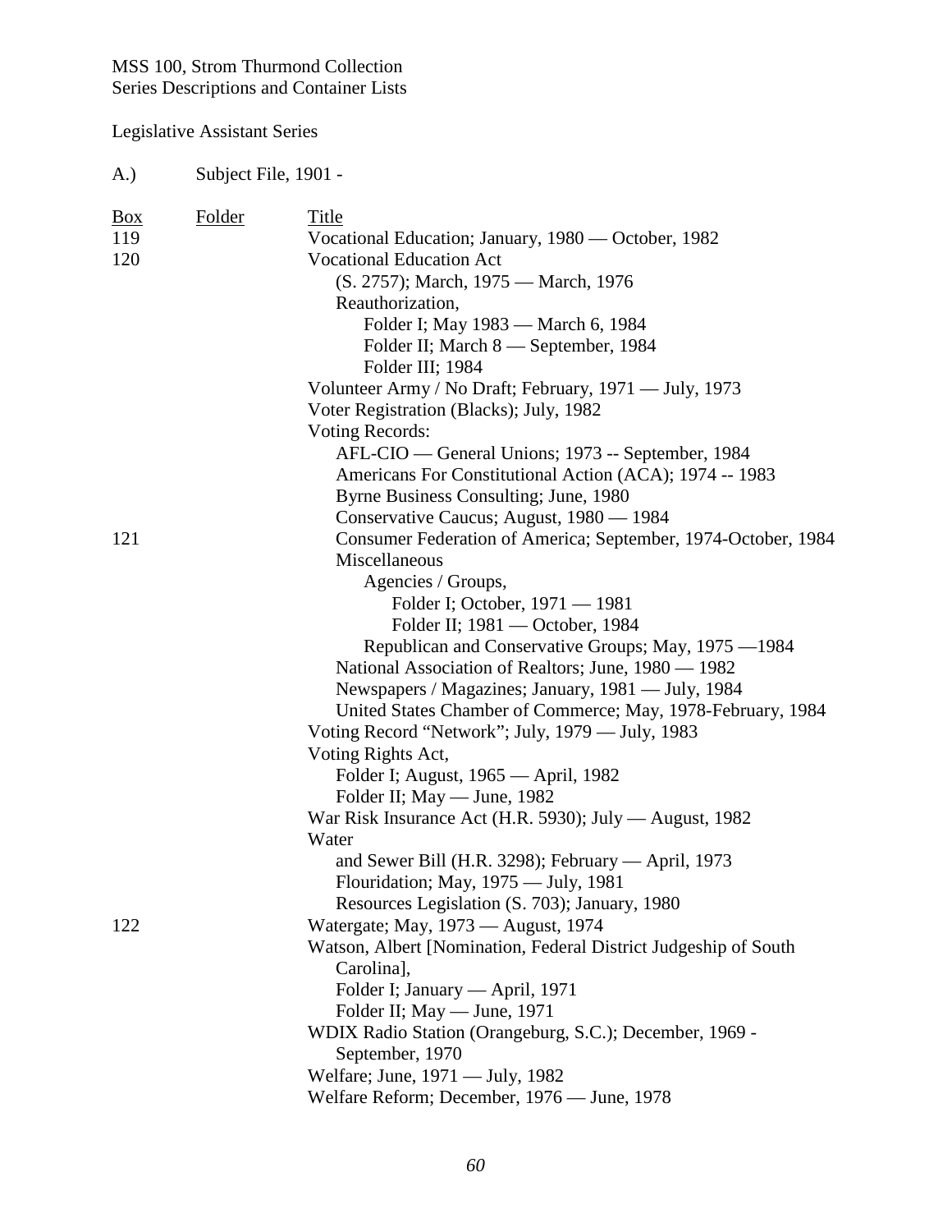MSS 100, Strom Thurmond Collection
Series Descriptions and Container Lists

Legislative Assistant Series

A.) Subject File, 1901 -

| Box | Folder | Title |
|---|---|---|
| 119 | | Vocational Education; January, 1980 — October, 1982 |
| 120 | | Vocational Education Act |
| | | (S. 2757); March, 1975 — March, 1976 |
| | | Reauthorization, |
| | | Folder I; May 1983 — March 6, 1984 |
| | | Folder II; March 8 — September, 1984 |
| | | Folder III; 1984 |
| | | Volunteer Army / No Draft; February, 1971 — July, 1973 |
| | | Voter Registration (Blacks); July, 1982 |
| | | Voting Records: |
| | | AFL-CIO — General Unions; 1973 -- September, 1984 |
| | | Americans For Constitutional Action (ACA); 1974 -- 1983 |
| | | Byrne Business Consulting; June, 1980 |
| | | Conservative Caucus; August, 1980 — 1984 |
| 121 | | Consumer Federation of America; September, 1974-October, 1984 |
| | | Miscellaneous |
| | | Agencies / Groups, |
| | | Folder I; October, 1971 — 1981 |
| | | Folder II; 1981 — October, 1984 |
| | | Republican and Conservative Groups; May, 1975 —1984 |
| | | National Association of Realtors; June, 1980 — 1982 |
| | | Newspapers / Magazines; January, 1981 — July, 1984 |
| | | United States Chamber of Commerce; May, 1978-February, 1984 |
| | | Voting Record "Network"; July, 1979 — July, 1983 |
| | | Voting Rights Act, |
| | | Folder I; August, 1965 — April, 1982 |
| | | Folder II; May — June, 1982 |
| | | War Risk Insurance Act (H.R. 5930); July — August, 1982 |
| | | Water |
| | | and Sewer Bill (H.R. 3298); February — April, 1973 |
| | | Flouridation; May, 1975 — July, 1981 |
| | | Resources Legislation (S. 703); January, 1980 |
| 122 | | Watergate; May, 1973 — August, 1974 |
| | | Watson, Albert [Nomination, Federal District Judgeship of South Carolina], |
| | | Folder I; January — April, 1971 |
| | | Folder II; May — June, 1971 |
| | | WDIX Radio Station (Orangeburg, S.C.); December, 1969 - September, 1970 |
| | | Welfare; June, 1971 — July, 1982 |
| | | Welfare Reform; December, 1976 — June, 1978 |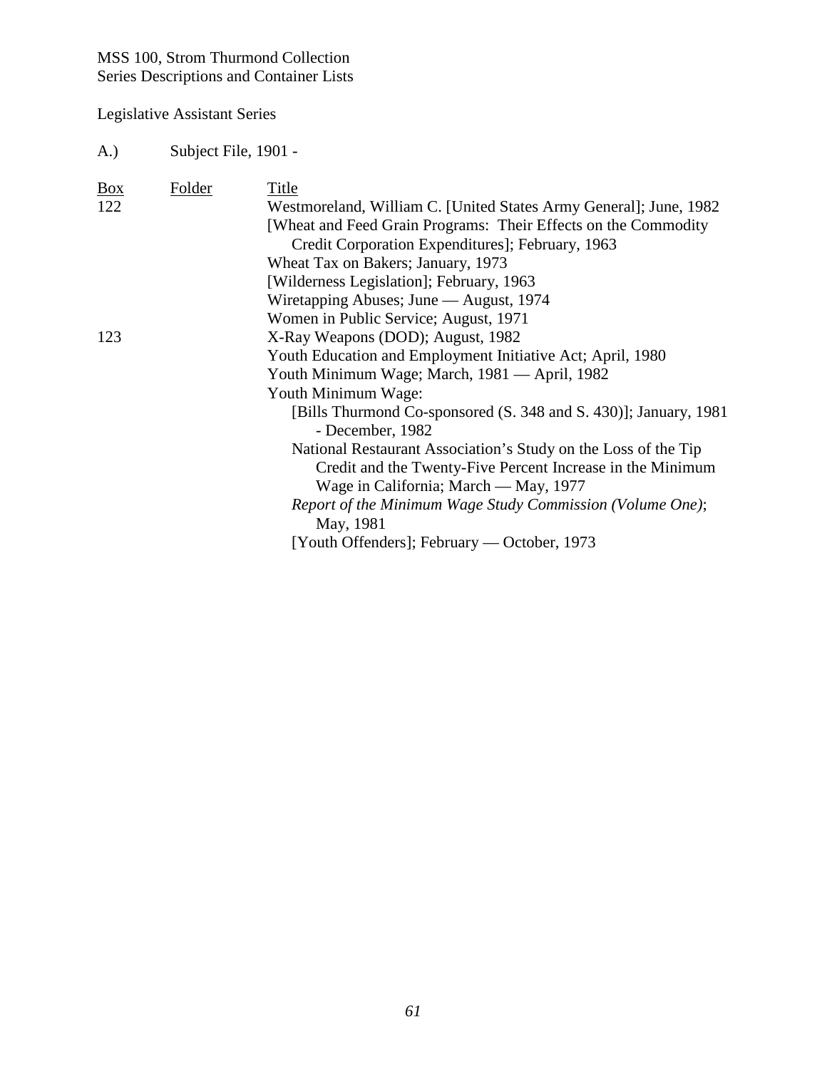MSS 100, Strom Thurmond Collection
Series Descriptions and Container Lists

Legislative Assistant Series

A.) Subject File, 1901 -

| Box | Folder | Title |
|---|---|---|
| 122 | | Westmoreland, William C. [United States Army General]; June, 1982 |
| | | [Wheat and Feed Grain Programs: Their Effects on the Commodity Credit Corporation Expenditures]; February, 1963 |
| | | Wheat Tax on Bakers; January, 1973 |
| | | [Wilderness Legislation]; February, 1963 |
| | | Wiretapping Abuses; June — August, 1974 |
| | | Women in Public Service; August, 1971 |
| 123 | | X-Ray Weapons (DOD); August, 1982 |
| | | Youth Education and Employment Initiative Act; April, 1980 |
| | | Youth Minimum Wage; March, 1981 — April, 1982 |
| | | Youth Minimum Wage: |
| | | [Bills Thurmond Co-sponsored (S. 348 and S. 430)]; January, 1981 - December, 1982 |
| | | National Restaurant Association's Study on the Loss of the Tip Credit and the Twenty-Five Percent Increase in the Minimum Wage in California; March — May, 1977 |
| | | *Report of the Minimum Wage Study Commission (Volume One)*; May, 1981 |
| | | [Youth Offenders]; February — October, 1973 |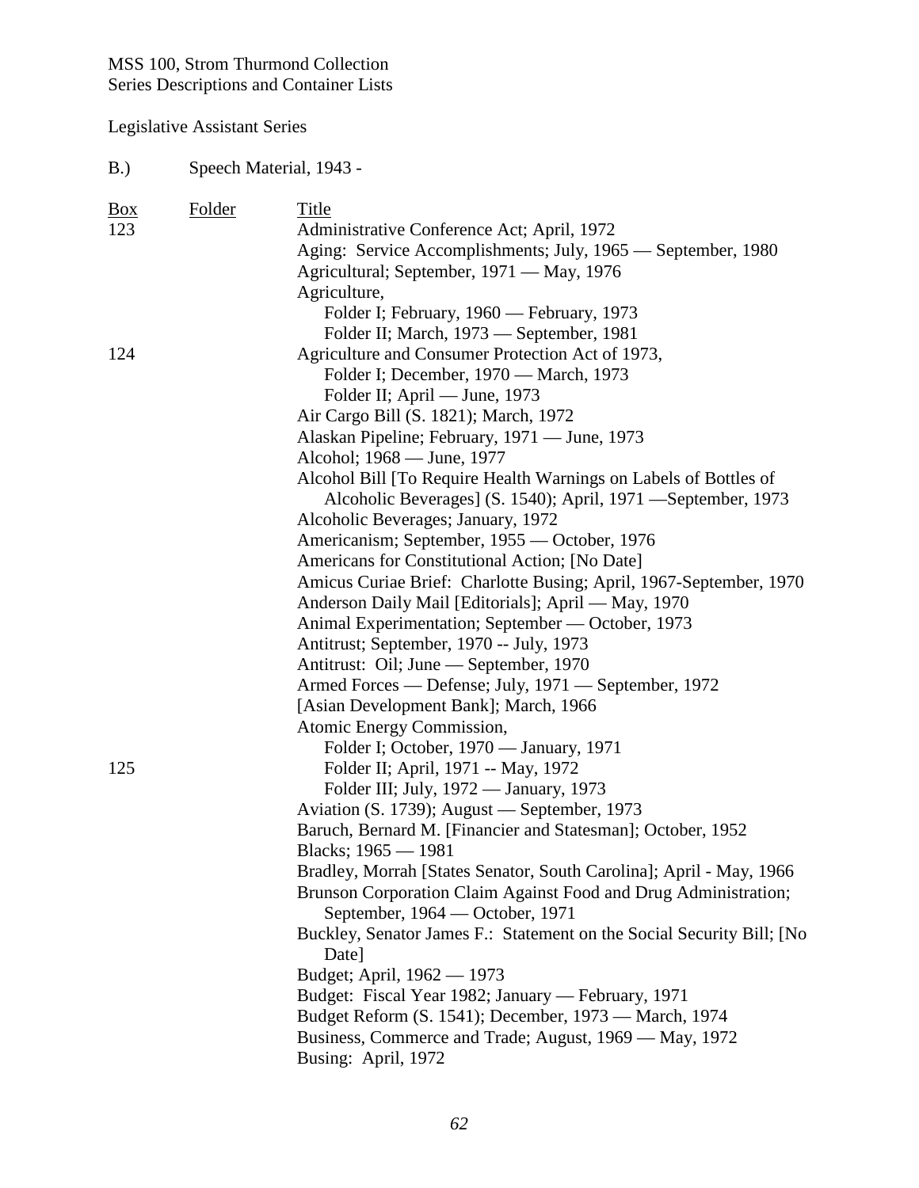MSS 100, Strom Thurmond Collection
Series Descriptions and Container Lists

Legislative Assistant Series

B.) Speech Material, 1943 -

| Box | Folder | Title |
|---|---|---|
| 123 | | Administrative Conference Act; April, 1972 |
| | | Aging: Service Accomplishments; July, 1965 — September, 1980 |
| | | Agricultural; September, 1971 — May, 1976 |
| | | Agriculture, |
| | | Folder I; February, 1960 — February, 1973 |
| | | Folder II; March, 1973 — September, 1981 |
| 124 | | Agriculture and Consumer Protection Act of 1973, |
| | | Folder I; December, 1970 — March, 1973 |
| | | Folder II; April — June, 1973 |
| | | Air Cargo Bill (S. 1821); March, 1972 |
| | | Alaskan Pipeline; February, 1971 — June, 1973 |
| | | Alcohol; 1968 — June, 1977 |
| | | Alcohol Bill [To Require Health Warnings on Labels of Bottles of Alcoholic Beverages] (S. 1540); April, 1971 —September, 1973 |
| | | Alcoholic Beverages; January, 1972 |
| | | Americanism; September, 1955 — October, 1976 |
| | | Americans for Constitutional Action; [No Date] |
| | | Amicus Curiae Brief: Charlotte Busing; April, 1967-September, 1970 |
| | | Anderson Daily Mail [Editorials]; April — May, 1970 |
| | | Animal Experimentation; September — October, 1973 |
| | | Antitrust; September, 1970 -- July, 1973 |
| | | Antitrust: Oil; June — September, 1970 |
| | | Armed Forces — Defense; July, 1971 — September, 1972 |
| | | [Asian Development Bank]; March, 1966 |
| | | Atomic Energy Commission, |
| | | Folder I; October, 1970 — January, 1971 |
| 125 | | Folder II; April, 1971 -- May, 1972 |
| | | Folder III; July, 1972 — January, 1973 |
| | | Aviation (S. 1739); August — September, 1973 |
| | | Baruch, Bernard M. [Financier and Statesman]; October, 1952 |
| | | Blacks; 1965 — 1981 |
| | | Bradley, Morrah [States Senator, South Carolina]; April - May, 1966 |
| | | Brunson Corporation Claim Against Food and Drug Administration; September, 1964 — October, 1971 |
| | | Buckley, Senator James F.: Statement on the Social Security Bill; [No Date] |
| | | Budget; April, 1962 — 1973 |
| | | Budget: Fiscal Year 1982; January — February, 1971 |
| | | Budget Reform (S. 1541); December, 1973 — March, 1974 |
| | | Business, Commerce and Trade; August, 1969 — May, 1972 |
| | | Busing: April, 1972 |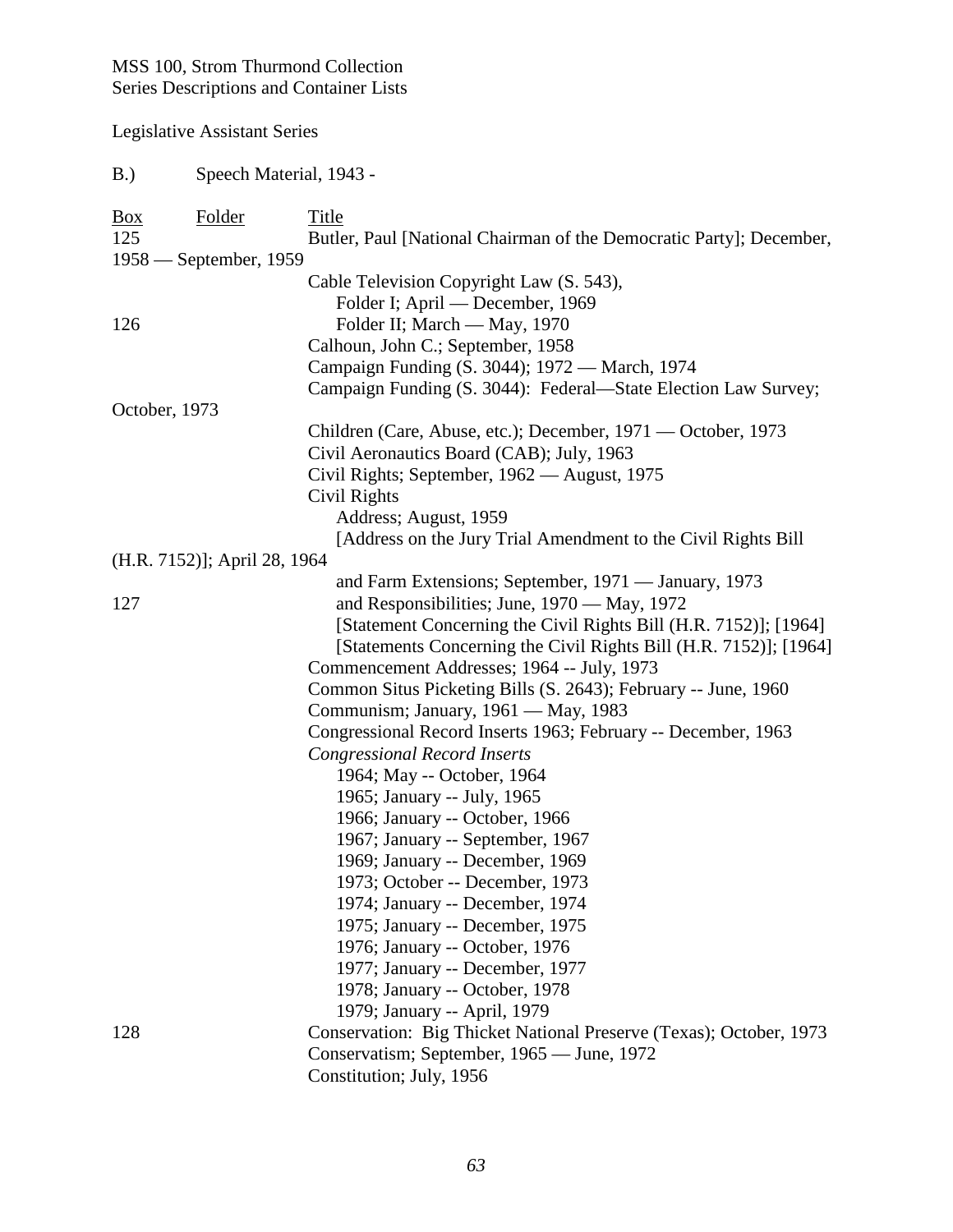MSS 100, Strom Thurmond Collection
Series Descriptions and Container Lists

Legislative Assistant Series

B.) Speech Material, 1943 -

| Box | Folder | Title |
|---|---|---|
| 125 | | Butler, Paul [National Chairman of the Democratic Party]; December, 1958 — September, 1959 |
| | | Cable Television Copyright Law (S. 543), |
| | | Folder I; April — December, 1969 |
| 126 | | Folder II; March — May, 1970 |
| | | Calhoun, John C.; September, 1958 |
| | | Campaign Funding (S. 3044); 1972 — March, 1974 |
| | | Campaign Funding (S. 3044): Federal—State Election Law Survey; October, 1973 |
| | | Children (Care, Abuse, etc.); December, 1971 — October, 1973 |
| | | Civil Aeronautics Board (CAB); July, 1963 |
| | | Civil Rights; September, 1962 — August, 1975 |
| | | Civil Rights |
| | | Address; August, 1959 |
| | | [Address on the Jury Trial Amendment to the Civil Rights Bill (H.R. 7152)]; April 28, 1964 |
| | | and Farm Extensions; September, 1971 — January, 1973 |
| 127 | | and Responsibilities; June, 1970 — May, 1972 |
| | | [Statement Concerning the Civil Rights Bill (H.R. 7152)]; [1964] |
| | | [Statements Concerning the Civil Rights Bill (H.R. 7152)]; [1964] |
| | | Commencement Addresses; 1964 -- July, 1973 |
| | | Common Situs Picketing Bills (S. 2643); February -- June, 1960 |
| | | Communism; January, 1961 — May, 1983 |
| | | Congressional Record Inserts 1963; February -- December, 1963 |
| | | *Congressional Record Inserts* |
| | | 1964; May -- October, 1964 |
| | | 1965; January -- July, 1965 |
| | | 1966; January -- October, 1966 |
| | | 1967; January -- September, 1967 |
| | | 1969; January -- December, 1969 |
| | | 1973; October -- December, 1973 |
| | | 1974; January -- December, 1974 |
| | | 1975; January -- December, 1975 |
| | | 1976; January -- October, 1976 |
| | | 1977; January -- December, 1977 |
| | | 1978; January -- October, 1978 |
| | | 1979; January -- April, 1979 |
| 128 | | Conservation: Big Thicket National Preserve (Texas); October, 1973 |
| | | Conservatism; September, 1965 — June, 1972 |
| | | Constitution; July, 1956 |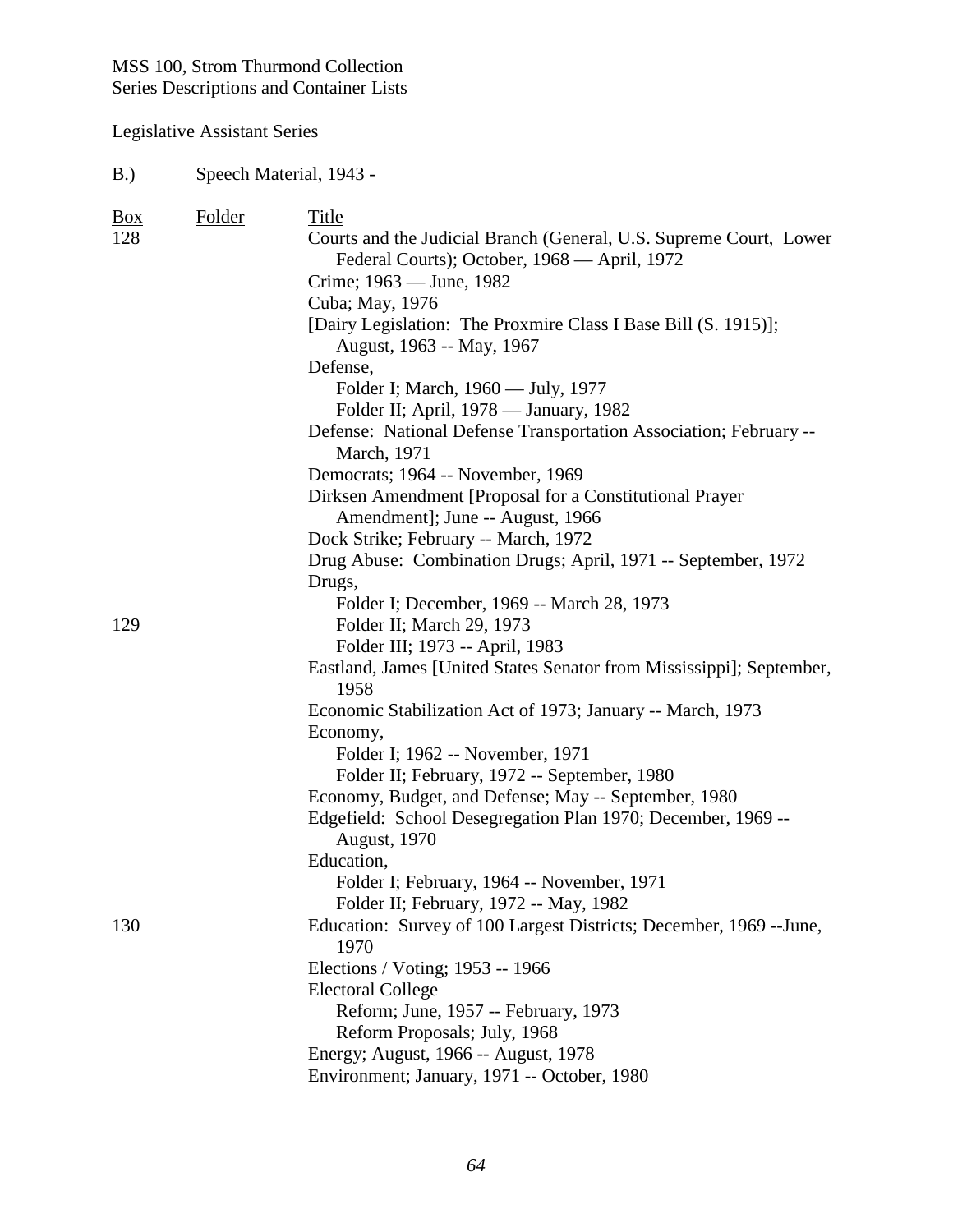MSS 100, Strom Thurmond Collection
Series Descriptions and Container Lists

Legislative Assistant Series

B.) Speech Material, 1943 -

| Box | Folder | Title |
|---|---|---|
| 128 | | Courts and the Judicial Branch (General, U.S. Supreme Court, Lower Federal Courts); October, 1968 — April, 1972 |
| | | Crime; 1963 — June, 1982 |
| | | Cuba; May, 1976 |
| | | [Dairy Legislation: The Proxmire Class I Base Bill (S. 1915)]; August, 1963 -- May, 1967 |
| | | Defense, |
| | | Folder I; March, 1960 — July, 1977 |
| | | Folder II; April, 1978 — January, 1982 |
| | | Defense: National Defense Transportation Association; February -- March, 1971 |
| | | Democrats; 1964 -- November, 1969 |
| | | Dirksen Amendment [Proposal for a Constitutional Prayer Amendment]; June -- August, 1966 |
| | | Dock Strike; February -- March, 1972 |
| | | Drug Abuse: Combination Drugs; April, 1971 -- September, 1972 |
| | | Drugs, |
| | | Folder I; December, 1969 -- March 28, 1973 |
| 129 | | Folder II; March 29, 1973 |
| | | Folder III; 1973 -- April, 1983 |
| | | Eastland, James [United States Senator from Mississippi]; September, 1958 |
| | | Economic Stabilization Act of 1973; January -- March, 1973 |
| | | Economy, |
| | | Folder I; 1962 -- November, 1971 |
| | | Folder II; February, 1972 -- September, 1980 |
| | | Economy, Budget, and Defense; May -- September, 1980 |
| | | Edgefield: School Desegregation Plan 1970; December, 1969 -- August, 1970 |
| | | Education, |
| | | Folder I; February, 1964 -- November, 1971 |
| | | Folder II; February, 1972 -- May, 1982 |
| 130 | | Education: Survey of 100 Largest Districts; December, 1969 --June, 1970 |
| | | Elections / Voting; 1953 -- 1966 |
| | | Electoral College |
| | | Reform; June, 1957 -- February, 1973 |
| | | Reform Proposals; July, 1968 |
| | | Energy; August, 1966 -- August, 1978 |
| | | Environment; January, 1971 -- October, 1980 |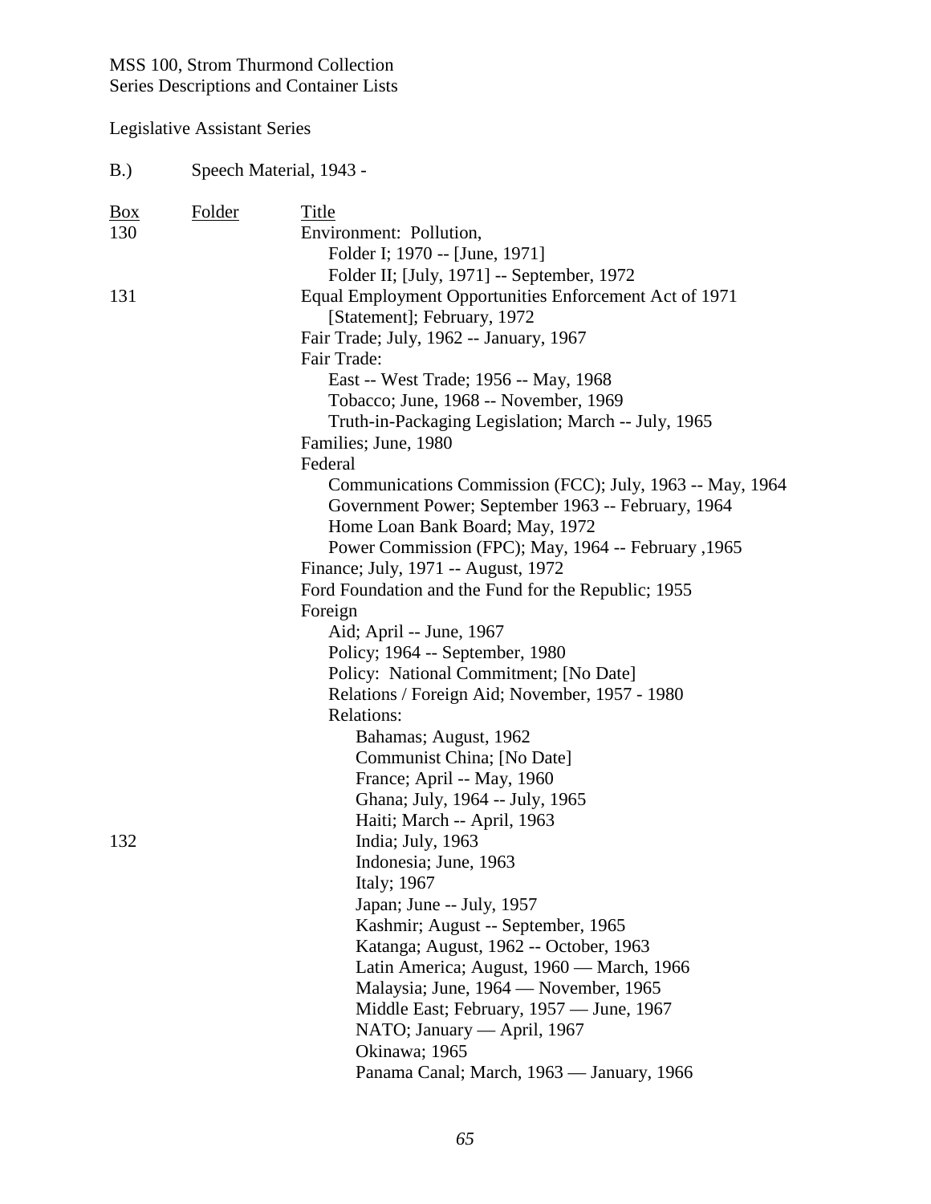MSS 100, Strom Thurmond Collection
Series Descriptions and Container Lists

Legislative Assistant Series

B.) Speech Material, 1943 -

| Box | Folder | Title |
|---|---|---|
| 130 | | Environment: Pollution, |
| | | Folder I; 1970 -- [June, 1971] |
| | | Folder II; [July, 1971] -- September, 1972 |
| 131 | | Equal Employment Opportunities Enforcement Act of 1971 [Statement]; February, 1972 |
| | | Fair Trade; July, 1962 -- January, 1967 |
| | | Fair Trade: |
| | | East -- West Trade; 1956 -- May, 1968 |
| | | Tobacco; June, 1968 -- November, 1969 |
| | | Truth-in-Packaging Legislation; March -- July, 1965 |
| | | Families; June, 1980 |
| | | Federal |
| | | Communications Commission (FCC); July, 1963 -- May, 1964 |
| | | Government Power; September 1963 -- February, 1964 |
| | | Home Loan Bank Board; May, 1972 |
| | | Power Commission (FPC); May, 1964 -- February ,1965 |
| | | Finance; July, 1971 -- August, 1972 |
| | | Ford Foundation and the Fund for the Republic; 1955 |
| | | Foreign |
| | | Aid; April -- June, 1967 |
| | | Policy; 1964 -- September, 1980 |
| | | Policy: National Commitment; [No Date] |
| | | Relations / Foreign Aid; November, 1957 - 1980 |
| | | Relations: |
| | | Bahamas; August, 1962 |
| | | Communist China; [No Date] |
| | | France; April -- May, 1960 |
| | | Ghana; July, 1964 -- July, 1965 |
| | | Haiti; March -- April, 1963 |
| 132 | | India; July, 1963 |
| | | Indonesia; June, 1963 |
| | | Italy; 1967 |
| | | Japan; June -- July, 1957 |
| | | Kashmir; August -- September, 1965 |
| | | Katanga; August, 1962 -- October, 1963 |
| | | Latin America; August, 1960 — March, 1966 |
| | | Malaysia; June, 1964 — November, 1965 |
| | | Middle East; February, 1957 — June, 1967 |
| | | NATO; January — April, 1967 |
| | | Okinawa; 1965 |
| | | Panama Canal; March, 1963 — January, 1966 |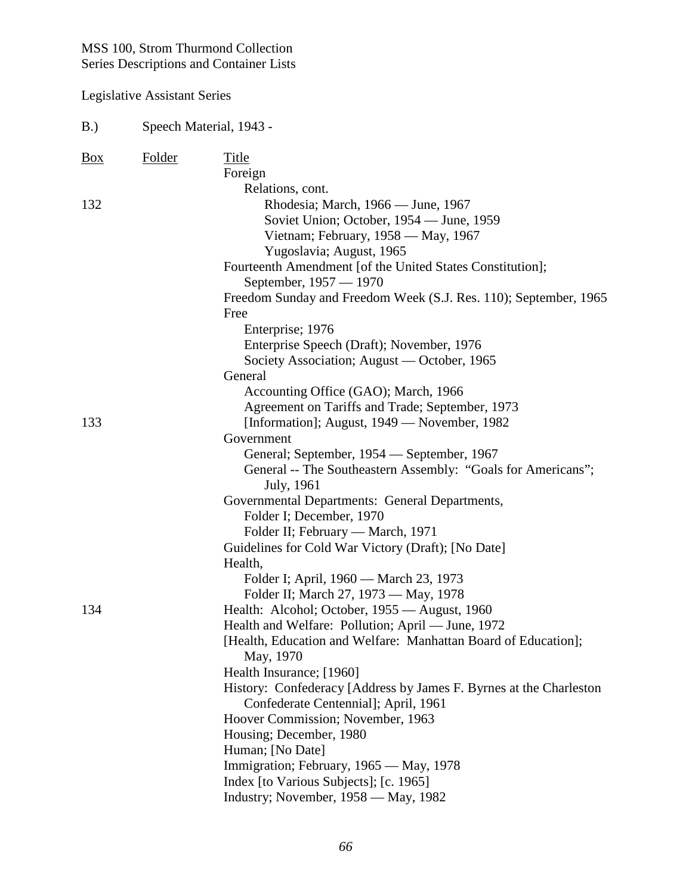MSS 100, Strom Thurmond Collection
Series Descriptions and Container Lists

Legislative Assistant Series

B.) Speech Material, 1943 -

| Box | Folder | Title |
|---|---|---|
| | | Foreign |
| | | Relations, cont. |
| 132 | | Rhodesia; March, 1966 — June, 1967 |
| | | Soviet Union; October, 1954 — June, 1959 |
| | | Vietnam; February, 1958 — May, 1967 |
| | | Yugoslavia; August, 1965 |
| | | Fourteenth Amendment [of the United States Constitution]; September, 1957 — 1970 |
| | | Freedom Sunday and Freedom Week (S.J. Res. 110); September, 1965 |
| | | Free |
| | | Enterprise; 1976 |
| | | Enterprise Speech (Draft); November, 1976 |
| | | Society Association; August — October, 1965 |
| | | General |
| | | Accounting Office (GAO); March, 1966 |
| | | Agreement on Tariffs and Trade; September, 1973 |
| 133 | | [Information]; August, 1949 — November, 1982 |
| | | Government |
| | | General; September, 1954 — September, 1967 |
| | | General -- The Southeastern Assembly: "Goals for Americans"; July, 1961 |
| | | Governmental Departments: General Departments, |
| | | Folder I; December, 1970 |
| | | Folder II; February — March, 1971 |
| | | Guidelines for Cold War Victory (Draft); [No Date] |
| | | Health, |
| | | Folder I; April, 1960 — March 23, 1973 |
| | | Folder II; March 27, 1973 — May, 1978 |
| 134 | | Health: Alcohol; October, 1955 — August, 1960 |
| | | Health and Welfare: Pollution; April — June, 1972 |
| | | [Health, Education and Welfare: Manhattan Board of Education]; May, 1970 |
| | | Health Insurance; [1960] |
| | | History: Confederacy [Address by James F. Byrnes at the Charleston Confederate Centennial]; April, 1961 |
| | | Hoover Commission; November, 1963 |
| | | Housing; December, 1980 |
| | | Human; [No Date] |
| | | Immigration; February, 1965 — May, 1978 |
| | | Index [to Various Subjects]; [c. 1965] |
| | | Industry; November, 1958 — May, 1982 |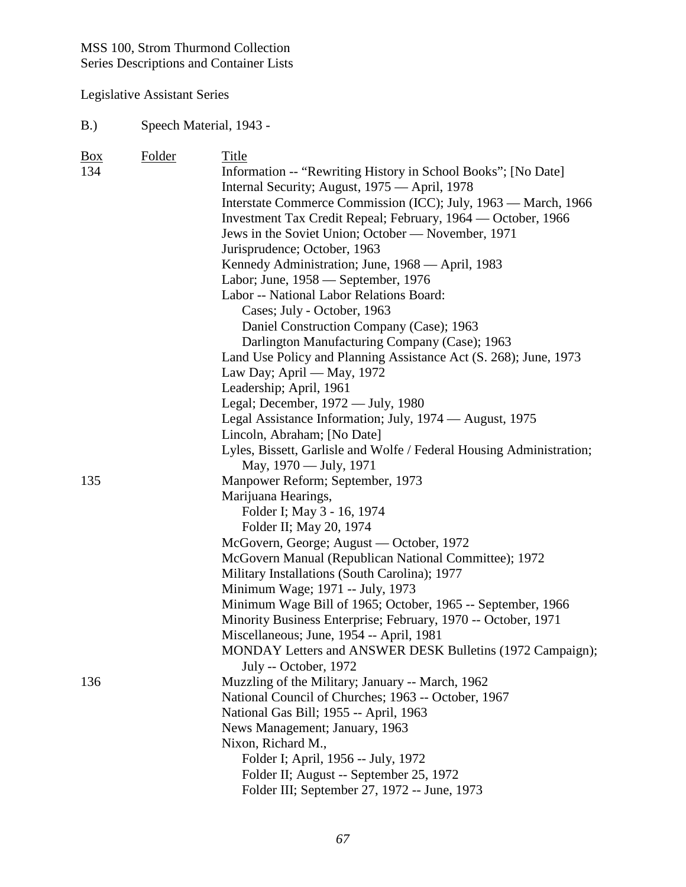MSS 100, Strom Thurmond Collection
Series Descriptions and Container Lists

Legislative Assistant Series

B.) Speech Material, 1943 -

| Box | Folder | Title |
|---|---|---|
| 134 | | Information -- “Rewriting History in School Books”; [No Date] |
| | | Internal Security; August, 1975 — April, 1978 |
| | | Interstate Commerce Commission (ICC); July, 1963 — March, 1966 |
| | | Investment Tax Credit Repeal; February, 1964 — October, 1966 |
| | | Jews in the Soviet Union; October — November, 1971 |
| | | Jurisprudence; October, 1963 |
| | | Kennedy Administration; June, 1968 — April, 1983 |
| | | Labor; June, 1958 — September, 1976 |
| | | Labor -- National Labor Relations Board: |
| | | Cases; July - October, 1963 |
| | | Daniel Construction Company (Case); 1963 |
| | | Darlington Manufacturing Company (Case); 1963 |
| | | Land Use Policy and Planning Assistance Act (S. 268); June, 1973 |
| | | Law Day; April — May, 1972 |
| | | Leadership; April, 1961 |
| | | Legal; December, 1972 — July, 1980 |
| | | Legal Assistance Information; July, 1974 — August, 1975 |
| | | Lincoln, Abraham; [No Date] |
| | | Lyles, Bissett, Garlisle and Wolfe / Federal Housing Administration; May, 1970 — July, 1971 |
| 135 | | Manpower Reform; September, 1973 |
| | | Marijuana Hearings, |
| | | Folder I; May 3 - 16, 1974 |
| | | Folder II; May 20, 1974 |
| | | McGovern, George; August — October, 1972 |
| | | McGovern Manual (Republican National Committee); 1972 |
| | | Military Installations (South Carolina); 1977 |
| | | Minimum Wage; 1971 -- July, 1973 |
| | | Minimum Wage Bill of 1965; October, 1965 -- September, 1966 |
| | | Minority Business Enterprise; February, 1970 -- October, 1971 |
| | | Miscellaneous; June, 1954 -- April, 1981 |
| | | MONDAY Letters and ANSWER DESK Bulletins (1972 Campaign); July -- October, 1972 |
| 136 | | Muzzling of the Military; January -- March, 1962 |
| | | National Council of Churches; 1963 -- October, 1967 |
| | | National Gas Bill; 1955 -- April, 1963 |
| | | News Management; January, 1963 |
| | | Nixon, Richard M., |
| | | Folder I; April, 1956 -- July, 1972 |
| | | Folder II; August -- September 25, 1972 |
| | | Folder III; September 27, 1972 -- June, 1973 |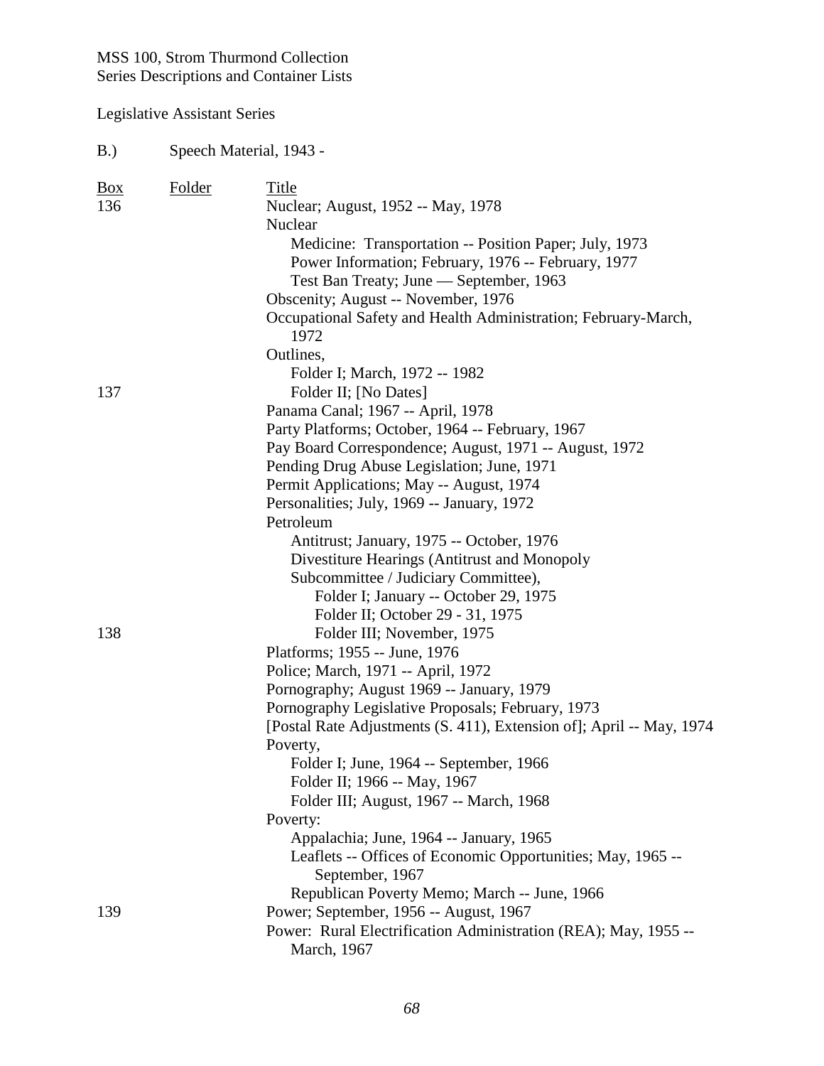MSS 100, Strom Thurmond Collection
Series Descriptions and Container Lists

Legislative Assistant Series

B.) Speech Material, 1943 -

| Box | Folder | Title |
|---|---|---|
| 136 | | Nuclear; August, 1952 -- May, 1978 |
| | | Nuclear |
| | | Medicine: Transportation -- Position Paper; July, 1973 |
| | | Power Information; February, 1976 -- February, 1977 |
| | | Test Ban Treaty; June — September, 1963 |
| | | Obscenity; August -- November, 1976 |
| | | Occupational Safety and Health Administration; February-March, 1972 |
| | | Outlines, |
| | | Folder I; March, 1972 -- 1982 |
| 137 | | Folder II; [No Dates] |
| | | Panama Canal; 1967 -- April, 1978 |
| | | Party Platforms; October, 1964 -- February, 1967 |
| | | Pay Board Correspondence; August, 1971 -- August, 1972 |
| | | Pending Drug Abuse Legislation; June, 1971 |
| | | Permit Applications; May -- August, 1974 |
| | | Personalities; July, 1969 -- January, 1972 |
| | | Petroleum |
| | | Antitrust; January, 1975 -- October, 1976 |
| | | Divestiture Hearings (Antitrust and Monopoly Subcommittee / Judiciary Committee), |
| | | Folder I; January -- October 29, 1975 |
| | | Folder II; October 29 - 31, 1975 |
| 138 | | Folder III; November, 1975 |
| | | Platforms; 1955 -- June, 1976 |
| | | Police; March, 1971 -- April, 1972 |
| | | Pornography; August 1969 -- January, 1979 |
| | | Pornography Legislative Proposals; February, 1973 |
| | | [Postal Rate Adjustments (S. 411), Extension of]; April -- May, 1974 |
| | | Poverty, |
| | | Folder I; June, 1964 -- September, 1966 |
| | | Folder II; 1966 -- May, 1967 |
| | | Folder III; August, 1967 -- March, 1968 |
| | | Poverty: |
| | | Appalachia; June, 1964 -- January, 1965 |
| | | Leaflets -- Offices of Economic Opportunities; May, 1965 -- September, 1967 |
| | | Republican Poverty Memo; March -- June, 1966 |
| 139 | | Power; September, 1956 -- August, 1967 |
| | | Power: Rural Electrification Administration (REA); May, 1955 -- March, 1967 |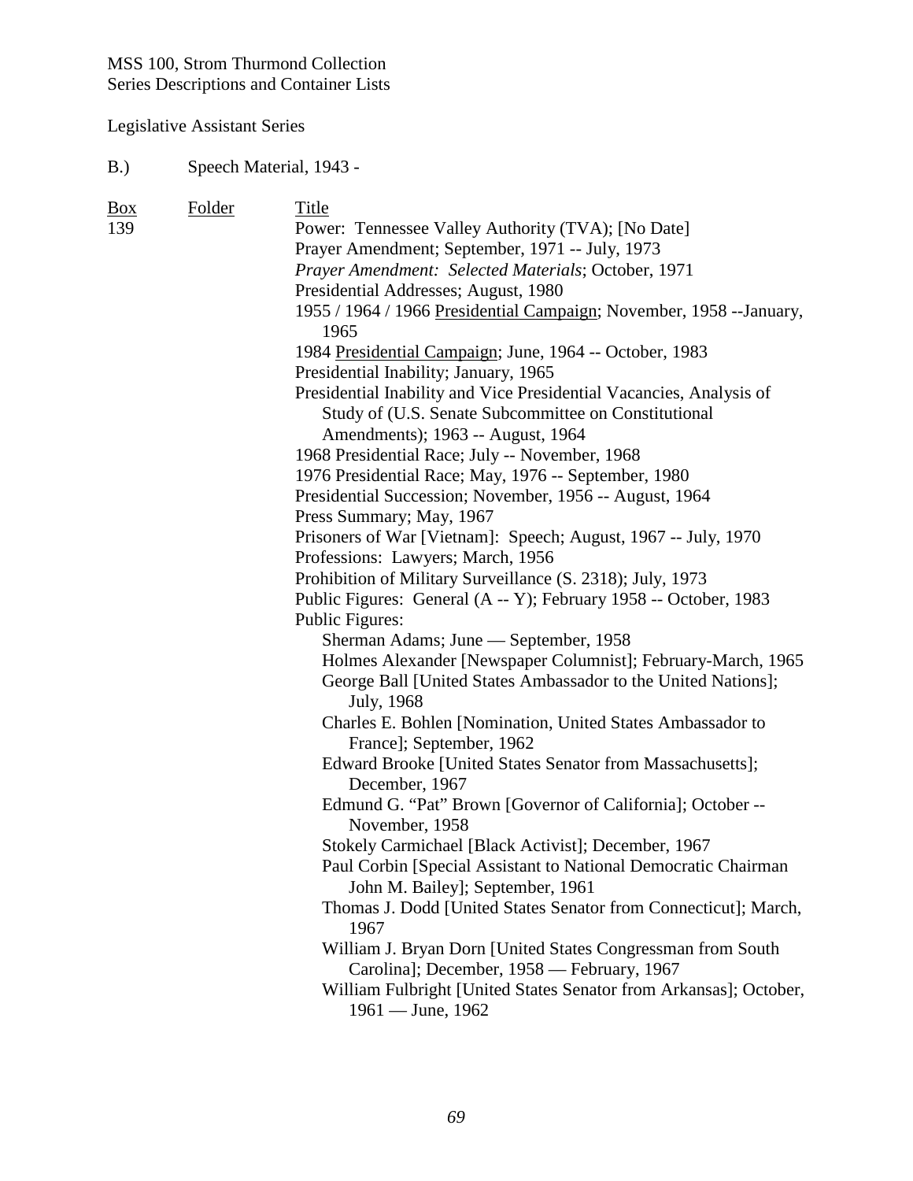MSS 100, Strom Thurmond Collection
Series Descriptions and Container Lists

Legislative Assistant Series

B.) Speech Material, 1943 -

| Box | Folder | Title |
|---|---|---|
| 139 | | Power: Tennessee Valley Authority (TVA); [No Date] |
| | | Prayer Amendment; September, 1971 -- July, 1973 |
| | | *Prayer Amendment: Selected Materials*; October, 1971 |
| | | Presidential Addresses; August, 1980 |
| | | 1955 / 1964 / 1966 Presidential Campaign; November, 1958 --January, 1965 |
| | | 1984 Presidential Campaign; June, 1964 -- October, 1983 |
| | | Presidential Inability; January, 1965 |
| | | Presidential Inability and Vice Presidential Vacancies, Analysis of Study of (U.S. Senate Subcommittee on Constitutional Amendments); 1963 -- August, 1964 |
| | | 1968 Presidential Race; July -- November, 1968 |
| | | 1976 Presidential Race; May, 1976 -- September, 1980 |
| | | Presidential Succession; November, 1956 -- August, 1964 |
| | | Press Summary; May, 1967 |
| | | Prisoners of War [Vietnam]: Speech; August, 1967 -- July, 1970 |
| | | Professions: Lawyers; March, 1956 |
| | | Prohibition of Military Surveillance (S. 2318); July, 1973 |
| | | Public Figures: General (A -- Y); February 1958 -- October, 1983 |
| | | Public Figures: |
| | | Sherman Adams; June — September, 1958 |
| | | Holmes Alexander [Newspaper Columnist]; February-March, 1965 |
| | | George Ball [United States Ambassador to the United Nations]; July, 1968 |
| | | Charles E. Bohlen [Nomination, United States Ambassador to France]; September, 1962 |
| | | Edward Brooke [United States Senator from Massachusetts]; December, 1967 |
| | | Edmund G. "Pat" Brown [Governor of California]; October -- November, 1958 |
| | | Stokely Carmichael [Black Activist]; December, 1967 |
| | | Paul Corbin [Special Assistant to National Democratic Chairman John M. Bailey]; September, 1961 |
| | | Thomas J. Dodd [United States Senator from Connecticut]; March, 1967 |
| | | William J. Bryan Dorn [United States Congressman from South Carolina]; December, 1958 — February, 1967 |
| | | William Fulbright [United States Senator from Arkansas]; October, 1961 — June, 1962 |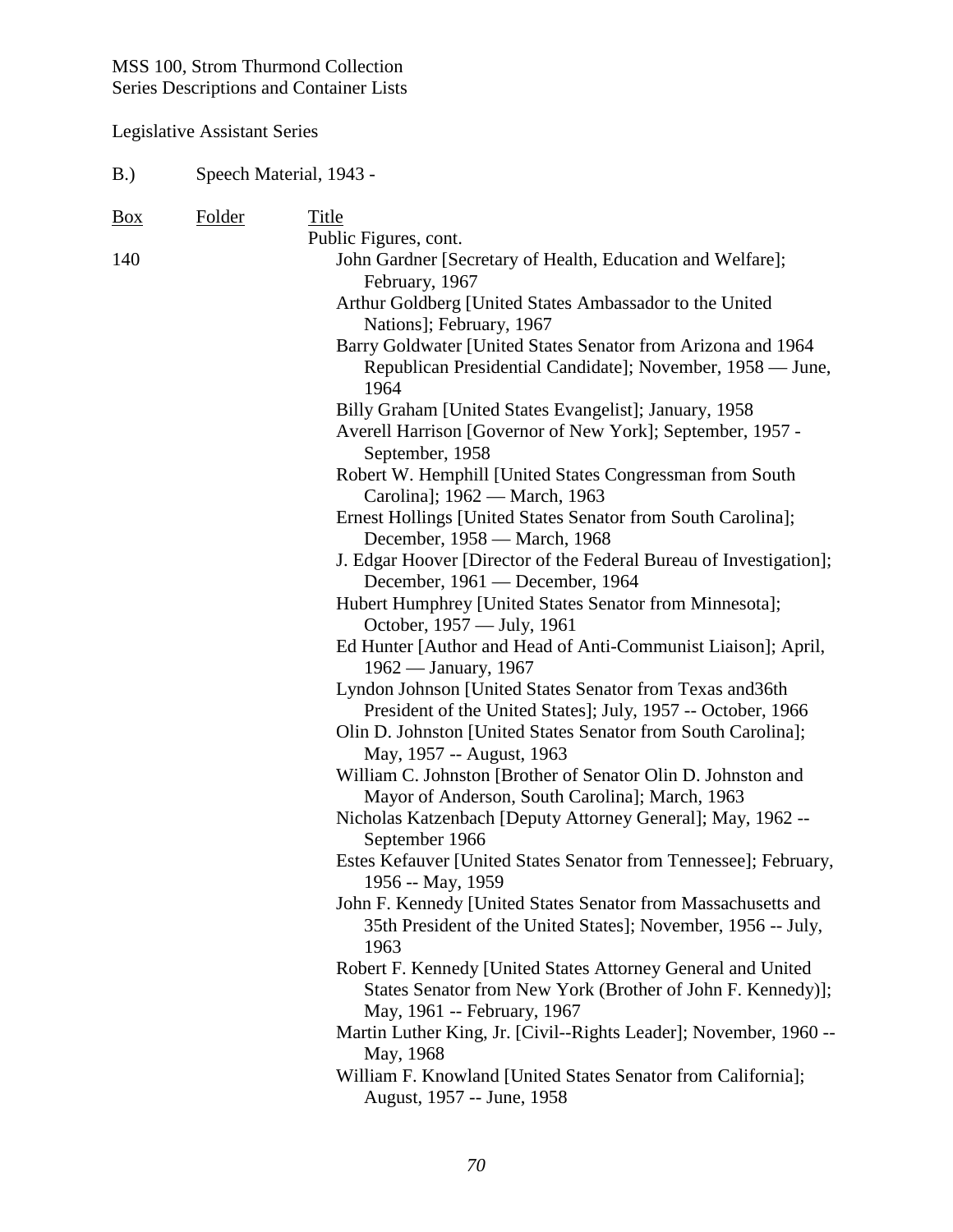MSS 100, Strom Thurmond Collection
Series Descriptions and Container Lists

Legislative Assistant Series

B.) Speech Material, 1943 -

| Box | Folder | Title |
|---|---|---|
| | | Public Figures, cont. |
| 140 | | John Gardner [Secretary of Health, Education and Welfare]; February, 1967 |
| | | Arthur Goldberg [United States Ambassador to the United Nations]; February, 1967 |
| | | Barry Goldwater [United States Senator from Arizona and 1964 Republican Presidential Candidate]; November, 1958 — June, 1964 |
| | | Billy Graham [United States Evangelist]; January, 1958 |
| | | Averell Harrison [Governor of New York]; September, 1957 - September, 1958 |
| | | Robert W. Hemphill [United States Congressman from South Carolina]; 1962 — March, 1963 |
| | | Ernest Hollings [United States Senator from South Carolina]; December, 1958 — March, 1968 |
| | | J. Edgar Hoover [Director of the Federal Bureau of Investigation]; December, 1961 — December, 1964 |
| | | Hubert Humphrey [United States Senator from Minnesota]; October, 1957 — July, 1961 |
| | | Ed Hunter [Author and Head of Anti-Communist Liaison]; April, 1962 — January, 1967 |
| | | Lyndon Johnson [United States Senator from Texas and36th President of the United States]; July, 1957 -- October, 1966 |
| | | Olin D. Johnston [United States Senator from South Carolina]; May, 1957 -- August, 1963 |
| | | William C. Johnston [Brother of Senator Olin D. Johnston and Mayor of Anderson, South Carolina]; March, 1963 |
| | | Nicholas Katzenbach [Deputy Attorney General]; May, 1962 -- September 1966 |
| | | Estes Kefauver [United States Senator from Tennessee]; February, 1956 -- May, 1959 |
| | | John F. Kennedy [United States Senator from Massachusetts and 35th President of the United States]; November, 1956 -- July, 1963 |
| | | Robert F. Kennedy [United States Attorney General and United States Senator from New York (Brother of John F. Kennedy)]; May, 1961 -- February, 1967 |
| | | Martin Luther King, Jr. [Civil--Rights Leader]; November, 1960 -- May, 1968 |
| | | William F. Knowland [United States Senator from California]; August, 1957 -- June, 1958 |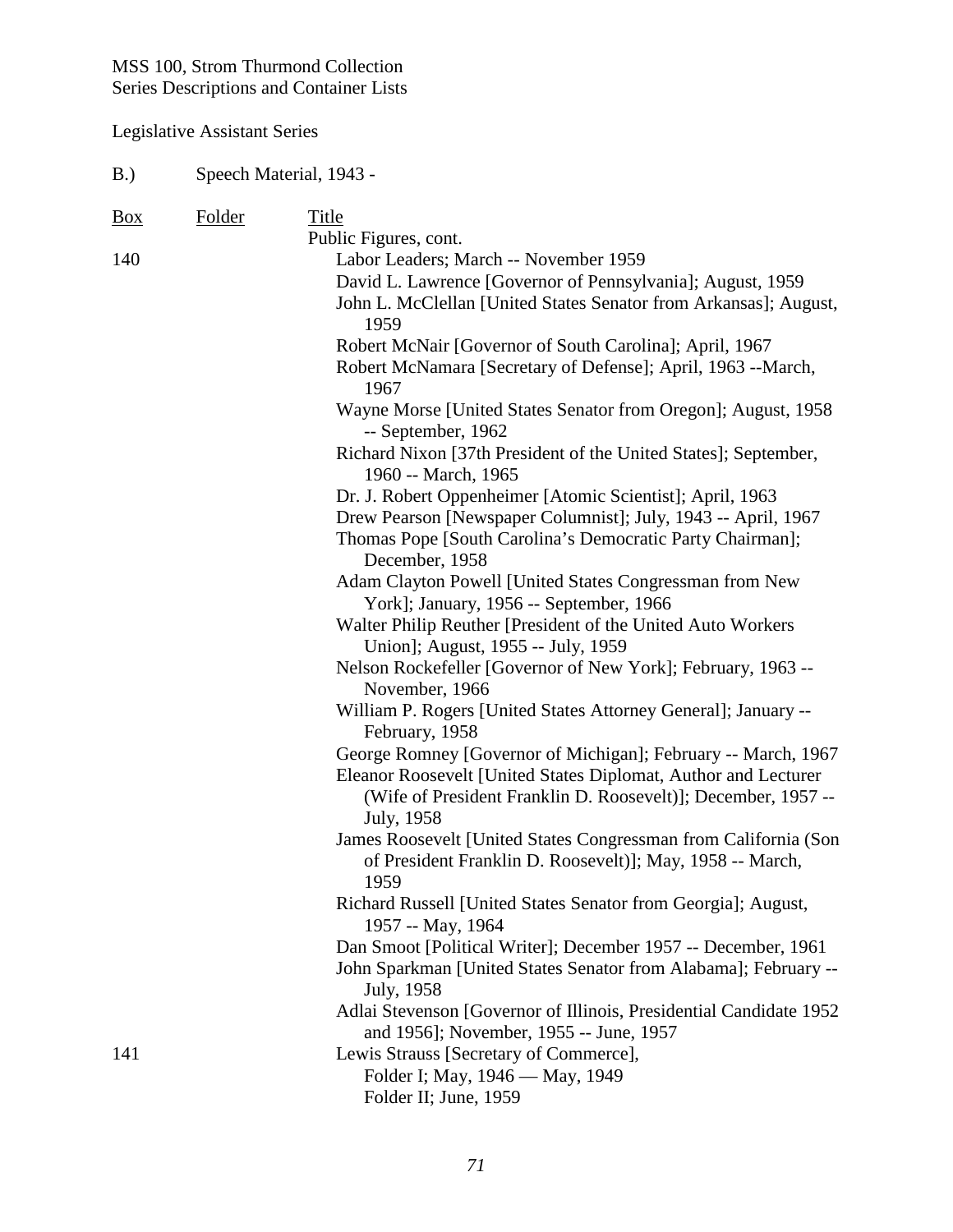MSS 100, Strom Thurmond Collection
Series Descriptions and Container Lists

Legislative Assistant Series

B.) Speech Material, 1943 -

| Box | Folder | Title |
|---|---|---|
| | | Public Figures, cont. |
| 140 | | Labor Leaders; March -- November 1959 |
| | | David L. Lawrence [Governor of Pennsylvania]; August, 1959 |
| | | John L. McClellan [United States Senator from Arkansas]; August, 1959 |
| | | Robert McNair [Governor of South Carolina]; April, 1967 |
| | | Robert McNamara [Secretary of Defense]; April, 1963 --March, 1967 |
| | | Wayne Morse [United States Senator from Oregon]; August, 1958 -- September, 1962 |
| | | Richard Nixon [37th President of the United States]; September, 1960 -- March, 1965 |
| | | Dr. J. Robert Oppenheimer [Atomic Scientist]; April, 1963 |
| | | Drew Pearson [Newspaper Columnist]; July, 1943 -- April, 1967 |
| | | Thomas Pope [South Carolina's Democratic Party Chairman]; December, 1958 |
| | | Adam Clayton Powell [United States Congressman from New York]; January, 1956 -- September, 1966 |
| | | Walter Philip Reuther [President of the United Auto Workers Union]; August, 1955 -- July, 1959 |
| | | Nelson Rockefeller [Governor of New York]; February, 1963 -- November, 1966 |
| | | William P. Rogers [United States Attorney General]; January -- February, 1958 |
| | | George Romney [Governor of Michigan]; February -- March, 1967 |
| | | Eleanor Roosevelt [United States Diplomat, Author and Lecturer (Wife of President Franklin D. Roosevelt)]; December, 1957 -- July, 1958 |
| | | James Roosevelt [United States Congressman from California (Son of President Franklin D. Roosevelt)]; May, 1958 -- March, 1959 |
| | | Richard Russell [United States Senator from Georgia]; August, 1957 -- May, 1964 |
| | | Dan Smoot [Political Writer]; December 1957 -- December, 1961 |
| | | John Sparkman [United States Senator from Alabama]; February -- July, 1958 |
| | | Adlai Stevenson [Governor of Illinois, Presidential Candidate 1952 and 1956]; November, 1955 -- June, 1957 |
| 141 | | Lewis Strauss [Secretary of Commerce], |
| | | Folder I; May, 1946 — May, 1949 |
| | | Folder II; June, 1959 |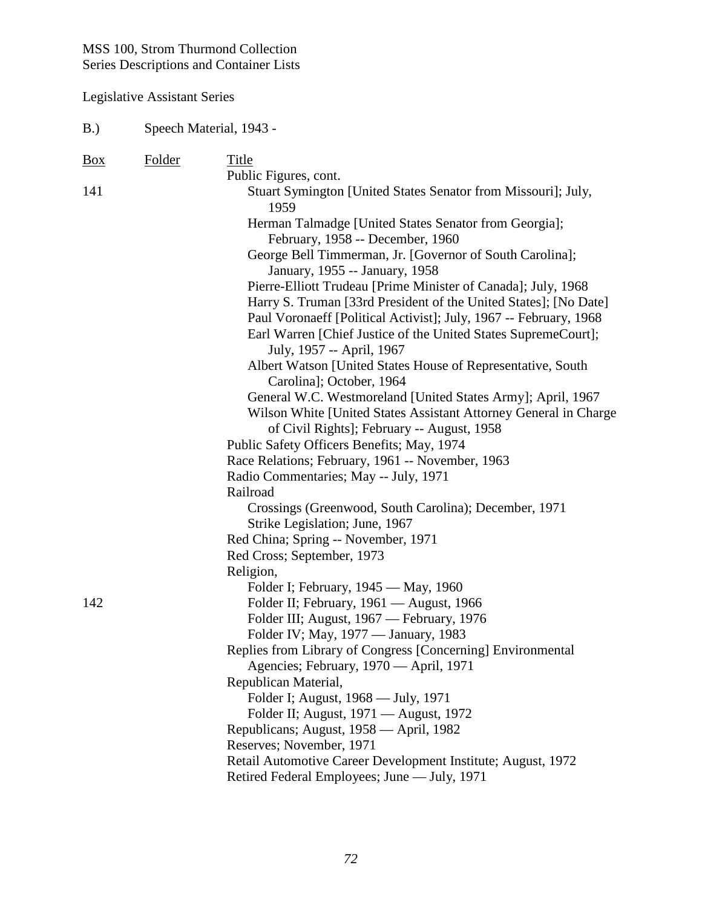MSS 100, Strom Thurmond Collection
Series Descriptions and Container Lists

Legislative Assistant Series

B.) Speech Material, 1943 -

| Box | Folder | Title |
|---|---|---|
| | | Public Figures, cont. |
| 141 | | Stuart Symington [United States Senator from Missouri]; July, 1959 |
| | | Herman Talmadge [United States Senator from Georgia]; February, 1958 -- December, 1960 |
| | | George Bell Timmerman, Jr. [Governor of South Carolina]; January, 1955 -- January, 1958 |
| | | Pierre-Elliott Trudeau [Prime Minister of Canada]; July, 1968 |
| | | Harry S. Truman [33rd President of the United States]; [No Date] |
| | | Paul Voronaeff [Political Activist]; July, 1967 -- February, 1968 |
| | | Earl Warren [Chief Justice of the United States SupremeCourt]; July, 1957 -- April, 1967 |
| | | Albert Watson [United States House of Representative, South Carolina]; October, 1964 |
| | | General W.C. Westmoreland [United States Army]; April, 1967 |
| | | Wilson White [United States Assistant Attorney General in Charge of Civil Rights]; February -- August, 1958 |
| | | Public Safety Officers Benefits; May, 1974 |
| | | Race Relations; February, 1961 -- November, 1963 |
| | | Radio Commentaries; May -- July, 1971 |
| | | Railroad |
| | | Crossings (Greenwood, South Carolina); December, 1971 |
| | | Strike Legislation; June, 1967 |
| | | Red China; Spring -- November, 1971 |
| | | Red Cross; September, 1973 |
| | | Religion, |
| | | Folder I; February, 1945 — May, 1960 |
| 142 | | Folder II; February, 1961 — August, 1966 |
| | | Folder III; August, 1967 — February, 1976 |
| | | Folder IV; May, 1977 — January, 1983 |
| | | Replies from Library of Congress [Concerning] Environmental Agencies; February, 1970 — April, 1971 |
| | | Republican Material, |
| | | Folder I; August, 1968 — July, 1971 |
| | | Folder II; August, 1971 — August, 1972 |
| | | Republicans; August, 1958 — April, 1982 |
| | | Reserves; November, 1971 |
| | | Retail Automotive Career Development Institute; August, 1972 |
| | | Retired Federal Employees; June — July, 1971 |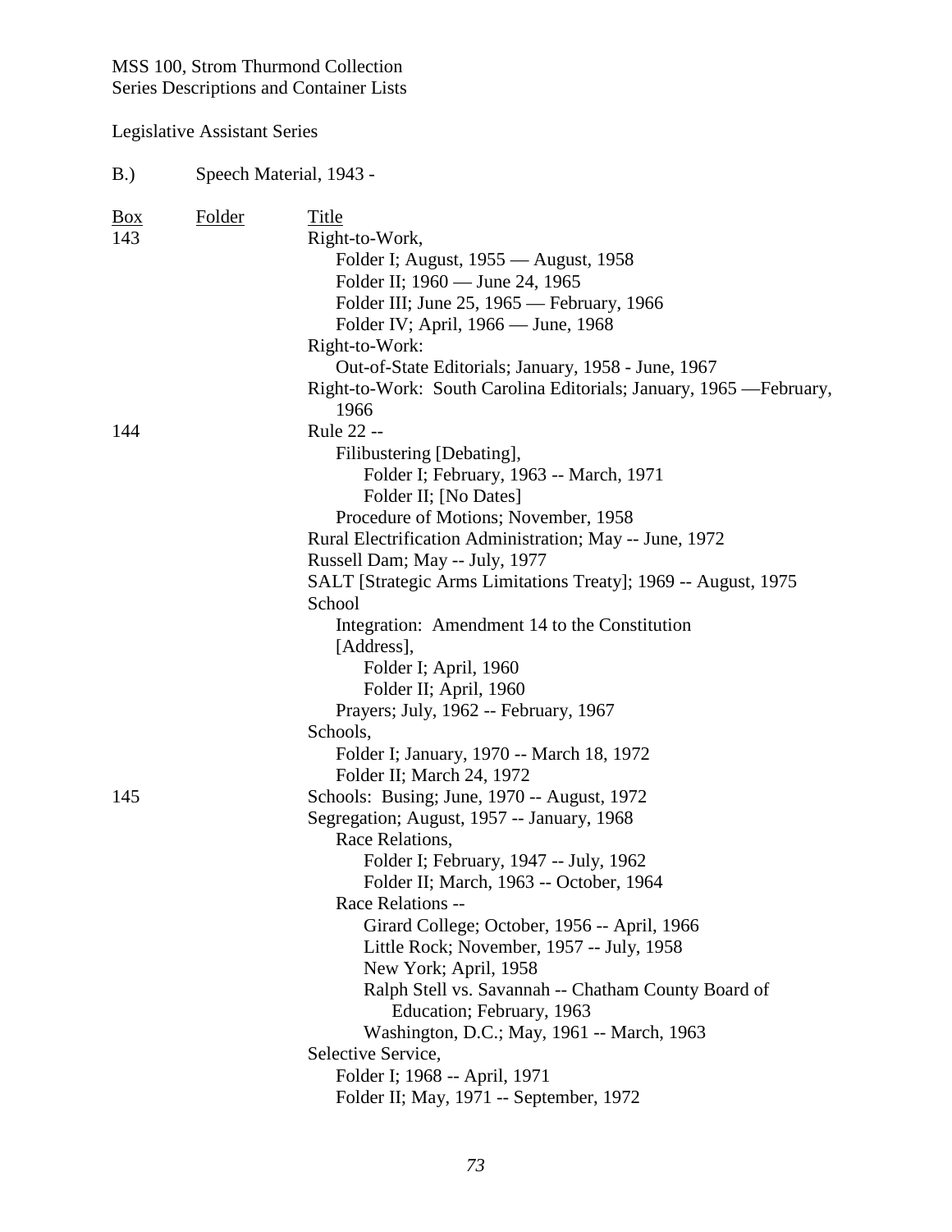MSS 100, Strom Thurmond Collection
Series Descriptions and Container Lists

Legislative Assistant Series

B.) Speech Material, 1943 -

| Box | Folder | Title |
|---|---|---|
| 143 | | Right-to-Work, |
| | | Folder I; August, 1955 — August, 1958 |
| | | Folder II; 1960 — June 24, 1965 |
| | | Folder III; June 25, 1965 — February, 1966 |
| | | Folder IV; April, 1966 — June, 1968 |
| | | Right-to-Work: |
| | | Out-of-State Editorials; January, 1958 - June, 1967 |
| | | Right-to-Work: South Carolina Editorials; January, 1965 —February, 1966 |
| 144 | | Rule 22 -- |
| | | Filibustering [Debating], |
| | | Folder I; February, 1963 -- March, 1971 |
| | | Folder II; [No Dates] |
| | | Procedure of Motions; November, 1958 |
| | | Rural Electrification Administration; May -- June, 1972 |
| | | Russell Dam; May -- July, 1977 |
| | | SALT [Strategic Arms Limitations Treaty]; 1969 -- August, 1975 |
| | | School |
| | | Integration: Amendment 14 to the Constitution [Address], |
| | | Folder I; April, 1960 |
| | | Folder II; April, 1960 |
| | | Prayers; July, 1962 -- February, 1967 |
| | | Schools, |
| | | Folder I; January, 1970 -- March 18, 1972 |
| | | Folder II; March 24, 1972 |
| 145 | | Schools: Busing; June, 1970 -- August, 1972 |
| | | Segregation; August, 1957 -- January, 1968 |
| | | Race Relations, |
| | | Folder I; February, 1947 -- July, 1962 |
| | | Folder II; March, 1963 -- October, 1964 |
| | | Race Relations -- |
| | | Girard College; October, 1956 -- April, 1966 |
| | | Little Rock; November, 1957 -- July, 1958 |
| | | New York; April, 1958 |
| | | Ralph Stell vs. Savannah -- Chatham County Board of Education; February, 1963 |
| | | Washington, D.C.; May, 1961 -- March, 1963 |
| | | Selective Service, |
| | | Folder I; 1968 -- April, 1971 |
| | | Folder II; May, 1971 -- September, 1972 |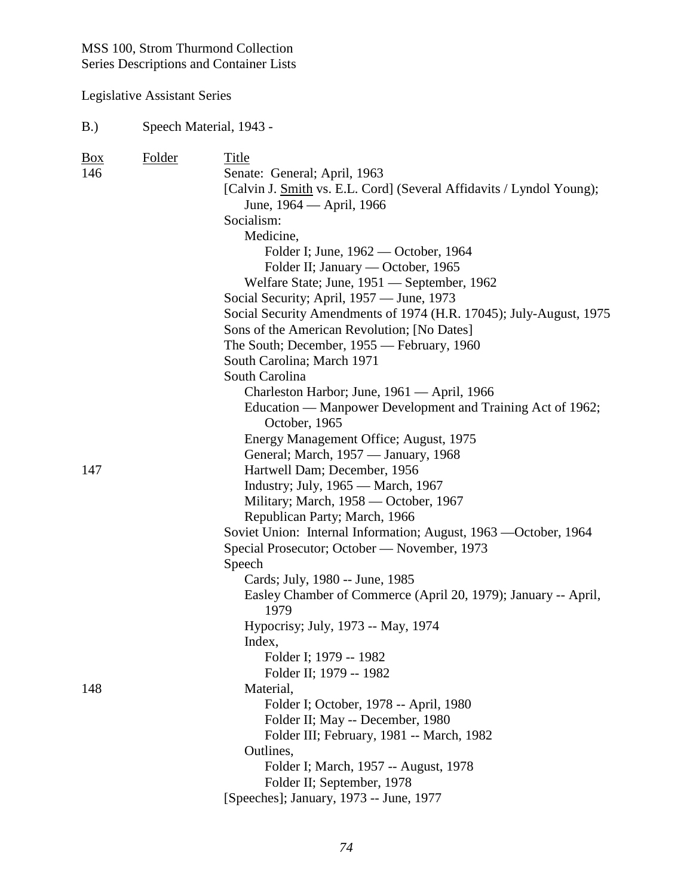MSS 100, Strom Thurmond Collection
Series Descriptions and Container Lists

Legislative Assistant Series

B.) Speech Material, 1943 -

| Box | Folder | Title |
|---|---|---|
| 146 | | Senate: General; April, 1963 |
| | | [Calvin J. Smith vs. E.L. Cord] (Several Affidavits / Lyndol Young); June, 1964 — April, 1966 |
| | | Socialism: |
| | | Medicine, |
| | | Folder I; June, 1962 — October, 1964 |
| | | Folder II; January — October, 1965 |
| | | Welfare State; June, 1951 — September, 1962 |
| | | Social Security; April, 1957 — June, 1973 |
| | | Social Security Amendments of 1974 (H.R. 17045); July-August, 1975 |
| | | Sons of the American Revolution; [No Dates] |
| | | The South; December, 1955 — February, 1960 |
| | | South Carolina; March 1971 |
| | | South Carolina |
| | | Charleston Harbor; June, 1961 — April, 1966 |
| | | Education — Manpower Development and Training Act of 1962; October, 1965 |
| | | Energy Management Office; August, 1975 |
| | | General; March, 1957 — January, 1968 |
| 147 | | Hartwell Dam; December, 1956 |
| | | Industry; July, 1965 — March, 1967 |
| | | Military; March, 1958 — October, 1967 |
| | | Republican Party; March, 1966 |
| | | Soviet Union: Internal Information; August, 1963 —October, 1964 |
| | | Special Prosecutor; October — November, 1973 |
| | | Speech |
| | | Cards; July, 1980 -- June, 1985 |
| | | Easley Chamber of Commerce (April 20, 1979); January -- April, 1979 |
| | | Hypocrisy; July, 1973 -- May, 1974 |
| | | Index, |
| | | Folder I; 1979 -- 1982 |
| | | Folder II; 1979 -- 1982 |
| 148 | | Material, |
| | | Folder I; October, 1978 -- April, 1980 |
| | | Folder II; May -- December, 1980 |
| | | Folder III; February, 1981 -- March, 1982 |
| | | Outlines, |
| | | Folder I; March, 1957 -- August, 1978 |
| | | Folder II; September, 1978 |
| | | [Speeches]; January, 1973 -- June, 1977 |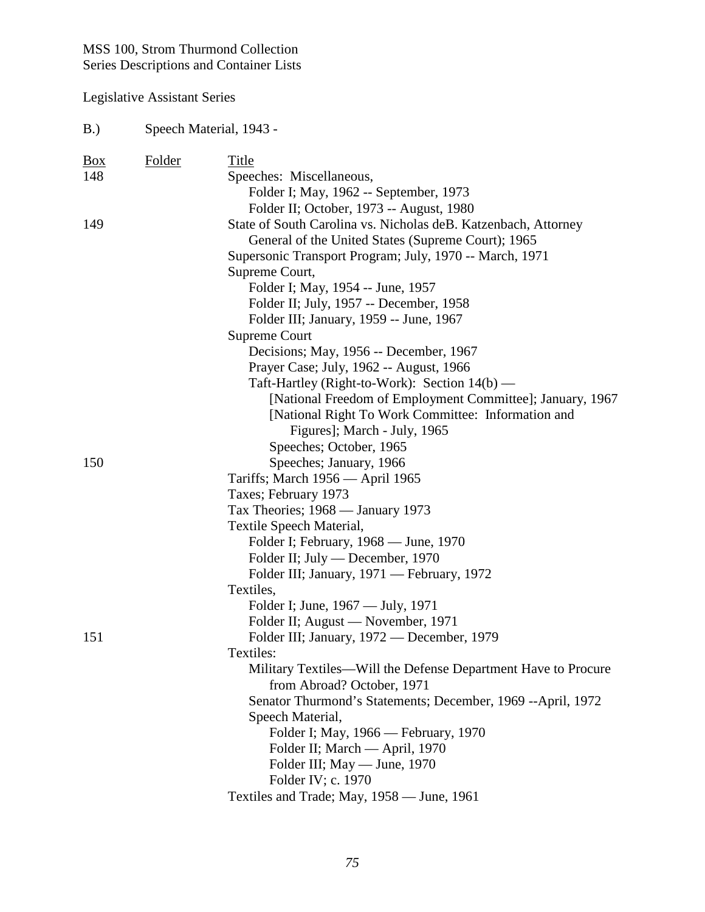MSS 100, Strom Thurmond Collection
Series Descriptions and Container Lists

Legislative Assistant Series

B.) Speech Material, 1943 -

| Box | Folder | Title |
|---|---|---|
| 148 | | Speeches: Miscellaneous, |
| | | Folder I; May, 1962 -- September, 1973 |
| | | Folder II; October, 1973 -- August, 1980 |
| 149 | | State of South Carolina vs. Nicholas deB. Katzenbach, Attorney General of the United States (Supreme Court); 1965 |
| | | Supersonic Transport Program; July, 1970 -- March, 1971 |
| | | Supreme Court, |
| | | Folder I; May, 1954 -- June, 1957 |
| | | Folder II; July, 1957 -- December, 1958 |
| | | Folder III; January, 1959 -- June, 1967 |
| | | Supreme Court |
| | | Decisions; May, 1956 -- December, 1967 |
| | | Prayer Case; July, 1962 -- August, 1966 |
| | | Taft-Hartley (Right-to-Work): Section 14(b) — |
| | | [National Freedom of Employment Committee]; January, 1967 |
| | | [National Right To Work Committee: Information and Figures]; March - July, 1965 |
| | | Speeches; October, 1965 |
| 150 | | Speeches; January, 1966 |
| | | Tariffs; March 1956 — April 1965 |
| | | Taxes; February 1973 |
| | | Tax Theories; 1968 — January 1973 |
| | | Textile Speech Material, |
| | | Folder I; February, 1968 — June, 1970 |
| | | Folder II; July — December, 1970 |
| | | Folder III; January, 1971 — February, 1972 |
| | | Textiles, |
| | | Folder I; June, 1967 — July, 1971 |
| | | Folder II; August — November, 1971 |
| 151 | | Folder III; January, 1972 — December, 1979 |
| | | Textiles: |
| | | Military Textiles—Will the Defense Department Have to Procure from Abroad? October, 1971 |
| | | Senator Thurmond's Statements; December, 1969 --April, 1972 |
| | | Speech Material, |
| | | Folder I; May, 1966 — February, 1970 |
| | | Folder II; March — April, 1970 |
| | | Folder III; May — June, 1970 |
| | | Folder IV; c. 1970 |
| | | Textiles and Trade; May, 1958 — June, 1961 |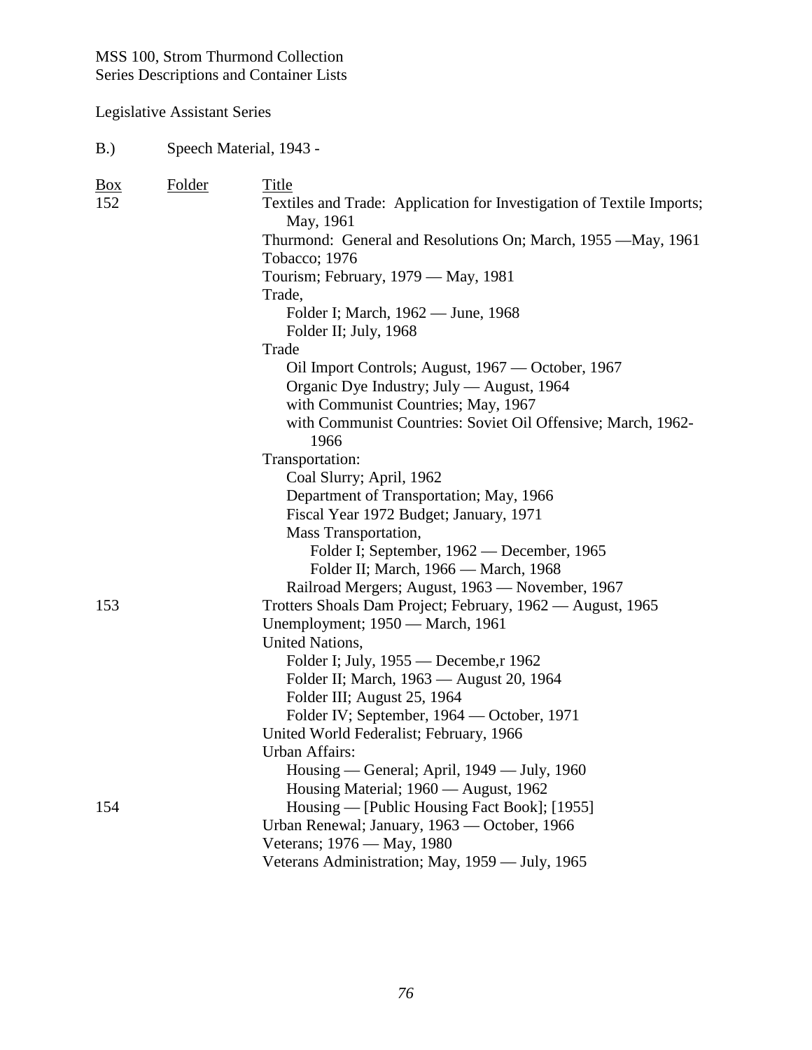MSS 100, Strom Thurmond Collection
Series Descriptions and Container Lists

Legislative Assistant Series

B.) Speech Material, 1943 -

| Box | Folder | Title |
|---|---|---|
| 152 | | Textiles and Trade: Application for Investigation of Textile Imports; May, 1961 |
| | | Thurmond: General and Resolutions On; March, 1955 —May, 1961 |
| | | Tobacco; 1976 |
| | | Tourism; February, 1979 — May, 1981 |
| | | Trade, |
| | | Folder I; March, 1962 — June, 1968 |
| | | Folder II; July, 1968 |
| | | Trade |
| | | Oil Import Controls; August, 1967 — October, 1967 |
| | | Organic Dye Industry; July — August, 1964 |
| | | with Communist Countries; May, 1967 |
| | | with Communist Countries: Soviet Oil Offensive; March, 1962-1966 |
| | | Transportation: |
| | | Coal Slurry; April, 1962 |
| | | Department of Transportation; May, 1966 |
| | | Fiscal Year 1972 Budget; January, 1971 |
| | | Mass Transportation, |
| | | Folder I; September, 1962 — December, 1965 |
| | | Folder II; March, 1966 — March, 1968 |
| | | Railroad Mergers; August, 1963 — November, 1967 |
| 153 | | Trotters Shoals Dam Project; February, 1962 — August, 1965 |
| | | Unemployment; 1950 — March, 1961 |
| | | United Nations, |
| | | Folder I; July, 1955 — Decembe,r 1962 |
| | | Folder II; March, 1963 — August 20, 1964 |
| | | Folder III; August 25, 1964 |
| | | Folder IV; September, 1964 — October, 1971 |
| | | United World Federalist; February, 1966 |
| | | Urban Affairs: |
| | | Housing — General; April, 1949 — July, 1960 |
| | | Housing Material; 1960 — August, 1962 |
| 154 | | Housing — [Public Housing Fact Book]; [1955] |
| | | Urban Renewal; January, 1963 — October, 1966 |
| | | Veterans; 1976 — May, 1980 |
| | | Veterans Administration; May, 1959 — July, 1965 |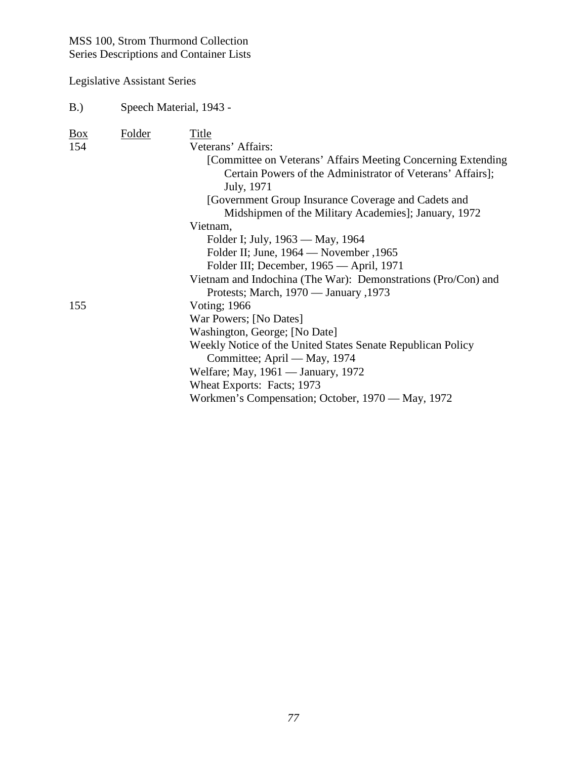MSS 100, Strom Thurmond Collection
Series Descriptions and Container Lists

Legislative Assistant Series

B.) Speech Material, 1943 -

| Box | Folder | Title |
|---|---|---|
| 154 | | Veterans' Affairs: |
| | | [Committee on Veterans' Affairs Meeting Concerning Extending Certain Powers of the Administrator of Veterans' Affairs]; July, 1971 |
| | | [Government Group Insurance Coverage and Cadets and Midshipmen of the Military Academies]; January, 1972 |
| | | Vietnam, |
| | | Folder I; July, 1963 — May, 1964 |
| | | Folder II; June, 1964 — November ,1965 |
| | | Folder III; December, 1965 — April, 1971 |
| | | Vietnam and Indochina (The War): Demonstrations (Pro/Con) and Protests; March, 1970 — January ,1973 |
| 155 | | Voting; 1966 |
| | | War Powers; [No Dates] |
| | | Washington, George; [No Date] |
| | | Weekly Notice of the United States Senate Republican Policy Committee; April — May, 1974 |
| | | Welfare; May, 1961 — January, 1972 |
| | | Wheat Exports: Facts; 1973 |
| | | Workmen's Compensation; October, 1970 — May, 1972 |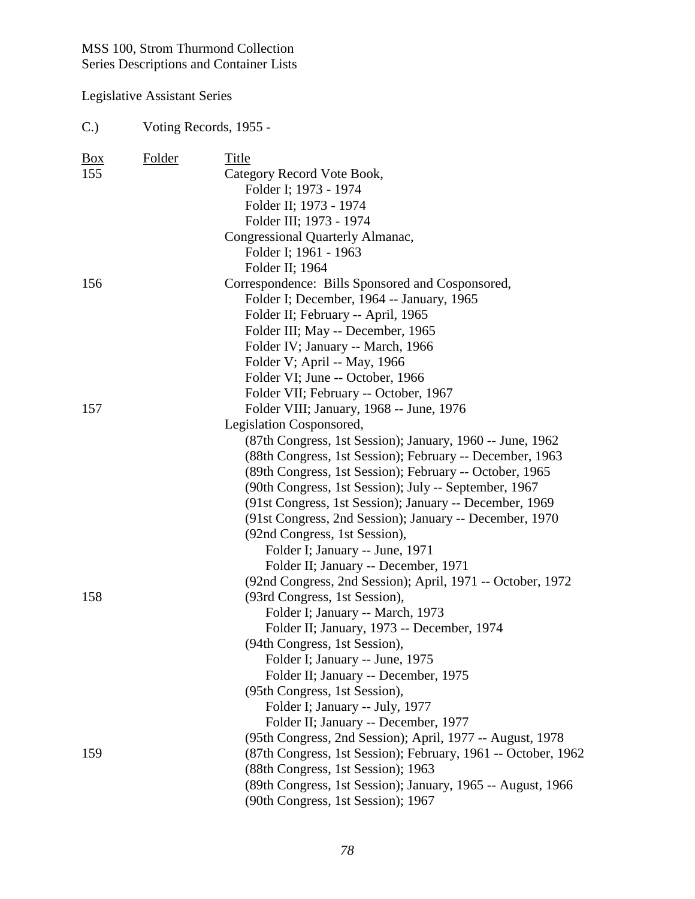MSS 100, Strom Thurmond Collection
Series Descriptions and Container Lists

Legislative Assistant Series

C.) Voting Records, 1955 -

| Box | Folder | Title |
|---|---|---|
| 155 | | Category Record Vote Book, |
| | | Folder I; 1973 - 1974 |
| | | Folder II; 1973 - 1974 |
| | | Folder III; 1973 - 1974 |
| | | Congressional Quarterly Almanac, |
| | | Folder I; 1961 - 1963 |
| | | Folder II; 1964 |
| 156 | | Correspondence: Bills Sponsored and Cosponsored, |
| | | Folder I; December, 1964 -- January, 1965 |
| | | Folder II; February -- April, 1965 |
| | | Folder III; May -- December, 1965 |
| | | Folder IV; January -- March, 1966 |
| | | Folder V; April -- May, 1966 |
| | | Folder VI; June -- October, 1966 |
| | | Folder VII; February -- October, 1967 |
| 157 | | Folder VIII; January, 1968 -- June, 1976 |
| | | Legislation Cosponsored, |
| | | (87th Congress, 1st Session); January, 1960 -- June, 1962 |
| | | (88th Congress, 1st Session); February -- December, 1963 |
| | | (89th Congress, 1st Session); February -- October, 1965 |
| | | (90th Congress, 1st Session); July -- September, 1967 |
| | | (91st Congress, 1st Session); January -- December, 1969 |
| | | (91st Congress, 2nd Session); January -- December, 1970 |
| | | (92nd Congress, 1st Session), |
| | | Folder I; January -- June, 1971 |
| | | Folder II; January -- December, 1971 |
| | | (92nd Congress, 2nd Session); April, 1971 -- October, 1972 |
| 158 | | (93rd Congress, 1st Session), |
| | | Folder I; January -- March, 1973 |
| | | Folder II; January, 1973 -- December, 1974 |
| | | (94th Congress, 1st Session), |
| | | Folder I; January -- June, 1975 |
| | | Folder II; January -- December, 1975 |
| | | (95th Congress, 1st Session), |
| | | Folder I; January -- July, 1977 |
| | | Folder II; January -- December, 1977 |
| | | (95th Congress, 2nd Session); April, 1977 -- August, 1978 |
| 159 | | (87th Congress, 1st Session); February, 1961 -- October, 1962 |
| | | (88th Congress, 1st Session); 1963 |
| | | (89th Congress, 1st Session); January, 1965 -- August, 1966 |
| | | (90th Congress, 1st Session); 1967 |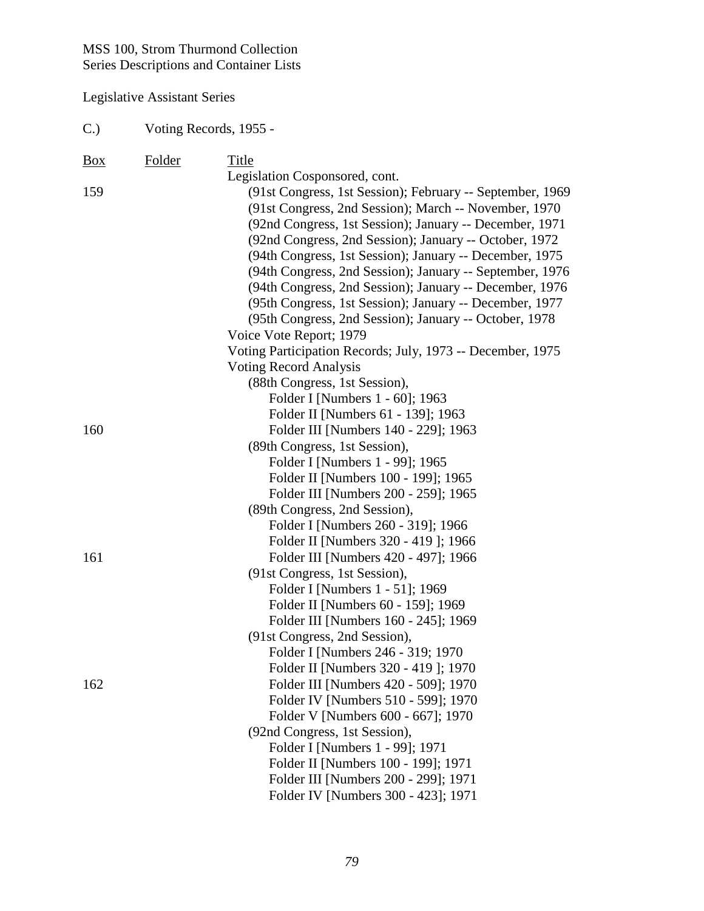MSS 100, Strom Thurmond Collection
Series Descriptions and Container Lists

Legislative Assistant Series

C.) Voting Records, 1955 -

| Box | Folder | Title |
|---|---|---|
| | | Legislation Cosponsored, cont. |
| 159 | | (91st Congress, 1st Session); February -- September, 1969 |
| | | (91st Congress, 2nd Session); March -- November, 1970 |
| | | (92nd Congress, 1st Session); January -- December, 1971 |
| | | (92nd Congress, 2nd Session); January -- October, 1972 |
| | | (94th Congress, 1st Session); January -- December, 1975 |
| | | (94th Congress, 2nd Session); January -- September, 1976 |
| | | (94th Congress, 2nd Session); January -- December, 1976 |
| | | (95th Congress, 1st Session); January -- December, 1977 |
| | | (95th Congress, 2nd Session); January -- October, 1978 |
| | | Voice Vote Report; 1979 |
| | | Voting Participation Records; July, 1973 -- December, 1975 |
| | | Voting Record Analysis |
| | | (88th Congress, 1st Session), |
| | | Folder I [Numbers 1 - 60]; 1963 |
| | | Folder II [Numbers 61 - 139]; 1963 |
| 160 | | Folder III [Numbers 140 - 229]; 1963 |
| | | (89th Congress, 1st Session), |
| | | Folder I [Numbers 1 - 99]; 1965 |
| | | Folder II [Numbers 100 - 199]; 1965 |
| | | Folder III [Numbers 200 - 259]; 1965 |
| | | (89th Congress, 2nd Session), |
| | | Folder I [Numbers 260 - 319]; 1966 |
| | | Folder II [Numbers 320 - 419 ]; 1966 |
| 161 | | Folder III [Numbers 420 - 497]; 1966 |
| | | (91st Congress, 1st Session), |
| | | Folder I [Numbers 1 - 51]; 1969 |
| | | Folder II [Numbers 60 - 159]; 1969 |
| | | Folder III [Numbers 160 - 245]; 1969 |
| | | (91st Congress, 2nd Session), |
| | | Folder I [Numbers 246 - 319; 1970 |
| | | Folder II [Numbers 320 - 419 ]; 1970 |
| 162 | | Folder III [Numbers 420 - 509]; 1970 |
| | | Folder IV [Numbers 510 - 599]; 1970 |
| | | Folder V [Numbers 600 - 667]; 1970 |
| | | (92nd Congress, 1st Session), |
| | | Folder I [Numbers 1 - 99]; 1971 |
| | | Folder II [Numbers 100 - 199]; 1971 |
| | | Folder III [Numbers 200 - 299]; 1971 |
| | | Folder IV [Numbers 300 - 423]; 1971 |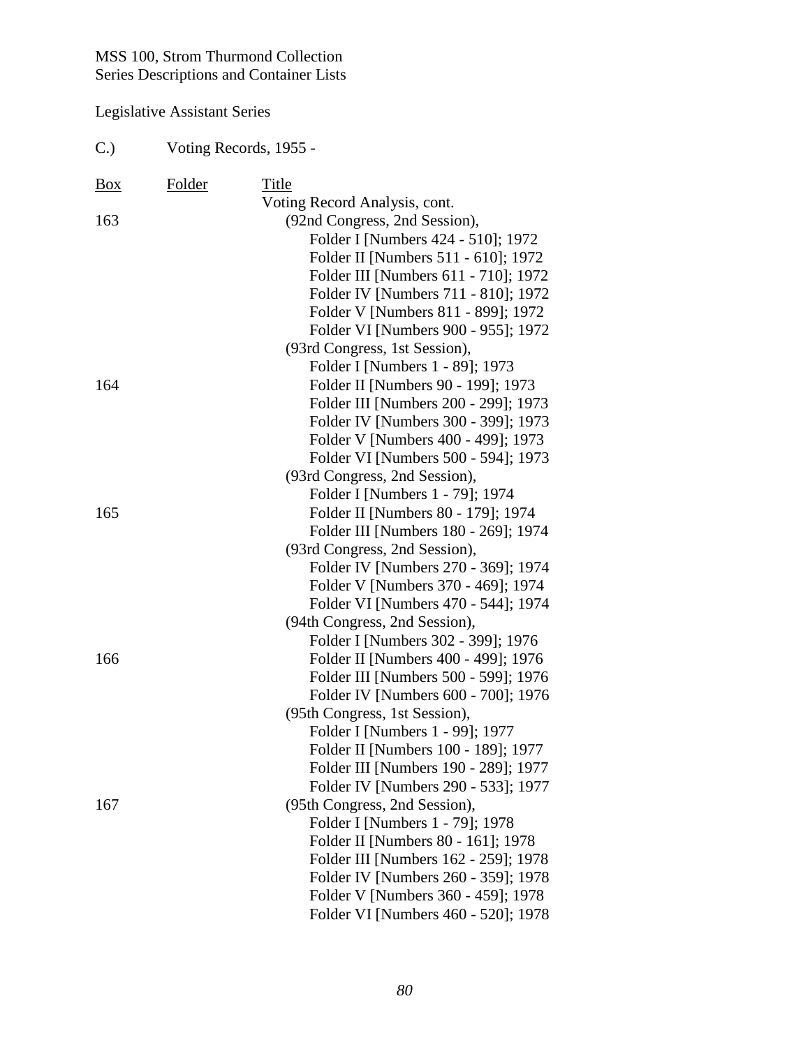MSS 100, Strom Thurmond Collection
Series Descriptions and Container Lists

Legislative Assistant Series

C.) Voting Records, 1955 -

| Box | Folder | Title |
|---|---|---|
| | | Voting Record Analysis, cont. |
| 163 | | (92nd Congress, 2nd Session), |
| | | Folder I [Numbers 424 - 510]; 1972 |
| | | Folder II [Numbers 511 - 610]; 1972 |
| | | Folder III [Numbers 611 - 710]; 1972 |
| | | Folder IV [Numbers 711 - 810]; 1972 |
| | | Folder V [Numbers 811 - 899]; 1972 |
| | | Folder VI [Numbers 900 - 955]; 1972 |
| | | (93rd Congress, 1st Session), |
| | | Folder I [Numbers 1 - 89]; 1973 |
| 164 | | Folder II [Numbers 90 - 199]; 1973 |
| | | Folder III [Numbers 200 - 299]; 1973 |
| | | Folder IV [Numbers 300 - 399]; 1973 |
| | | Folder V [Numbers 400 - 499]; 1973 |
| | | Folder VI [Numbers 500 - 594]; 1973 |
| | | (93rd Congress, 2nd Session), |
| | | Folder I [Numbers 1 - 79]; 1974 |
| 165 | | Folder II [Numbers 80 - 179]; 1974 |
| | | Folder III [Numbers 180 - 269]; 1974 |
| | | (93rd Congress, 2nd Session), |
| | | Folder IV [Numbers 270 - 369]; 1974 |
| | | Folder V [Numbers 370 - 469]; 1974 |
| | | Folder VI [Numbers 470 - 544]; 1974 |
| | | (94th Congress, 2nd Session), |
| | | Folder I [Numbers 302 - 399]; 1976 |
| 166 | | Folder II [Numbers 400 - 499]; 1976 |
| | | Folder III [Numbers 500 - 599]; 1976 |
| | | Folder IV [Numbers 600 - 700]; 1976 |
| | | (95th Congress, 1st Session), |
| | | Folder I [Numbers 1 - 99]; 1977 |
| | | Folder II [Numbers 100 - 189]; 1977 |
| | | Folder III [Numbers 190 - 289]; 1977 |
| | | Folder IV [Numbers 290 - 533]; 1977 |
| 167 | | (95th Congress, 2nd Session), |
| | | Folder I [Numbers 1 - 79]; 1978 |
| | | Folder II [Numbers 80 - 161]; 1978 |
| | | Folder III [Numbers 162 - 259]; 1978 |
| | | Folder IV [Numbers 260 - 359]; 1978 |
| | | Folder V [Numbers 360 - 459]; 1978 |
| | | Folder VI [Numbers 460 - 520]; 1978 |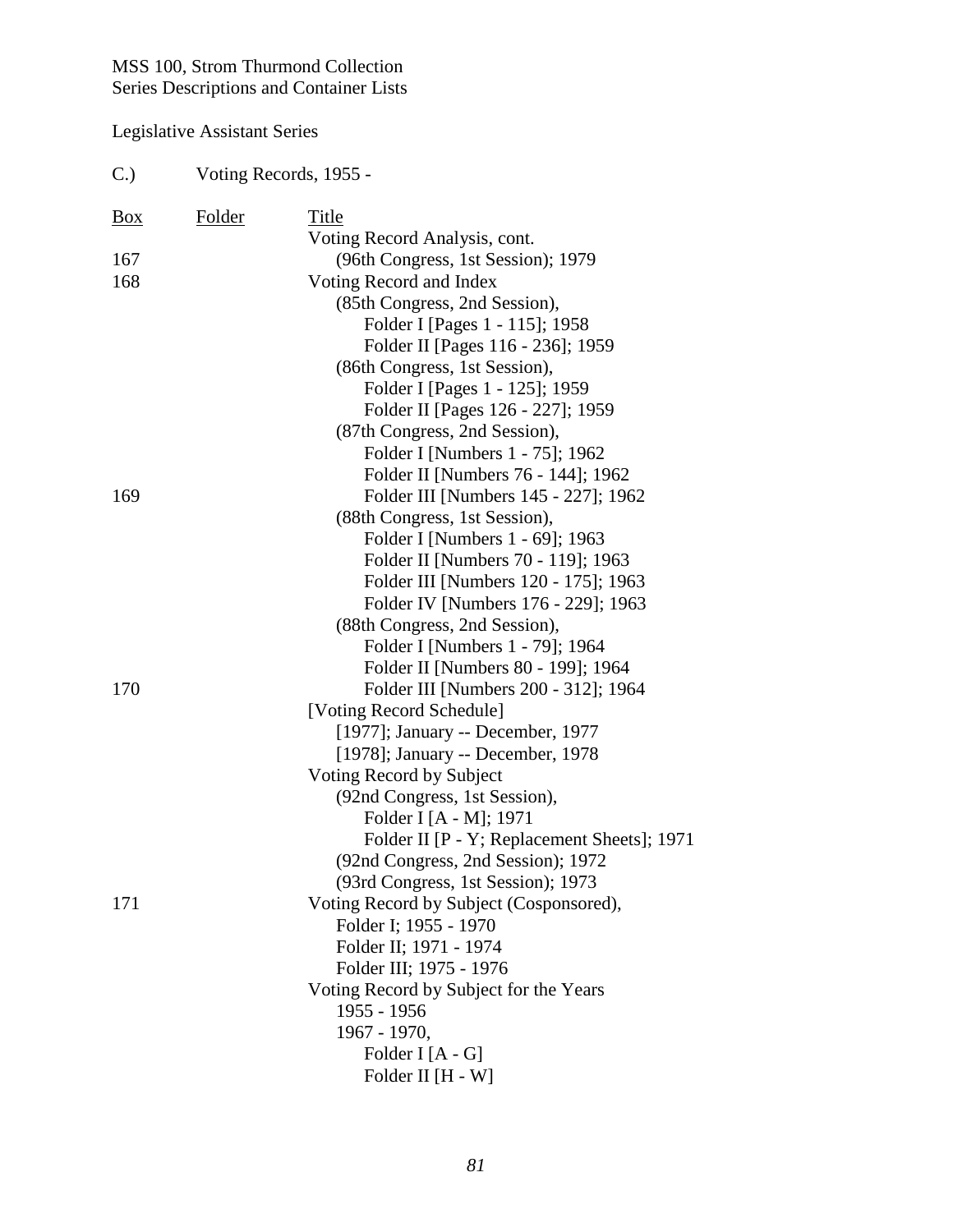MSS 100, Strom Thurmond Collection
Series Descriptions and Container Lists

Legislative Assistant Series

C.) Voting Records, 1955 -

| Box | Folder | Title |
|---|---|---|
| | | Voting Record Analysis, cont. |
| 167 | | (96th Congress, 1st Session); 1979 |
| 168 | | Voting Record and Index |
| | | (85th Congress, 2nd Session), |
| | | Folder I [Pages 1 - 115]; 1958 |
| | | Folder II [Pages 116 - 236]; 1959 |
| | | (86th Congress, 1st Session), |
| | | Folder I [Pages 1 - 125]; 1959 |
| | | Folder II [Pages 126 - 227]; 1959 |
| | | (87th Congress, 2nd Session), |
| | | Folder I [Numbers 1 - 75]; 1962 |
| | | Folder II [Numbers 76 - 144]; 1962 |
| 169 | | Folder III [Numbers 145 - 227]; 1962 |
| | | (88th Congress, 1st Session), |
| | | Folder I [Numbers 1 - 69]; 1963 |
| | | Folder II [Numbers 70 - 119]; 1963 |
| | | Folder III [Numbers 120 - 175]; 1963 |
| | | Folder IV [Numbers 176 - 229]; 1963 |
| | | (88th Congress, 2nd Session), |
| | | Folder I [Numbers 1 - 79]; 1964 |
| | | Folder II [Numbers 80 - 199]; 1964 |
| 170 | | Folder III [Numbers 200 - 312]; 1964 |
| | | [Voting Record Schedule] |
| | | [1977]; January -- December, 1977 |
| | | [1978]; January -- December, 1978 |
| | | Voting Record by Subject |
| | | (92nd Congress, 1st Session), |
| | | Folder I [A - M]; 1971 |
| | | Folder II [P - Y; Replacement Sheets]; 1971 |
| | | (92nd Congress, 2nd Session); 1972 |
| | | (93rd Congress, 1st Session); 1973 |
| 171 | | Voting Record by Subject (Cosponsored), |
| | | Folder I; 1955 - 1970 |
| | | Folder II; 1971 - 1974 |
| | | Folder III; 1975 - 1976 |
| | | Voting Record by Subject for the Years |
| | | 1955 - 1956 |
| | | 1967 - 1970, |
| | | Folder I [A - G] |
| | | Folder II [H - W] |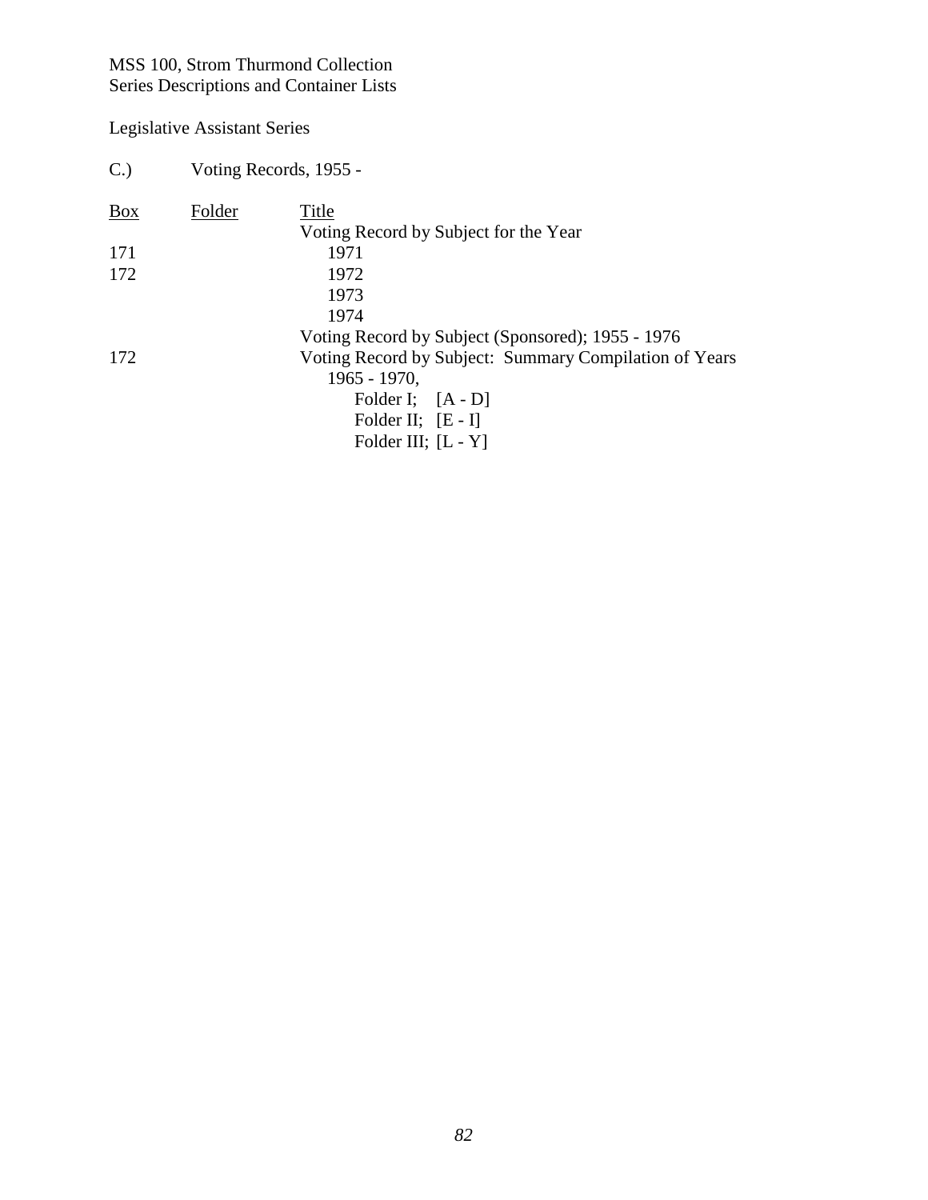MSS 100, Strom Thurmond Collection
Series Descriptions and Container Lists

Legislative Assistant Series

C.) Voting Records, 1955 -

| Box | Folder | Title |
|---|---|---|
| | | Voting Record by Subject for the Year |
| 171 | | 1971 |
| 172 | | 1972 |
| | | 1973 |
| | | 1974 |
| | | Voting Record by Subject (Sponsored); 1955 - 1976 |
| 172 | | Voting Record by Subject: Summary Compilation of Years |
| | | 1965 - 1970, |
| | | Folder I; [A - D] |
| | | Folder II; [E - I] |
| | | Folder III; [L - Y] |